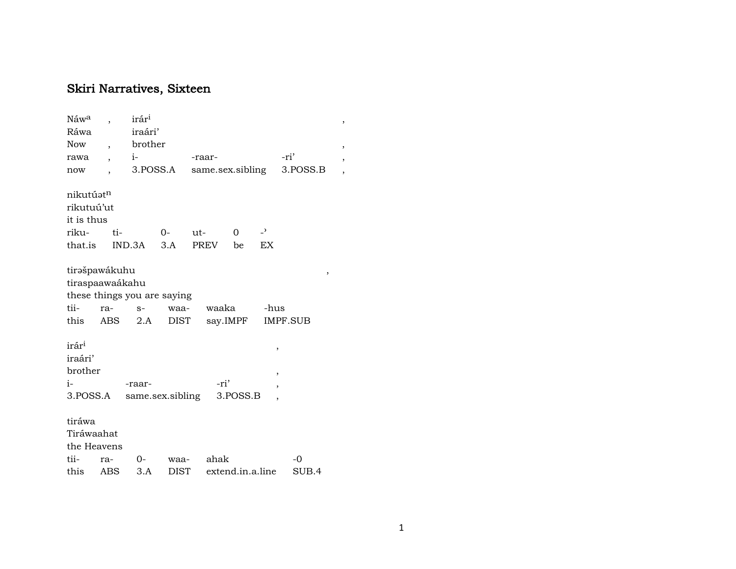# Skiri Narratives, Sixteen

| Náwᵃ | , | irárⁱ | | | ,
|---|---|---|---|---|---|
| Ráwa | | iraári’ | | | |
| Now | , | brother | | | , |
| rawa | , | i- | -raar- | -ri’ | , |
| now | , | 3.POSS.A | same.sex.sibling | 3.POSS.B | , |

| nikutúətⁿ | | | | | |
|---|---|---|---|---|---|
| rikutuú’ut | | | | | |
| it is thus | | | | | |
| riku- | ti- | 0- | ut- | 0 | -’ |
| that.is | IND.3A | 3.A | PREV | be | EX |

| tirəšpawákuhu | | | | | , |
|---|---|---|---|---|---|
| tiraspaawaákahu | | | | | |
| these things you are saying | | | | | |
| tii- | ra- | s- | waa- | waaka | -hus |
| this | ABS | 2.A | DIST | say.IMPF | IMPF.SUB |

| irárⁱ | | | , |
|---|---|---|---|
| iraári’ | | | |
| brother | | | , |
| i- | -raar- | -ri’ | , |
| 3.POSS.A | same.sex.sibling | 3.POSS.B | , |

| tiráwa | | | | | |
|---|---|---|---|---|---|
| Tiráwaahat | | | | | |
| the Heavens | | | | | |
| tii- | ra- | 0- | waa- | ahak | -0 |
| this | ABS | 3.A | DIST | extend.in.a.line | SUB.4 |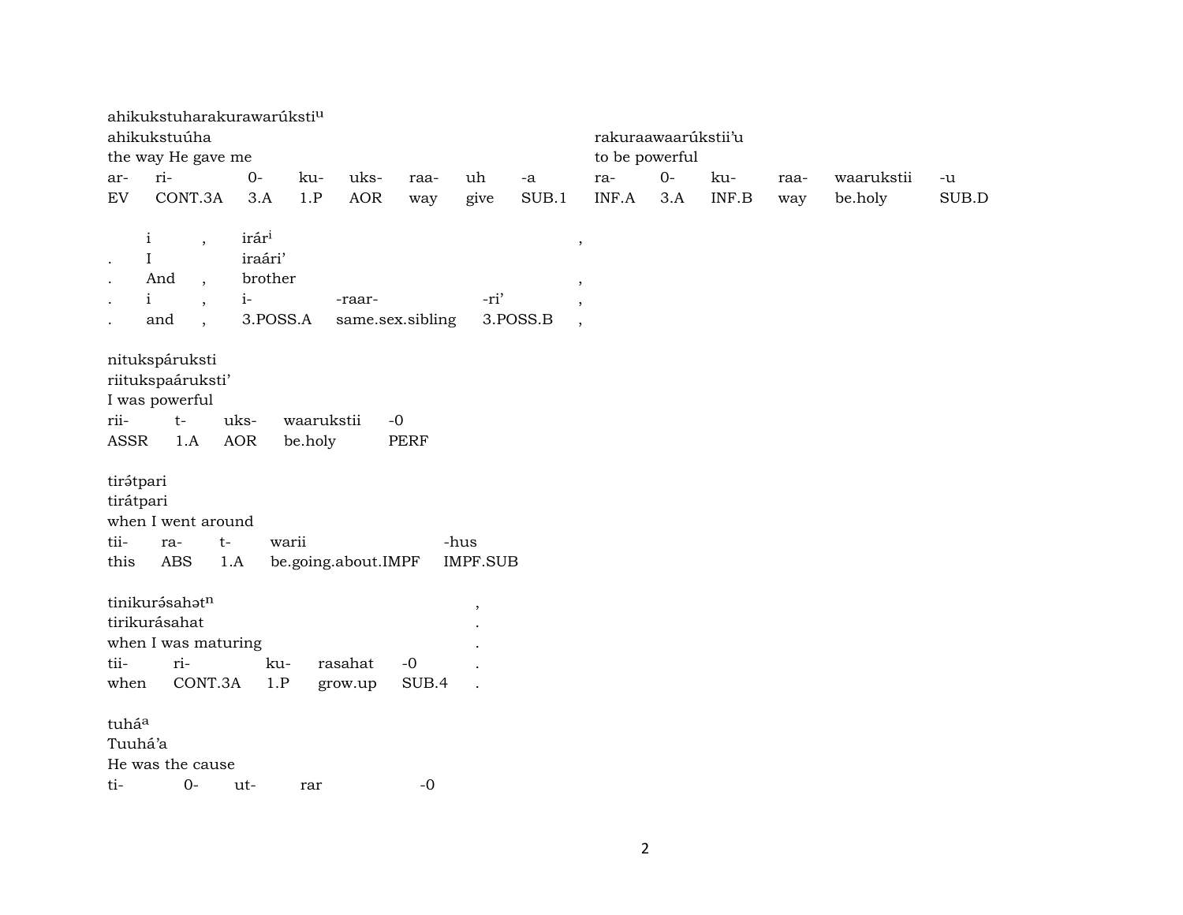ahikukstuharakurawarúksti[u]
ahikukstuúha
the way He gave me

| | | | | | | | |
|---|---|---|---|---|---|---|---|
| ar- | ri- | 0- | ku- | uks- | raa- | uh | -a |
| EV | CONT.3A | 3.A | 1.P | AOR | way | give | SUB.1 |

rakuraawaarúkstii'u
to be powerful

| | | | | | |
|---|---|---|---|---|---|
| ra- | 0- | ku- | raa- | waarukstii | -u |
| INF.A | 3.A | INF.B | way | be.holy | SUB.D |

| | | | | | |
|---|---|---|---|---|---|
| | i | , | irár[i] | | , |
| . | I | | iraári' | | |
| . | And | , | brother | | , |
| . | i | , | i- | -raar- | -ri' | ,
| . | and | , | 3.POSS.A | same.sex.sibling | 3.POSS.B | ,

nitukspáruksti
riitukspaáruksti'
I was powerful

| | | | | |
|---|---|---|---|---|
| rii- | t- | uks- | waarukstii | -0 |
| ASSR | 1.A | AOR | be.holy | PERF |

tirə́tpari
tirátpari
when I went around

| | | | | |
|---|---|---|---|---|
| tii- | ra- | t- | warii | -hus |
| this | ABS | 1.A | be.going.about.IMPF | IMPF.SUB |

tinikurə́sahət[n] ,
tirikurásahat .
when I was maturing .

| | | | | | |
|---|---|---|---|---|---|
| tii- | ri- | ku- | rasahat | -0 | . |
| when | CONT.3A | 1.P | grow.up | SUB.4 | . |

tuhá[a]
Tuuhá'a
He was the cause

| | | | | |
|---|---|---|---|---|
| ti- | 0- | ut- | rar | -0 |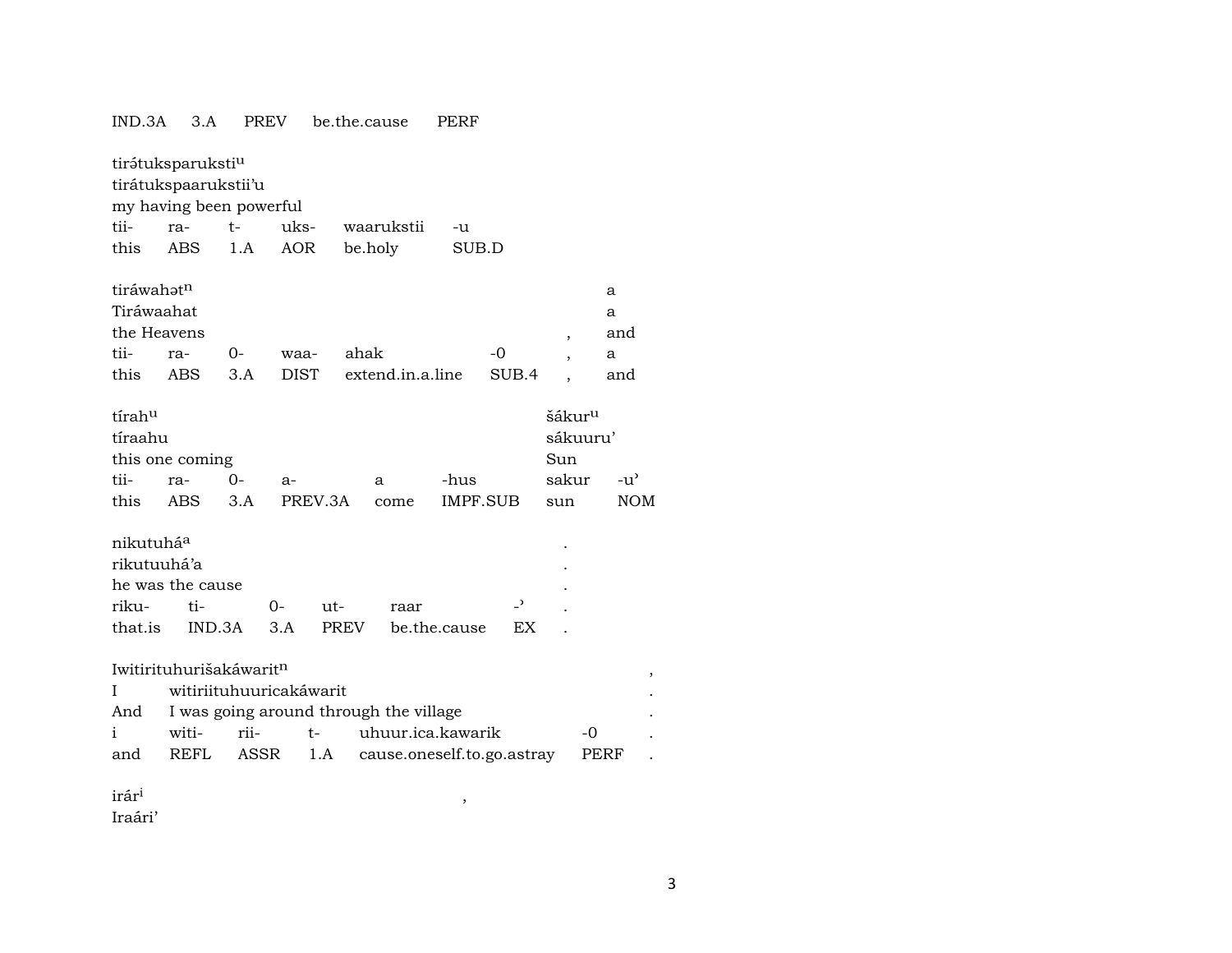IND.3A 3.A PREV be.the.cause PERF

tirə́tuksparukstiᵘ
tirátukspaarukstii'u
my having been powerful

| | | | | | |
|---|---|---|---|---|---|
| tii- | ra- | t- | uks- | waarukstii | -u |
| this | ABS | 1.A | AOR | be.holy | SUB.D |

tiráwahətⁿ , a
Tiráwaahat , a
the Heavens , and

| | | | | | | | |
|---|---|---|---|---|---|---|---|
| tii- | ra- | 0- | waa- | ahak | -0 | , | a |
| this | ABS | 3.A | DIST | extend.in.a.line | SUB.4 | , | and |

tírahᵘ šákurᵘ
tíraahu sákuuru'
this one coming Sun

| | | | | | | | |
|---|---|---|---|---|---|---|---|
| tii- | ra- | 0- | a- | a | -hus | sakur | -u' |
| this | ABS | 3.A | PREV.3A | come | IMPF.SUB | sun | NOM |

nikutuháᵃ .
rikutuuhá'a .
he was the cause .

| | | | | | | |
|---|---|---|---|---|---|---|
| riku- | ti- | 0- | ut- | raar | -' | . |
| that.is | IND.3A | 3.A | PREV | be.the.cause | EX | . |

Iwitirituhurišakáwaritⁿ ,
I witiriituhuuricakáwarit .
And I was going around through the village .

| | | | | | | |
|---|---|---|---|---|---|---|
| i | witi- | rii- | t- | uhuur.ica.kawarik | -0 | . |
| and | REFL | ASSR | 1.A | cause.oneself.to.go.astray | PERF | . |

irárⁱ ,
Iraári'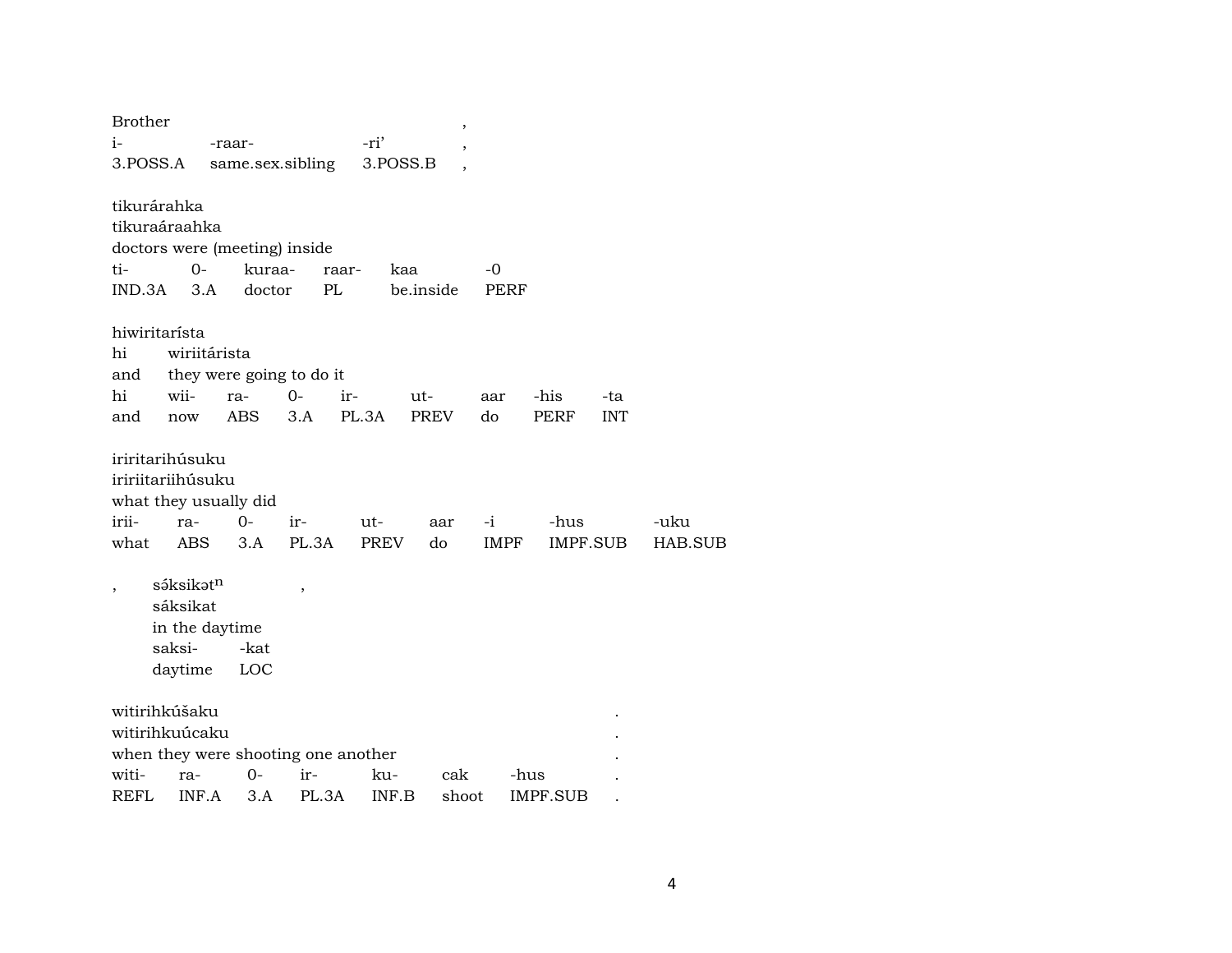Brother ,
i- -raar- -ri' ,
3.POSS.A same.sex.sibling 3.POSS.B ,

tikurárahka
tikuraáraahka
doctors were (meeting) inside

| | | | | | |
|---|---|---|---|---|---|
| ti- | 0- | kuraa- | raar- | kaa | -0 |
| IND.3A | 3.A | doctor | PL | be.inside | PERF |

hiwiritarísta
hi wiriitárista
and they were going to do it

| | | | | | | | | |
|---|---|---|---|---|---|---|---|---|
| hi | wii- | ra- | 0- | ir- | ut- | aar | -his | -ta |
| and | now | ABS | 3.A | PL.3A | PREV | do | PERF | INT |

iriritarihúsuku
iririitariihúsuku
what they usually did

| | | | | | | | | |
|---|---|---|---|---|---|---|---|---|
| irii- | ra- | 0- | ir- | ut- | aar | -i | -hus | -uku |
| what | ABS | 3.A | PL.3A | PREV | do | IMPF | IMPF.SUB | HAB.SUB |

, sə́ksikət$^{n}$ ,
sáksikat
in the daytime

| | |
|---|---|
| saksi- | -kat |
| daytime | LOC |

witirihkúšaku .
witirihkuúcaku .
when they were shooting one another .

| | | | | | | | |
|---|---|---|---|---|---|---|---|
| witi- | ra- | 0- | ir- | ku- | cak | -hus | . |
| REFL | INF.A | 3.A | PL.3A | INF.B | shoot | IMPF.SUB | . |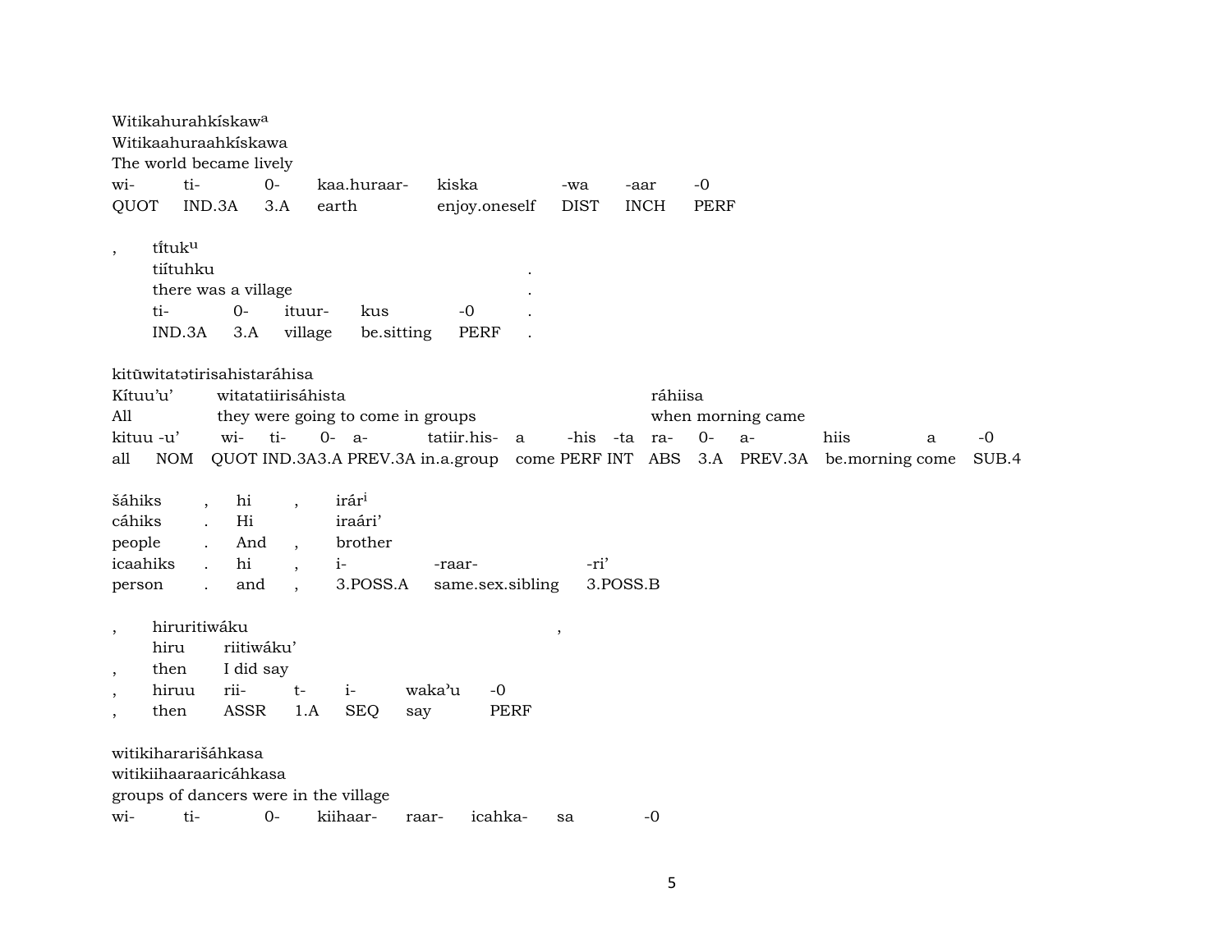Witikahurahkískaw^a
Witikaahuraahkískawa
The world became lively

| | | | | | | | |
|---|---|---|---|---|---|---|---|
| wi- | ti- | 0- | kaa.huraar- | kiska | -wa | -aar | -0 |
| QUOT | IND.3A | 3.A | earth | enjoy.oneself | DIST | INCH | PERF |

, tı̃tuk^u
tiítuhku .
there was a village .

| | | | | | |
|---|---|---|---|---|---|
| ti- | 0- | ituur- | kus | -0 | . |
| IND.3A | 3.A | village | be.sitting | PERF | . |

kitũwitatətirisahistaráhisa
Kítuu'u' witatatiirisáhista ráhiisa
All they were going to come in groups when morning came

| | | | | | | | | | | | | | | | | |
|---|---|---|---|---|---|---|---|---|---|---|---|---|---|---|---|---|
| kituu | -u' | wi- | ti- | 0- | a- | tatiir.his- | a | -his | -ta | ra- | 0- | a- | hiis | a | -0 |
| all | NOM | QUOT | IND.3A | 3.A | PREV.3A | in.a.group | come | PERF | INT | ABS | 3.A | PREV.3A | be.morning | come | SUB.4 |

šáhiks , hi , irár^i
cáhiks . Hi iraári'
people . And , brother

| | | | | | |
|---|---|---|---|---|---|
| icaahiks | . | hi | , | i- | -raar- | -ri' |
| person | . | and | , | 3.POSS.A | same.sex.sibling | 3.POSS.B |

, hiruritiwáku ,
hiru riitiwáku'
, then I did say

| | | | | | | |
|---|---|---|---|---|---|---|
| , | hiruu | rii- | t- | i- | waka'u | -0 |
| , | then | ASSR | 1.A | SEQ | say | PERF |

witikihararišáhkasa
witikiihaaraaricáhkasa
groups of dancers were in the village

| | | | | | | | |
|---|---|---|---|---|---|---|---|
| wi- | ti- | 0- | kiihaar- | raar- | icahka- | sa | -0 |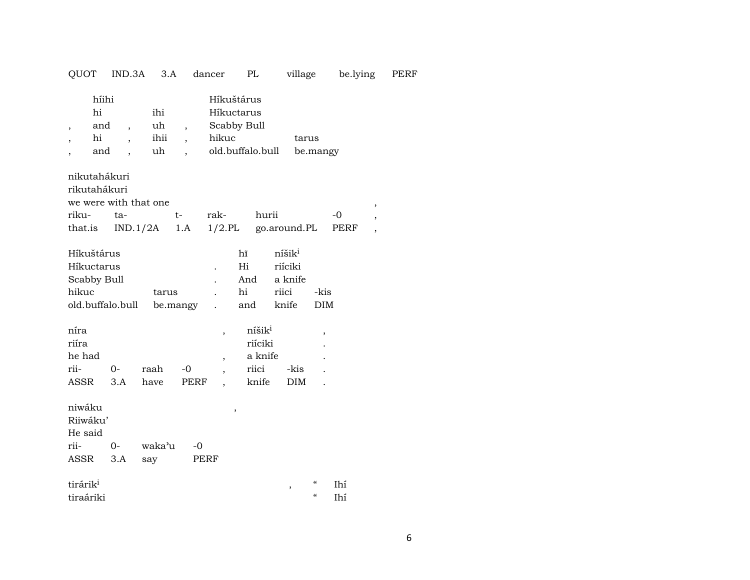| | | | | | | | |
|---|---|---|---|---|---|---|---|
| QUOT | IND.3A | 3.A | dancer | PL | village | be.lying | PERF |

| | | | | | | |
|---|---|---|---|---|---|---|
| | híihi | | | | Híkuštárus | |
| | hi | | ihi | | Híkuctarus | |
| , | and | , | uh | , | Scabby Bull | |
| , | hi | , | ihii | , | hikuc | tarus |
| , | and | , | uh | , | old.buffalo.bull | be.mangy |

| | | | | | | |
|---|---|---|---|---|---|---|
| nikutahákuri | | | | | | |
| rikutahákuri | | | | | | |
| we were with that one | | | | | | , |
| riku- | ta- | t- | rak- | hurii | -0 | , |
| that.is | IND.1/2A | 1.A | 1/2.PL | go.around.PL | PERF | , |

| | | | | | |
|---|---|---|---|---|---|
| Híkuštárus | | | hĩ | níšik[i] | |
| Híkuctarus | | . | Hi | riíciki | |
| Scabby Bull | | . | And | a knife | |
| hikuc | tarus | . | hi | riici | -kis |
| old.buffalo.bull | be.mangy | . | and | knife | DIM |

| | | | | | | | |
|---|---|---|---|---|---|---|---|
| níra | | | | , | níšik[i] | | , |
| riíra | | | | | riíciki | | . |
| he had | | | | , | a knife | | . |
| rii- | 0- | raah | -0 | , | riici | -kis | . |
| ASSR | 3.A | have | PERF | , | knife | DIM | . |

| | | | | |
|---|---|---|---|---|
| niwáku | | | | , |
| Riiwáku’ | | | | |
| He said | | | | |
| rii- | 0- | waka’u | -0 | |
| ASSR | 3.A | say | PERF | |

| | | | |
|---|---|---|---|
| tirárik[i] | , | “ | Ihí |
| tiraáriki | | “ | Ihí |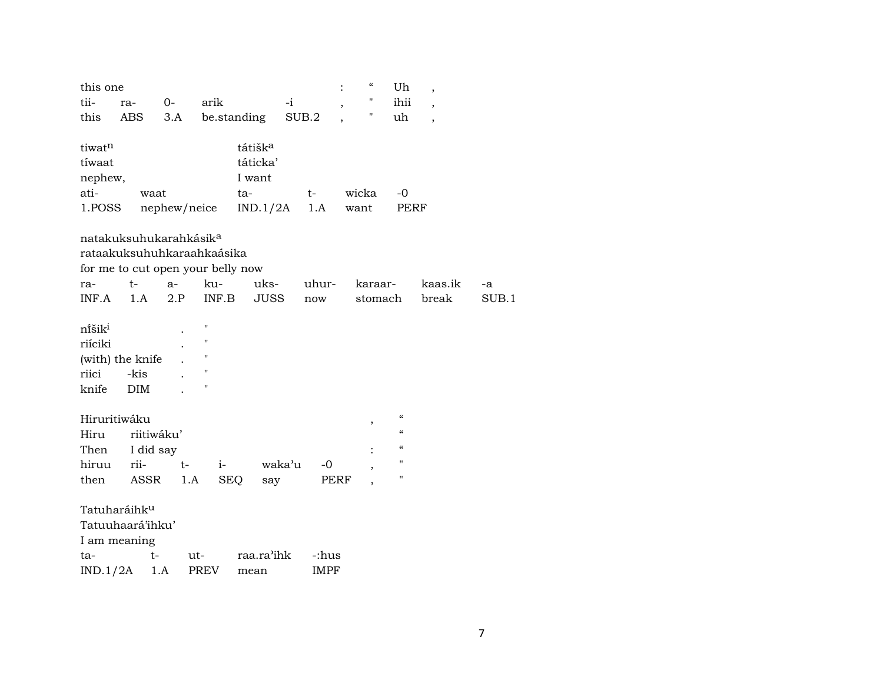| | | | | | | | | |
|---|---|---|---|---|---|---|---|---|
| this one | | | | | : | “ | Uh | , |
| tii- | ra- | 0- | arik | -i | , | " | ihii | , |
| this | ABS | 3.A | be.standing | SUB.2 | , | " | uh | , |

| | | | | | |
|---|---|---|---|---|---|
| tiwat[n] | | tátišk[a] | | | |
| tíwaat | | táticka’ | | | |
| nephew, | | I want | | | |
| ati- | waat | ta- | t- | wicka | -0 |
| 1.POSS | nephew/neice | IND.1/2A | 1.A | want | PERF |

| | | | | | | | | |
|---|---|---|---|---|---|---|---|---|
| natakuksuhukarahkásik[a] | | | | | | | | |
| rataakuksuhuhkaraahkaásika | | | | | | | | |
| for me to cut open your belly now | | | | | | | | |
| ra- | t- | a- | ku- | uks- | uhur- | karaar- | kaas.ik | -a |
| INF.A | 1.A | 2.P | INF.B | JUSS | now | stomach | break | SUB.1 |

| | | | |
|---|---|---|---|
| nı̃šik[i] | | . | " |
| riíciki | | . | " |
| (with) the knife | | . | " |
| riici | -kis | . | " |
| knife | DIM | . | " |

| | | | | | | | |
|---|---|---|---|---|---|---|---|
| Hiruritiwáku | | | | | | , | “ |
| Hiru | riitiwáku’ | | | | | | “ |
| Then | I did say | | | | | : | “ |
| hiruu | rii- | t- | i- | waka’u | -0 | , | " |
| then | ASSR | 1.A | SEQ | say | PERF | , | " |

| | | | | |
|---|---|---|---|---|
| Tatuharáihk[u] | | | | |
| Tatuuhaará’ihku’ | | | | |
| I am meaning | | | | |
| ta- | t- | ut- | raa.ra’ihk | -:hus |
| IND.1/2A | 1.A | PREV | mean | IMPF |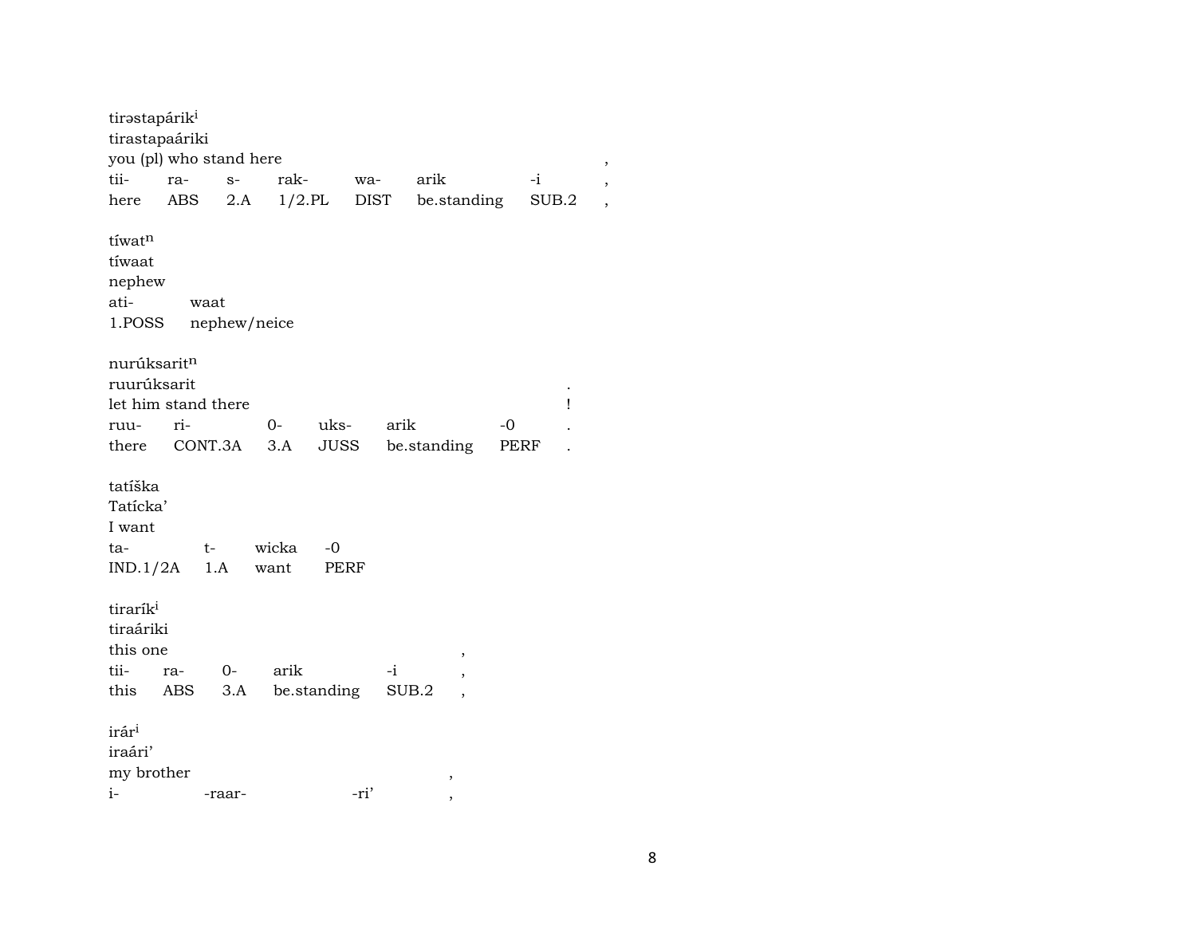tirəstapárik$^{i}$
tirastapaáriki
you (pl) who stand here ,

| | | | | | | | |
|---|---|---|---|---|---|---|---|
| tii- | ra- | s- | rak- | wa- | arik | -i | , |
| here | ABS | 2.A | 1/2.PL | DIST | be.standing | SUB.2 | , |

tíwat$^{n}$
tíwaat
nephew

| | |
|---|---|
| ati- | waat |
| 1.POSS | nephew/neice |

nurúksarit$^{n}$
ruurúksarit .
let him stand there !

| | | | | | | |
|---|---|---|---|---|---|---|
| ruu- | ri- | 0- | uks- | arik | -0 | . |
| there | CONT.3A | 3.A | JUSS | be.standing | PERF | . |

tatíška
Tatícka’
I want

| | | | |
|---|---|---|---|
| ta- | t- | wicka | -0 |
| IND.1/2A | 1.A | want | PERF |

tiraríк$^{i}$
tiraáriki
this one ,

| | | | | | |
|---|---|---|---|---|---|
| tii- | ra- | 0- | arik | -i | , |
| this | ABS | 3.A | be.standing | SUB.2 | , |

irár$^{i}$
iraári’
my brother ,

| | | | |
|---|---|---|---|
| i- | -raar- | -ri’ | , |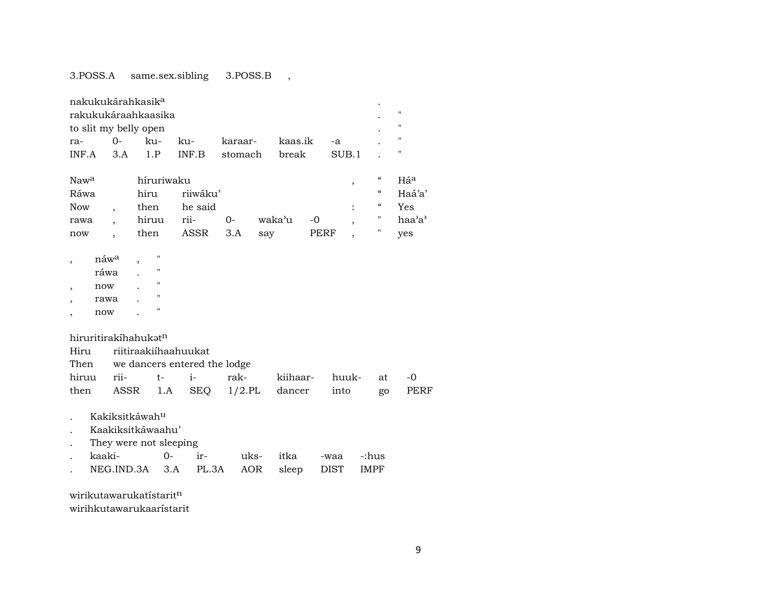| | | | |
|---|---|---|---|
| 3.POSS.A | same.sex.sibling | 3.POSS.B | , |

| | | | | | | | | |
|---|---|---|---|---|---|---|---|---|
| nakukukárahkasik[a] | | | | | | | . | |
| rakukukáraahkaasika | | | | | | | . | " |
| to slit my belly open | | | | | | | . | " |
| ra- | 0- | ku- | ku- | karaar- | kaas.ik | -a | . | " |
| INF.A | 3.A | 1.P | INF.B | stomach | break | SUB.1 | . | " |

| | | | | | | | | | |
|---|---|---|---|---|---|---|---|---|---|
| Naw[a] | | híruriwaku | | | | | , | " | Há[a] |
| Ráwa | | hiru | riiwáku' | | | | | " | Haá'a' |
| Now | , | then | he said | | | | : | " | Yes |
| rawa | , | hiruu | rii- | 0- | waka'u | -0 | , | " | haa'a' |
| now | , | then | ASSR | 3.A | say | PERF | , | " | yes |

| | | | |
|---|---|---|---|
| , | náw[a] | , | " |
| | ráwa | . | " |
| , | now | . | " |
| , | rawa | . | " |
| , | now | . | " |

| | | | | | | | | |
|---|---|---|---|---|---|---|---|---|
| hiruritirakíhahukət[n] | | | | | | | | |
| Hiru | riitiraakiíhaahuukat | | | | | | | |
| Then | we dancers entered the lodge | | | | | | | |
| hiruu | rii- | t- | i- | rak- | kiihaar- | huuk- | at | -0 |
| then | ASSR | 1.A | SEQ | 1/2.PL | dancer | into | go | PERF |

| | | | | | | | |
|---|---|---|---|---|---|---|---|
| . | Kakiksitkáwah[u] | | | | | | |
| . | Kaakiksitkáwaahu' | | | | | | |
| . | They were not sleeping | | | | | | |
| . | kaaki- | 0- | ir- | uks- | itka | -waa | -:hus |
| . | NEG.IND.3A | 3.A | PL.3A | AOR | sleep | DIST | IMPF |

wirikutawarukatístarit[n]
wirihkutawarukaarístarit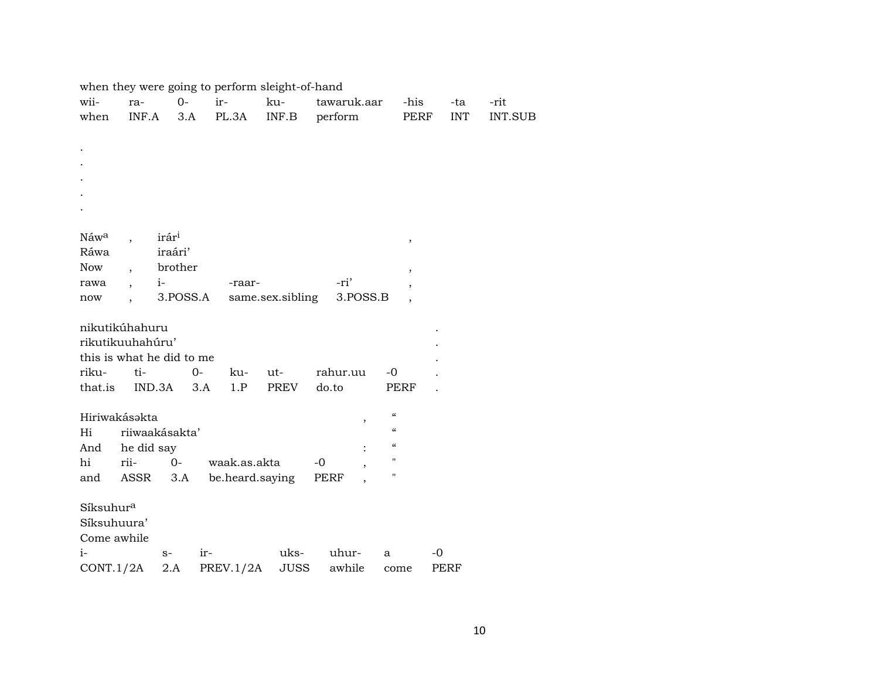when they were going to perform sleight-of-hand

| | | | | | | | | |
|---|---|---|---|---|---|---|---|---|
| wii- | ra- | 0- | ir- | ku- | tawaruk.aar | -his | -ta | -rit |
| when | INF.A | 3.A | PL.3A | INF.B | perform | PERF | INT | INT.SUB |

.
.
.
.
.

Náw[a] , irár[i] ,
Ráwa iraári'
Now , brother ,

| | | | | | |
|---|---|---|---|---|---|
| rawa | , | i- | -raar- | -ri' | , |
| now | , | 3.POSS.A | same.sex.sibling | 3.POSS.B | , |

nikutikúhahuru .
rikutikuuhahúru' .
this is what he did to me .

| | | | | | | | |
|---|---|---|---|---|---|---|---|
| riku- | ti- | 0- | ku- | ut- | rahur.uu | -0 | . |
| that.is | IND.3A | 3.A | 1.P | PREV | do.to | PERF | . |

Hiriwakásəkta , “
Hi riiwaakásakta' “
And he did say : “

| | | | | | | |
|---|---|---|---|---|---|---|
| hi | rii- | 0- | waak.as.akta | -0 | , | " |
| and | ASSR | 3.A | be.heard.saying | PERF | , | " |

Síksuhur[a]
Síksuhuura'
Come awhile

| | | | | | | |
|---|---|---|---|---|---|---|
| i- | s- | ir- | uks- | uhur- | a | -0 |
| CONT.1/2A | 2.A | PREV.1/2A | JUSS | awhile | come | PERF |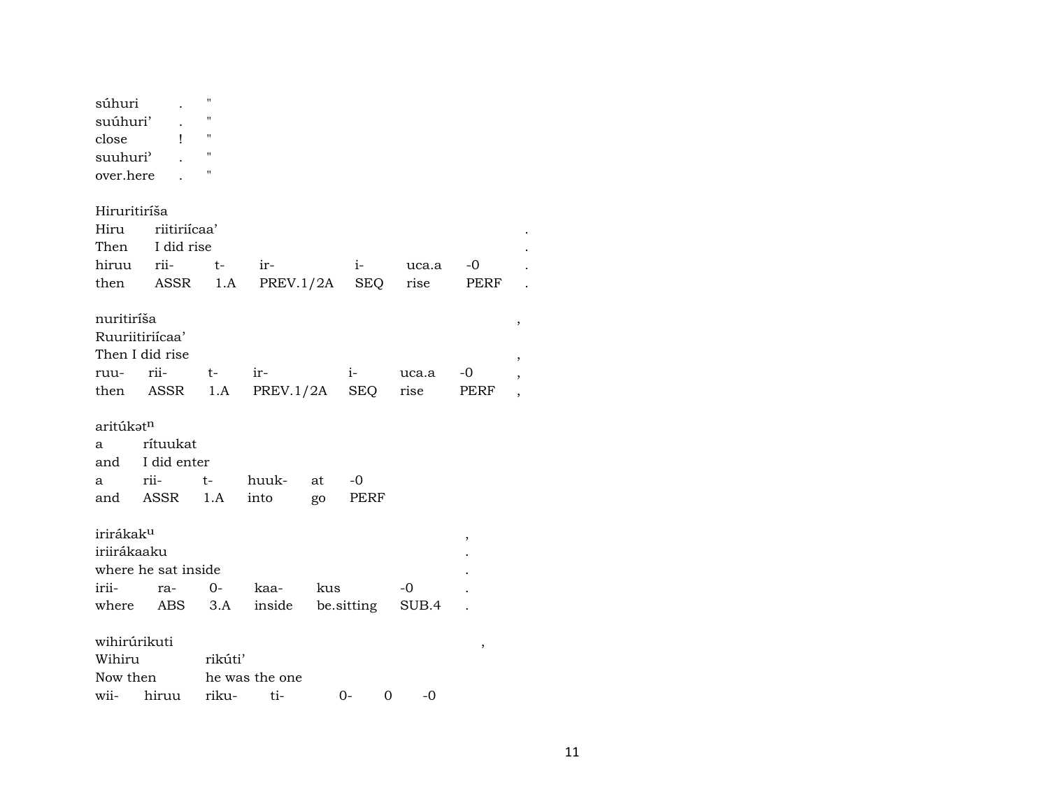| | | |
|---|---|---|
| súhuri | . | " |
| suúhuri’ | . | " |
| close | ! | " |
| suuhuri’ | . | " |
| over.here | . | " |

Hiruritiríša

| | | | | | | | |
|---|---|---|---|---|---|---|---|
| Hiru | riitiriícaa’ | | | | | | . |
| Then | I did rise | | | | | | . |
| hiruu | rii- | t- | ir- | i- | uca.a | -0 | . |
| then | ASSR | 1.A | PREV.1/2A | SEQ | rise | PERF | . |

nuritiríša ,

Ruuriitiriícaa’

| | | | | | | | |
|---|---|---|---|---|---|---|---|
| Then I did rise | | | | | | | , |
| ruu- | rii- | t- | ir- | i- | uca.a | -0 | , |
| then | ASSR | 1.A | PREV.1/2A | SEQ | rise | PERF | , |

aritúkət$^{n}$

| | | | | | |
|---|---|---|---|---|---|
| a | rítuukat | | | | |
| and | I did enter | | | | |
| a | rii- | t- | huuk- | at | -0 |
| and | ASSR | 1.A | into | go | PERF |

irirákak$^{u}$ ,

| | | | | | | |
|---|---|---|---|---|---|---|
| iriirákaaku | | | | | | . |
| where he sat inside | | | | | | . |
| irii- | ra- | 0- | kaa- | kus | -0 | . |
| where | ABS | 3.A | inside | be.sitting | SUB.4 | . |

wihirúrikuti ,

| | | | | | | |
|---|---|---|---|---|---|---|
| Wihiru | | rikúti’ | | | | |
| Now then | | he was the one | | | | |
| wii- | hiruu | riku- | ti- | 0- | 0 | -0 |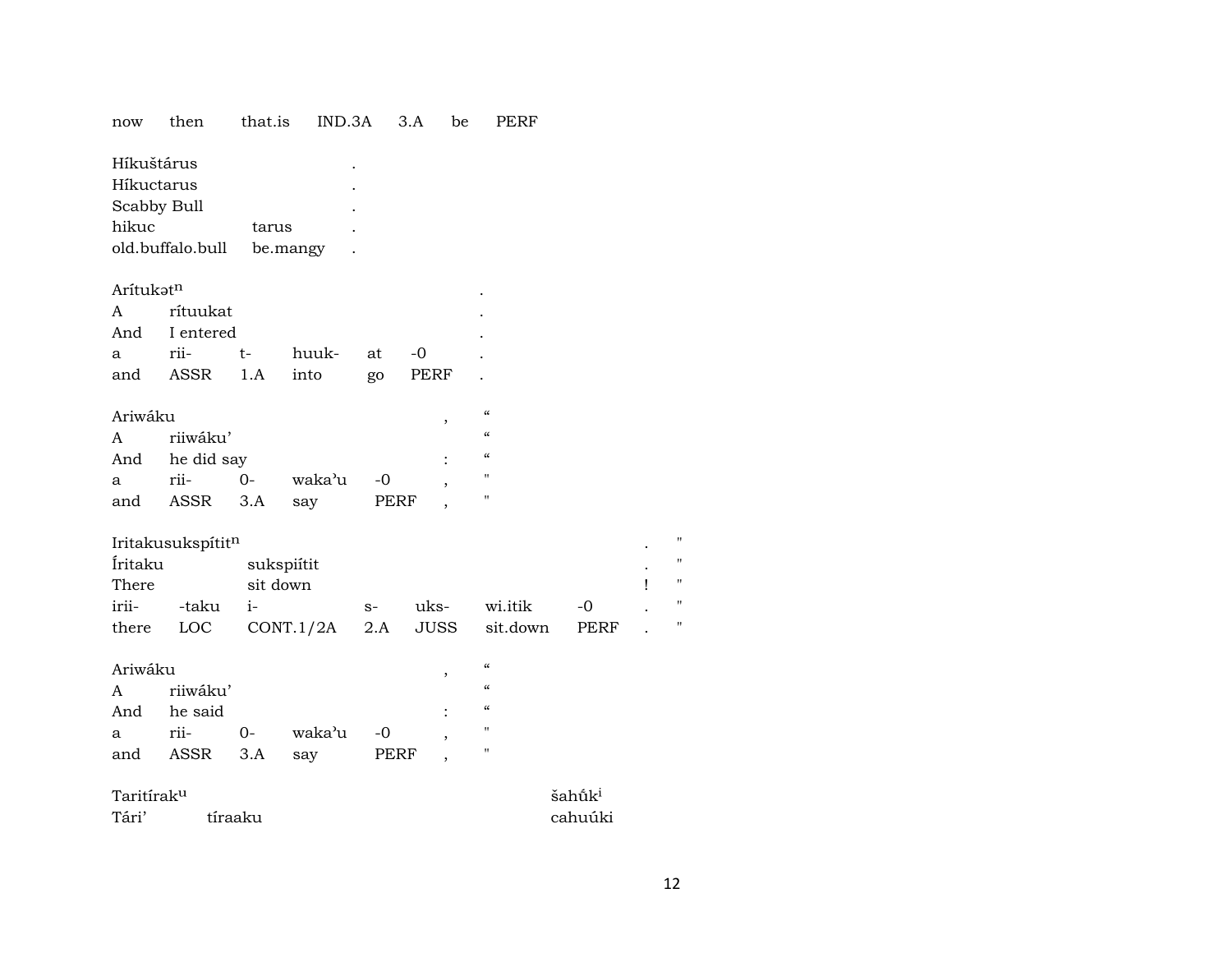| | | | | | | |
|---|---|---|---|---|---|---|
| now | then | that.is | IND.3A | 3.A | be | PERF |

| | | |
|---|---|---|
| Híkuštárus | | . |
| Híkuctarus | | . |
| Scabby Bull | | . |
| hikuc | tarus | . |
| old.buffalo.bull | be.mangy | . |

| | | | | | | |
|---|---|---|---|---|---|---|
| Arítukət$^{n}$ | | | | | | . |
| A | rítuukat | | | | | . |
| And | I entered | | | | | . |
| a | rii- | t- | huuk- | at | -0 | . |
| and | ASSR | 1.A | into | go | PERF | . |

| | | | | | | |
|---|---|---|---|---|---|---|
| Ariwáku | | | | | , | “ |
| A | riiwáku’ | | | | | “ |
| And | he did say | | | | : | “ |
| a | rii- | 0- | waka’u | -0 | , | " |
| and | ASSR | 3.A | say | PERF | , | " |

| | | | | | | | | |
|---|---|---|---|---|---|---|---|---|
| Iritakusukspítit$^{n}$ | | | | | | | . | " |
| Íritaku | | sukspiítit | | | | | . | " |
| There | | sit down | | | | | ! | " |
| irii- | -taku | i- | s- | uks- | wi.itik | -0 | . | " |
| there | LOC | CONT.1/2A | 2.A | JUSS | sit.down | PERF | . | " |

| | | | | | | |
|---|---|---|---|---|---|---|
| Ariwáku | | | | | , | “ |
| A | riiwáku’ | | | | | “ |
| And | he said | | | | : | “ |
| a | rii- | 0- | waka’u | -0 | , | " |
| and | ASSR | 3.A | say | PERF | , | " |

| | | |
|---|---|---|
| Taritírak$^{u}$ | | šahű́k$^{i}$ |
| Tári’ | tíraaku | cahuúki |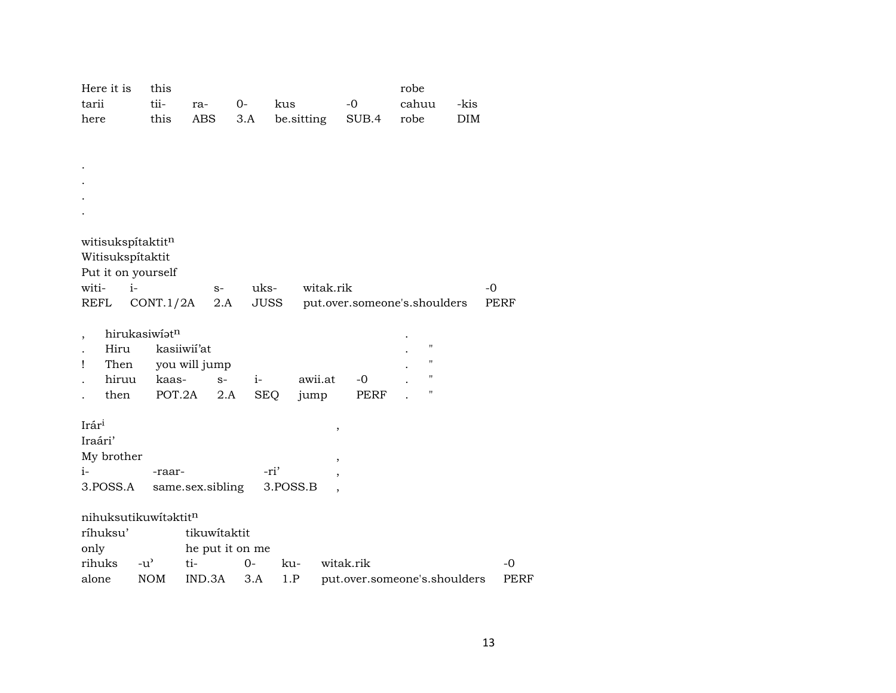| | | | | | | | |
|---|---|---|---|---|---|---|---|
| Here it is | this | | | | | robe | |
| tarii | tii- | ra- | 0- | kus | -0 | cahuu | -kis |
| here | this | ABS | 3.A | be.sitting | SUB.4 | robe | DIM |

.
.
.
.

witisukspítaktit$^{n}$
Witisukspítaktit
Put it on yourself

| | | | | | |
|---|---|---|---|---|---|
| witi- | i- | s- | uks- | witak.rik | -0 |
| REFL | CONT.1/2A | 2.A | JUSS | put.over.someone's.shoulders | PERF |

| | | | | | | | | |
|---|---|---|---|---|---|---|---|---|
| , | hirukasiwíət$^{n}$ | | | | | | . | |
| . | Hiru | kasiiwií'at | | | | | . | " |
| ! | Then | you will jump | | | | | . | " |
| . | hiruu | kaas- | s- | i- | awii.at | -0 | . | " |
| . | then | POT.2A | 2.A | SEQ | jump | PERF | . | " |

| | | | |
|---|---|---|---|
| Irár$^{i}$ | | | , |
| Iraári' | | | |
| My brother | | | , |
| i- | -raar- | -ri' | , |
| 3.POSS.A | same.sex.sibling | 3.POSS.B | , |

nihuksutikuwítəktit$^{n}$

| | | | | | | |
|---|---|---|---|---|---|---|
| ríhuksu' | | tikuwítaktit | | | | |
| only | | he put it on me | | | | |
| rihuks | -u' | ti- | 0- | ku- | witak.rik | -0 |
| alone | NOM | IND.3A | 3.A | 1.P | put.over.someone's.shoulders | PERF |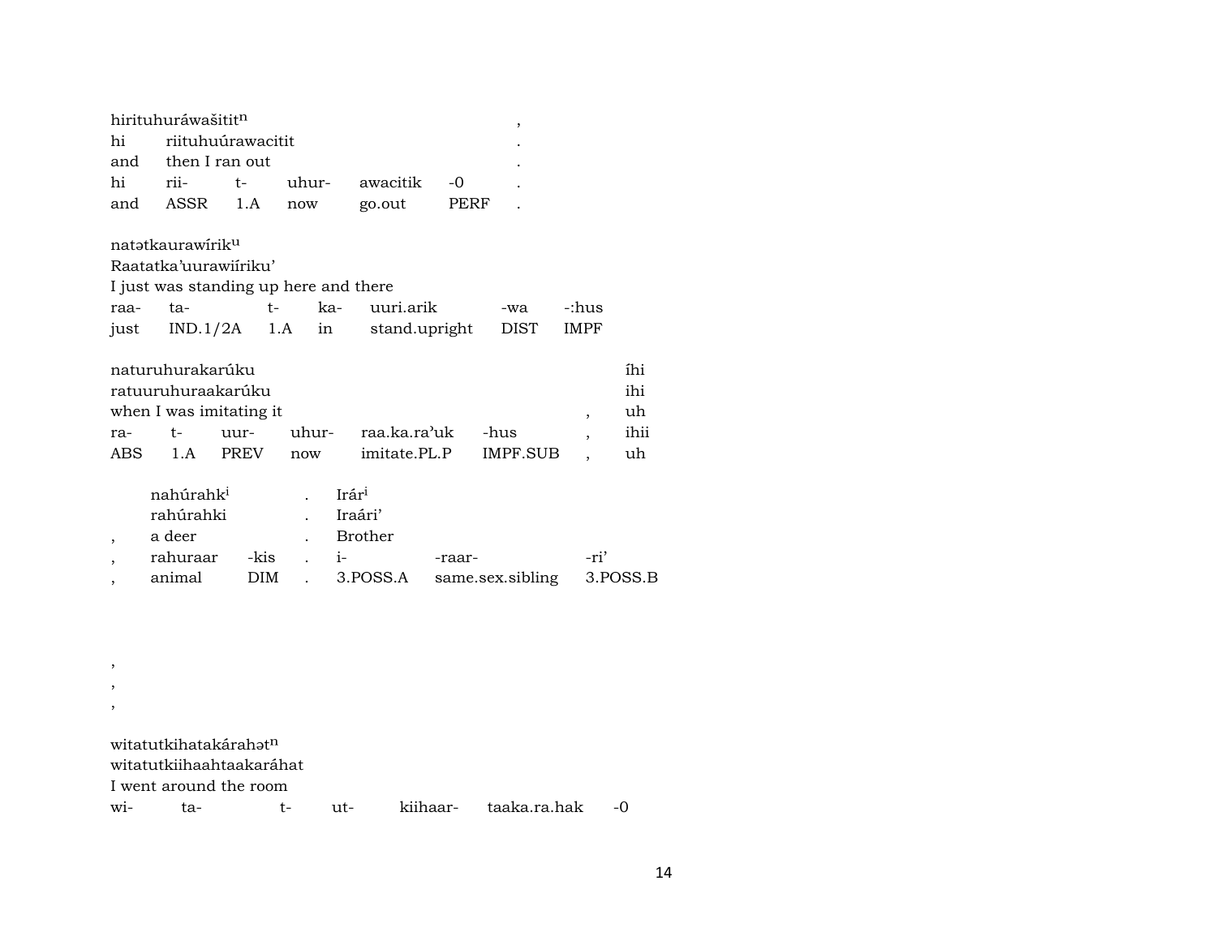hirituhuráwašitit$^{n}$ ,
hi riituhuúrawacitit .
and then I ran out .

| | | | | | | |
|---|---|---|---|---|---|---|
| hi | rii- | t- | uhur- | awacitik | -0 | . |
| and | ASSR | 1.A | now | go.out | PERF | . |

natətkaurawírik$^{u}$
Raatatka'uurawiíriku'
I just was standing up here and there

| | | | | | | |
|---|---|---|---|---|---|---|
| raa- | ta- | t- | ka- | uuri.arik | -wa | -:hus |
| just | IND.1/2A | 1.A | in | stand.upright | DIST | IMPF |

naturuhurakarúku íhi
ratuuruhuraakarúku ihi
when I was imitating it , uh

| | | | | | | | |
|---|---|---|---|---|---|---|---|
| ra- | t- | uur- | uhur- | raa.ka.ra'uk | -hus | , | ihii |
| ABS | 1.A | PREV | now | imitate.PL.P | IMPF.SUB | , | uh |

nahúrahk$^{i}$ . Irár$^{i}$
rahúrahki . Iraári'
, a deer . Brother

| | | | | | | |
|---|---|---|---|---|---|---|
| , | rahuraar | -kis | . | i- | -raar- | -ri' |
| , | animal | DIM | . | 3.POSS.A | same.sex.sibling | 3.POSS.B |

,
,
,

witatutkihatakárahət$^{n}$
witatutkiihaahtaakaráhat
I went around the room

| | | | | | | |
|---|---|---|---|---|---|---|
| wi- | ta- | t- | ut- | kiihaar- | taaka.ra.hak | -0 |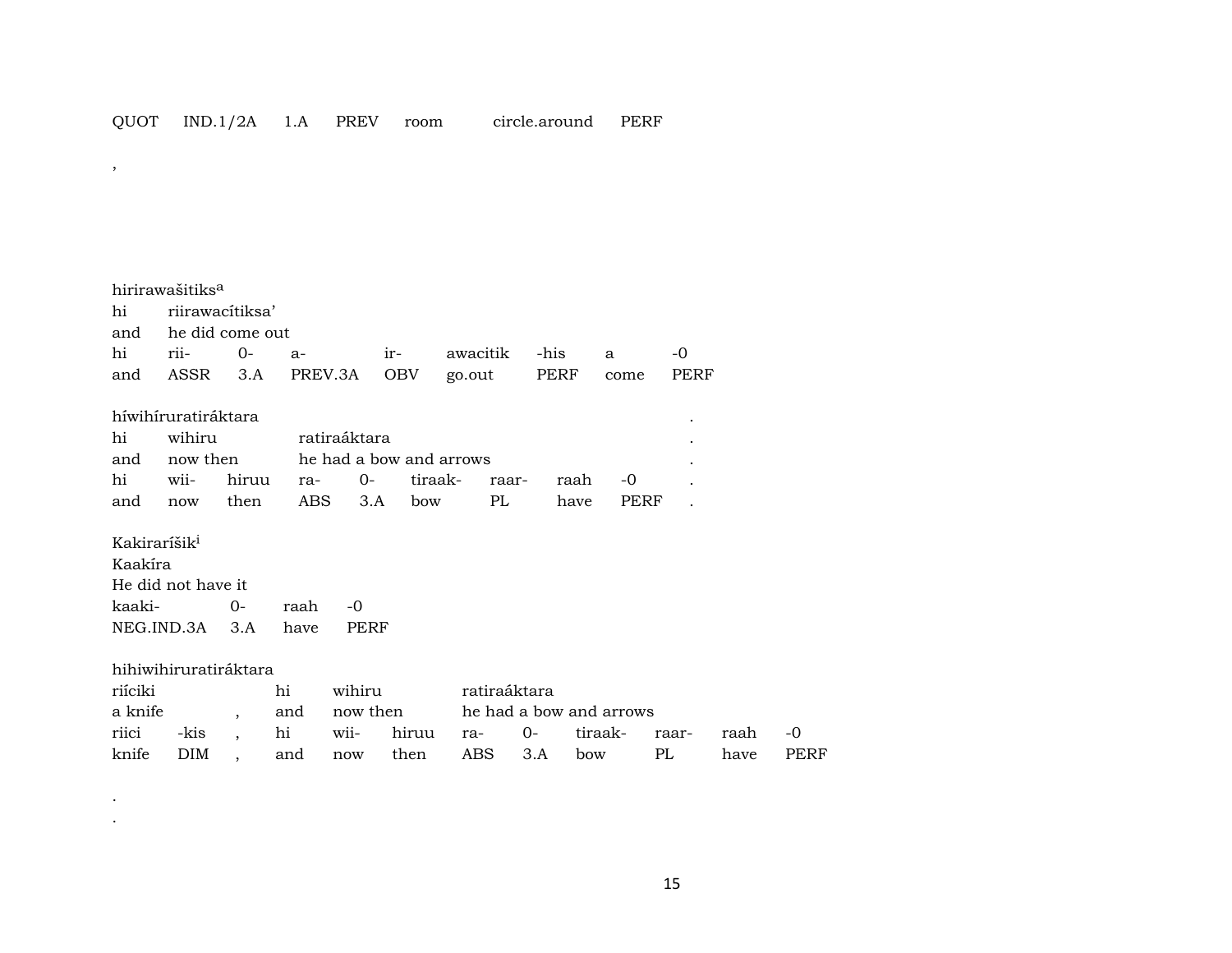| | | | | | | |
|---|---|---|---|---|---|---|
| QUOT | IND.1/2A | 1.A | PREV | room | circle.around | PERF |

,

hirirawašitiks[a]

| | | | | | | | | |
|---|---|---|---|---|---|---|---|---|
| hi | riirawacítiksa' | | | | | | | |
| and | he did come out | | | | | | | |
| hi | rii- | 0- | a- | ir- | awacitik | -his | a | -0 |
| and | ASSR | 3.A | PREV.3A | OBV | go.out | PERF | come | PERF |

híwihíruratiráktara .

| | | | | | | | | | |
|---|---|---|---|---|---|---|---|---|---|
| hi | wihiru | | ratiraáktara | | | | | | . |
| and | now then | | he had a bow and arrows | | | | | | . |
| hi | wii- | hiruu | ra- | 0- | tiraak- | raar- | raah | -0 | . |
| and | now | then | ABS | 3.A | bow | PL | have | PERF | . |

Kakiraríšik[i]

| | | | |
|---|---|---|---|
| Kaakíra | | | |
| He did not have it | | | |
| kaaki- | 0- | raah | -0 |
| NEG.IND.3A | 3.A | have | PERF |

hihiwihiruratiráktara

| | | | | | | | | | | | | |
|---|---|---|---|---|---|---|---|---|---|---|---|---|
| riíciki | | | hi | wihiru | | ratiraáktara | | | | | | |
| a knife | | , | and | now then | | he had a bow and arrows | | | | | | |
| riici | -kis | , | hi | wii- | hiruu | ra- | 0- | tiraak- | raar- | raah | -0 | |
| knife | DIM | , | and | now | then | ABS | 3.A | bow | PL | have | PERF | |

.

.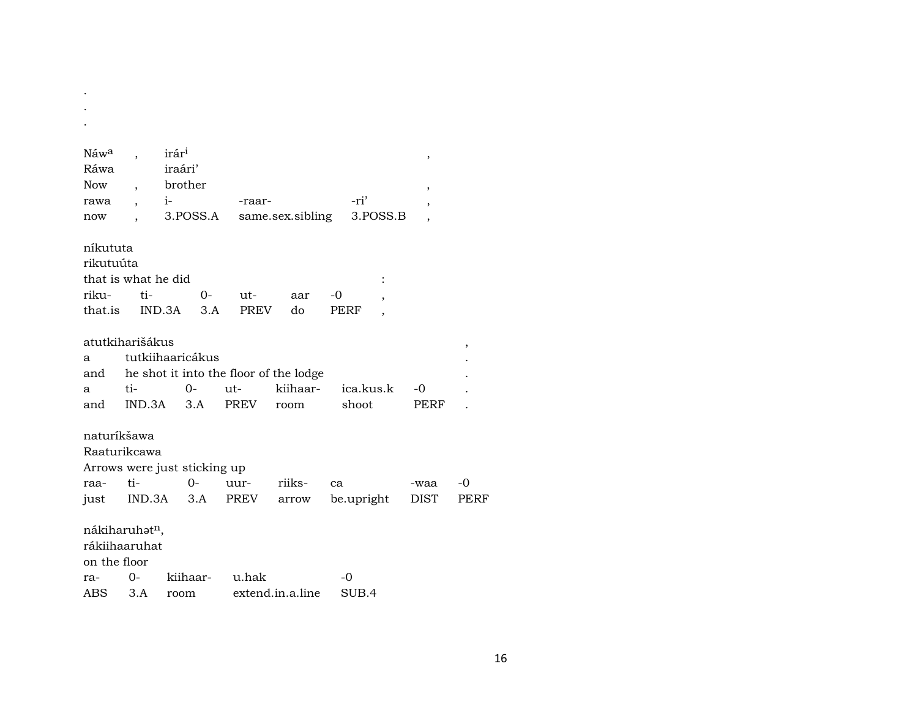.
.
.

| | | | | | |
|---|---|---|---|---|---|
| Náw$^{a}$ | , | irár$^{i}$ | | | , |
| Ráwa | | iraári’ | | | |
| Now | , | brother | | | , |
| rawa | , | i- | -raar- | -ri’ | , |
| now | , | 3.POSS.A | same.sex.sibling | 3.POSS.B | , |

| | | | | | | |
|---|---|---|---|---|---|---|
| níkututa | | | | | | |
| rikutuúta | | | | | | |
| that is what he did | | | | | | : |
| riku- | ti- | 0- | ut- | aar | -0 | , |
| that.is | IND.3A | 3.A | PREV | do | PERF | , |

| | | | | | | | |
|---|---|---|---|---|---|---|---|
| atutkiharišákus | | | | | | | , |
| a | tutkiihaaricákus | | | | | | . |
| and | he shot it into the floor of the lodge | | | | | | . |
| a | ti- | 0- | ut- | kiihaar- | ica.kus.k | -0 | . |
| and | IND.3A | 3.A | PREV | room | shoot | PERF | . |

| | | | | | | | |
|---|---|---|---|---|---|---|---|
| naturíkšawa | | | | | | | |
| Raaturikcawa | | | | | | | |
| Arrows were just sticking up | | | | | | | |
| raa- | ti- | 0- | uur- | riiks- | ca | -waa | -0 |
| just | IND.3A | 3.A | PREV | arrow | be.upright | DIST | PERF |

| | | | | |
|---|---|---|---|---|
| nákiharuhət$^{n}$, | | | | |
| rákiihaaruhat | | | | |
| on the floor | | | | |
| ra- | 0- | kiihaar- | u.hak | -0 |
| ABS | 3.A | room | extend.in.a.line | SUB.4 |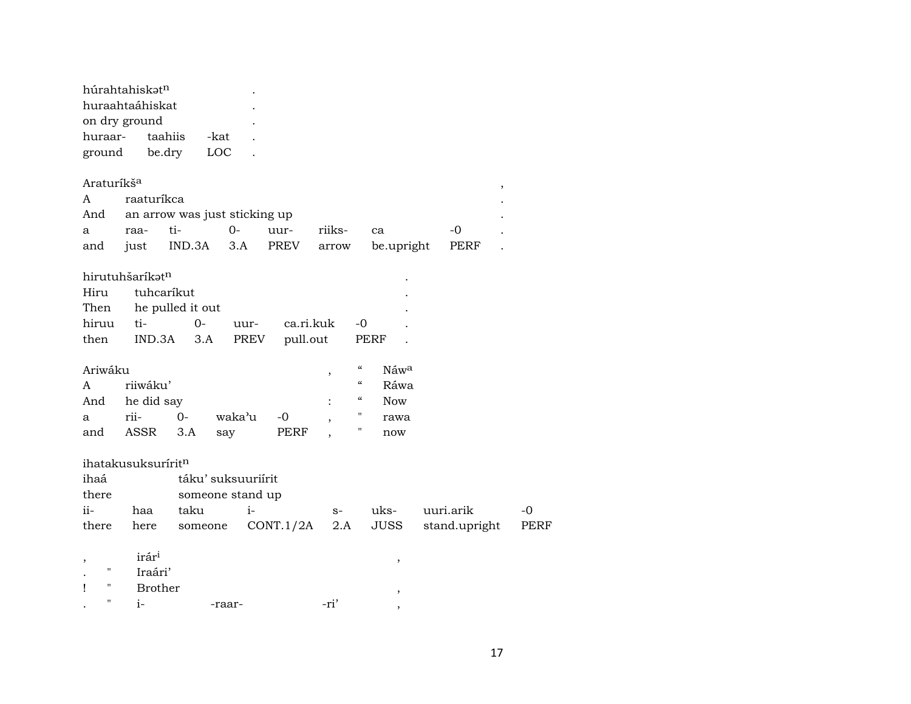| | | | |
|---|---|---|---|
| húrahtahiskət[n] | | | . |
| huraahtaáhiskat | | | . |
| on dry ground | | | . |
| huraar- | taahiis | -kat | . |
| ground | be.dry | LOC | . |

| | | | | | | | | |
|---|---|---|---|---|---|---|---|---|
| Araturíkš[a] | | | | | | | | , |
| A | raaturíkca | | | | | | | . |
| And | an arrow was just sticking up | | | | | | | . |
| a | raa- | ti- | 0- | uur- | riiks- | ca | -0 | . |
| and | just | IND.3A | 3.A | PREV | arrow | be.upright | PERF | . |

| | | | | | | |
|---|---|---|---|---|---|---|
| hirutuhšaríkət[n] | | | | | | . |
| Hiru | tuhcaríkut | | | | | . |
| Then | he pulled it out | | | | | . |
| hiruu | ti- | 0- | uur- | ca.ri.kuk | -0 | . |
| then | IND.3A | 3.A | PREV | pull.out | PERF | . |

| | | | | | | | |
|---|---|---|---|---|---|---|---|
| Ariwáku | | | | | , | " | Náw[a] |
| A | riiwáku' | | | | | " | Ráwa |
| And | he did say | | | | : | " | Now |
| a | rii- | 0- | waka'u | -0 | , | " | rawa |
| and | ASSR | 3.A | say | PERF | , | " | now |

| | | | | | | | |
|---|---|---|---|---|---|---|---|
| ihatakusuksuríritn[n] | | | | | | | |
| ihaá | | táku' suksuuriírit | | | | | |
| there | | someone stand up | | | | | |
| ii- | haa | taku | i- | s- | uks- | uuri.arik | -0 |
| there | here | someone | CONT.1/2A | 2.A | JUSS | stand.upright | PERF |

| | | | | | |
|---|---|---|---|---|---|
| , | | irár[i] | | | , |
| . | " | Iraári' | | | |
| ! | " | Brother | | | , |
| . | " | i- | -raar- | -ri' | , |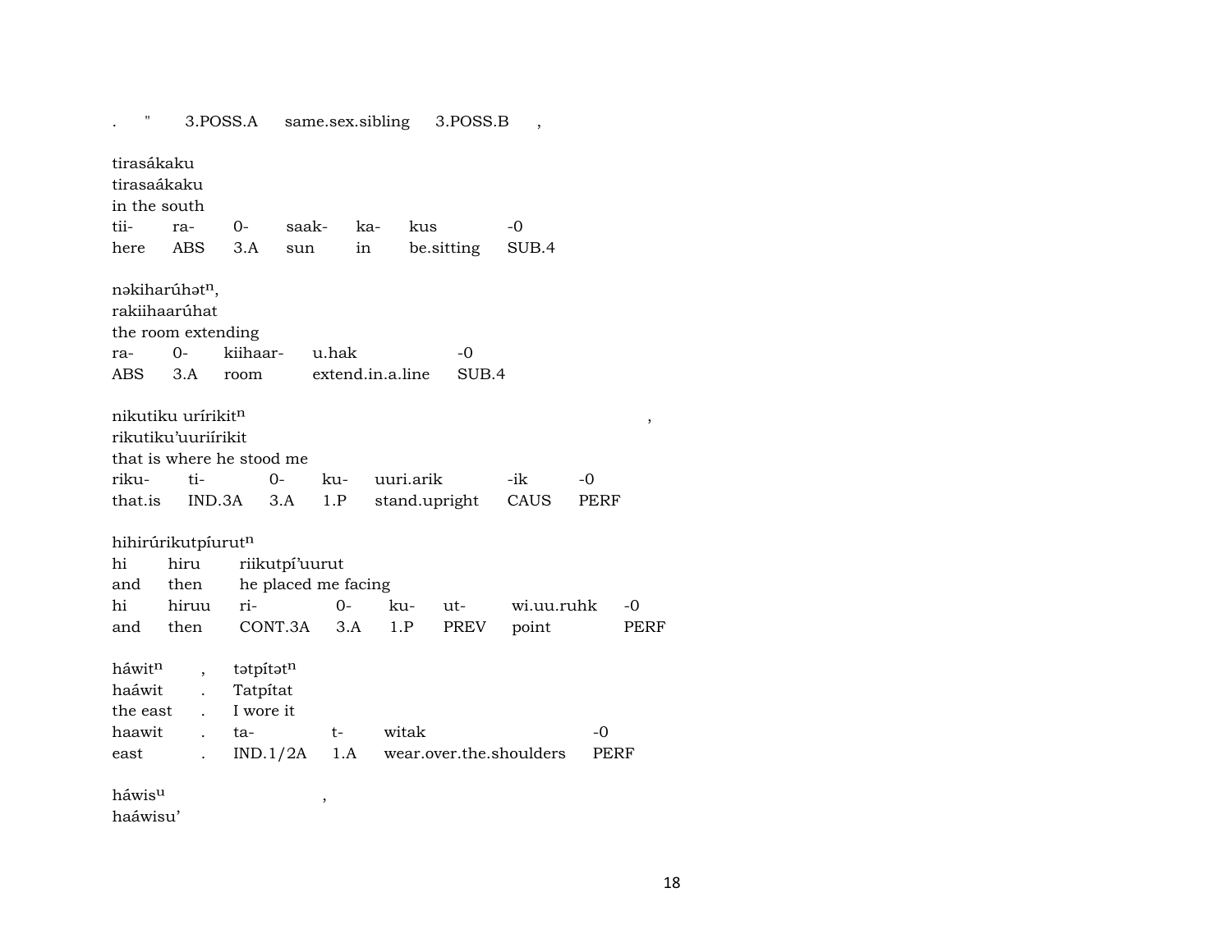. " 3.POSS.A same.sex.sibling 3.POSS.B ,

tirasákaku
tirasaákaku
in the south

| tii- | ra- | 0- | saak- | ka- | kus | -0 |
|---|---|---|---|---|---|---|
| here | ABS | 3.A | sun | in | be.sitting | SUB.4 |

nəkiharúhət$^{n}$,
rakiihaarúhat
the room extending

| ra- | 0- | kiihaar- | u.hak | -0 |
|---|---|---|---|---|
| ABS | 3.A | room | extend.in.a.line | SUB.4 |

nikutiku uríriki$t^{n}$ ,
rikutiku'uuriírikit
that is where he stood me

| riku- | ti- | 0- | ku- | uuri.arik | -ik | -0 |
|---|---|---|---|---|---|---|
| that.is | IND.3A | 3.A | 1.P | stand.upright | CAUS | PERF |

hihirúrikutpíuru$t^{n}$

| hi | hiru | riikutpí'uurut | | | | |
|---|---|---|---|---|---|---|
| and | then | he placed me facing | | | | |
| hi | hiruu | ri- | 0- | ku- | ut- | wi.uu.ruhk | -0 |
| and | then | CONT.3A | 3.A | 1.P | PREV | point | PERF |

háwi$t^{n}$ , tətpítə$t^{n}$

| haáwit | . | Tatpítat | | | |
|---|---|---|---|---|---|
| the east | . | I wore it | | | |
| haawit | . | ta- | t- | witak | -0 |
| east | . | IND.1/2A | 1.A | wear.over.the.shoulders | PERF |

háwis$^{u}$ ,
haáwisu'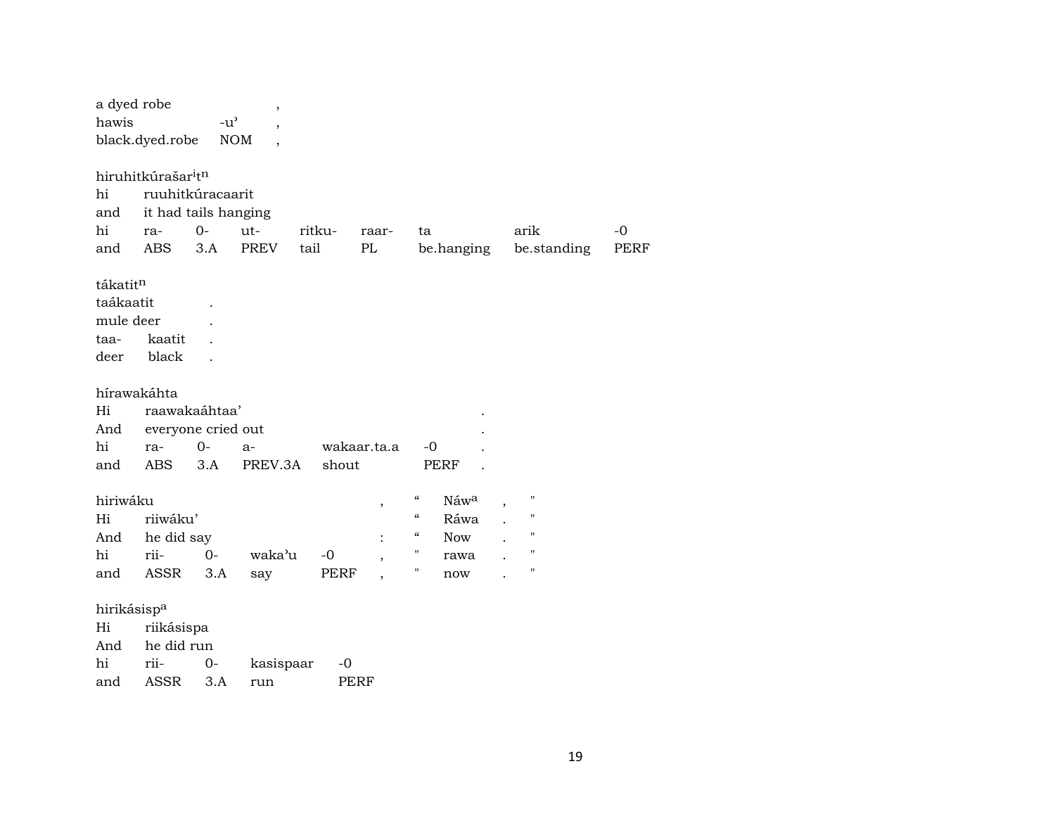| a dyed robe | | , |
|---|---|---|
| hawis | -u' | , |
| black.dyed.robe | NOM | , |

hiruhitkúrašar[i]t[n]

| hi | ruuhitkúracaarit | | | | | | | |
|---|---|---|---|---|---|---|---|---|
| and | it had tails hanging | | | | | | | |
| hi | ra- | 0- | ut- | ritku- | raar- | ta | arik | -0 |
| and | ABS | 3.A | PREV | tail | PL | be.hanging | be.standing | PERF |

tákatit[n]

| taákaatit | | . |
|---|---|---|
| mule deer | | . |
| taa- | kaatit | . |
| deer | black | . |

hírawakáhta

| Hi | raawakaáhtaa' | | | | . |
|---|---|---|---|---|---|
| And | everyone cried out | | | | . |
| hi | ra- | 0- | a- | wakaar.ta.a | -0 | .
| and | ABS | 3.A | PREV.3A | shout | PERF | .

hiriwáku

| | | | | | “ | Náw[a] | , | " |
|---|---|---|---|---|---|---|---|---|
| Hi | riiwáku' | | | | “ | Ráwa | . | " |
| And | he did say | | | : | “ | Now | . | " |
| hi | rii- | 0- | waka'u | -0 , | " | rawa | . | " |
| and | ASSR | 3.A | say | PERF , | " | now | . | " |

hirikásisp[a]

| Hi | riikásispa | | | |
|---|---|---|---|---|
| And | he did run | | | |
| hi | rii- | 0- | kasispaar | -0 |
| and | ASSR | 3.A | run | PERF |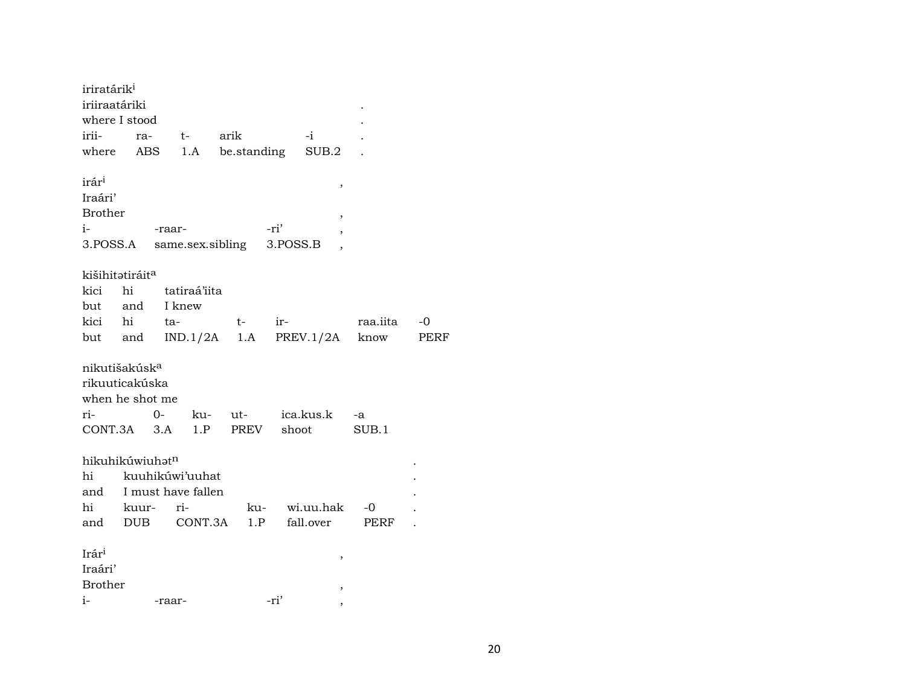iriratárik[i]
iriiraatáriki .
where I stood .
irii- ra- t- arik -i .
where ABS 1.A be.standing SUB.2 .

irár[i] ,
Iraári’
Brother ,
i- -raar- -ri’ ,
3.POSS.A same.sex.sibling 3.POSS.B ,

kišihitətiráit[a]
kici hi tatiraá’iita
but and I knew
kici hi ta- t- ir- raa.iita -0
but and IND.1/2A 1.A PREV.1/2A know PERF

nikutišakúsk[a]
rikuuticakúska
when he shot me
ri- 0- ku- ut- ica.kus.k -a
CONT.3A 3.A 1.P PREV shoot SUB.1

hikuhikúwiuhət[n] .
hi kuuhikúwi’uuhat .
and I must have fallen .
hi kuur- ri- ku- wi.uu.hak -0 .
and DUB CONT.3A 1.P fall.over PERF .

Irár[i] ,
Iraári’
Brother ,
i- -raar- -ri’ ,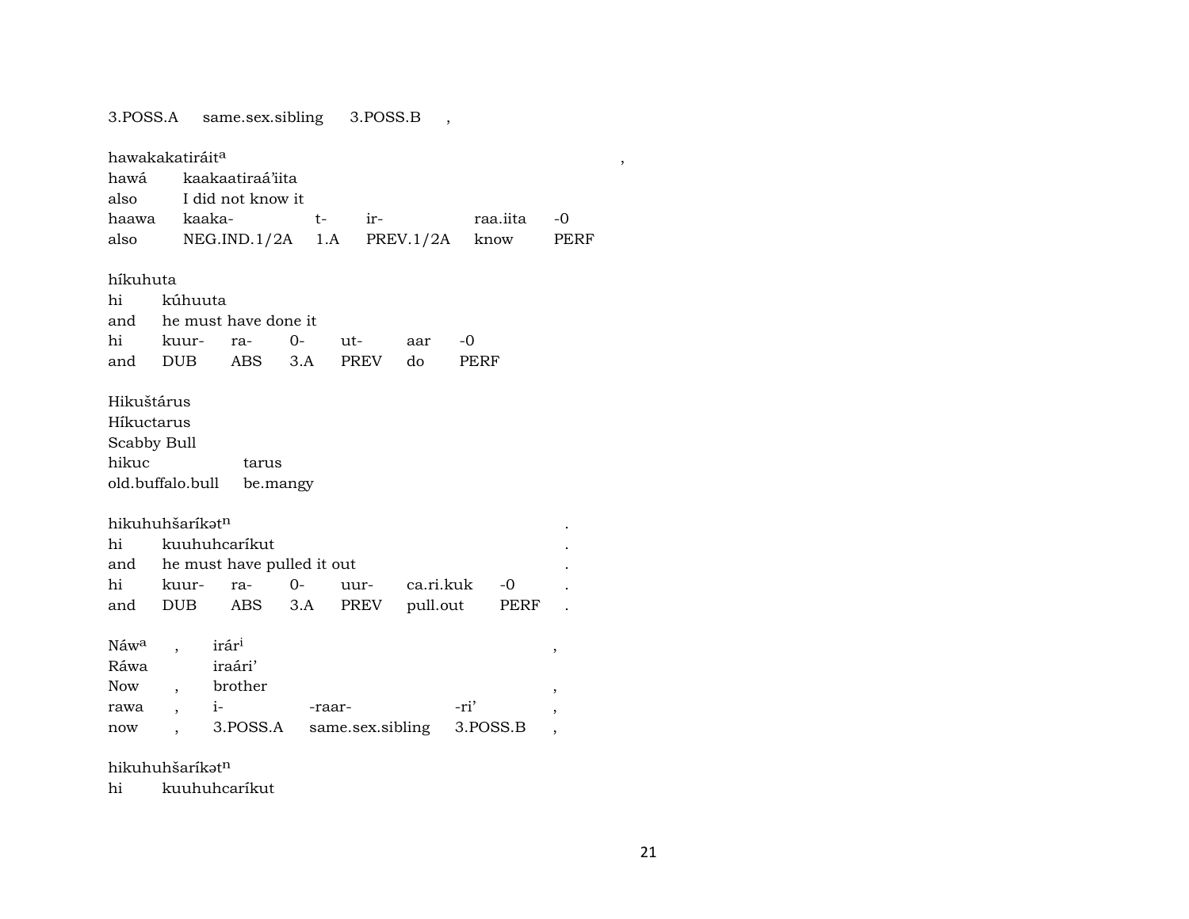3.POSS.A same.sex.sibling 3.POSS.B ,

| | | | | | |
|---|---|---|---|---|---|
| hawakakatiráit[a] | | | | | , |
| hawá | kaakaatiraá'iita | | | | |
| also | I did not know it | | | | |
| haawa | kaaka- | t- | ir- | raa.iita | -0 |
| also | NEG.IND.1/2A | 1.A | PREV.1/2A | know | PERF |

| | | | | | | |
|---|---|---|---|---|---|---|
| híkuhuta | | | | | | |
| hi | kúhuuta | | | | | |
| and | he must have done it | | | | | |
| hi | kuur- | ra- | 0- | ut- | aar | -0 |
| and | DUB | ABS | 3.A | PREV | do | PERF |

| | |
|---|---|
| Hikuštárus | |
| Híkuctarus | |
| Scabby Bull | |
| hikuc | tarus |
| old.buffalo.bull | be.mangy |

| | | | | | | | |
|---|---|---|---|---|---|---|---|
| hikuhuhšaríkət[n] | | | | | | | . |
| hi | kuuhuhcaríkut | | | | | | . |
| and | he must have pulled it out | | | | | | . |
| hi | kuur- | ra- | 0- | uur- | ca.ri.kuk | -0 | . |
| and | DUB | ABS | 3.A | PREV | pull.out | PERF | . |

| | | | | | |
|---|---|---|---|---|---|
| Náw[a] | , | irár[i] | | | , |
| Ráwa | | iraári' | | | |
| Now | , | brother | | | , |
| rawa | , | i- | -raar- | -ri' | , |
| now | , | 3.POSS.A | same.sex.sibling | 3.POSS.B | , |

hikuhuhšaríkət[n]
hi kuuhuhcaríkut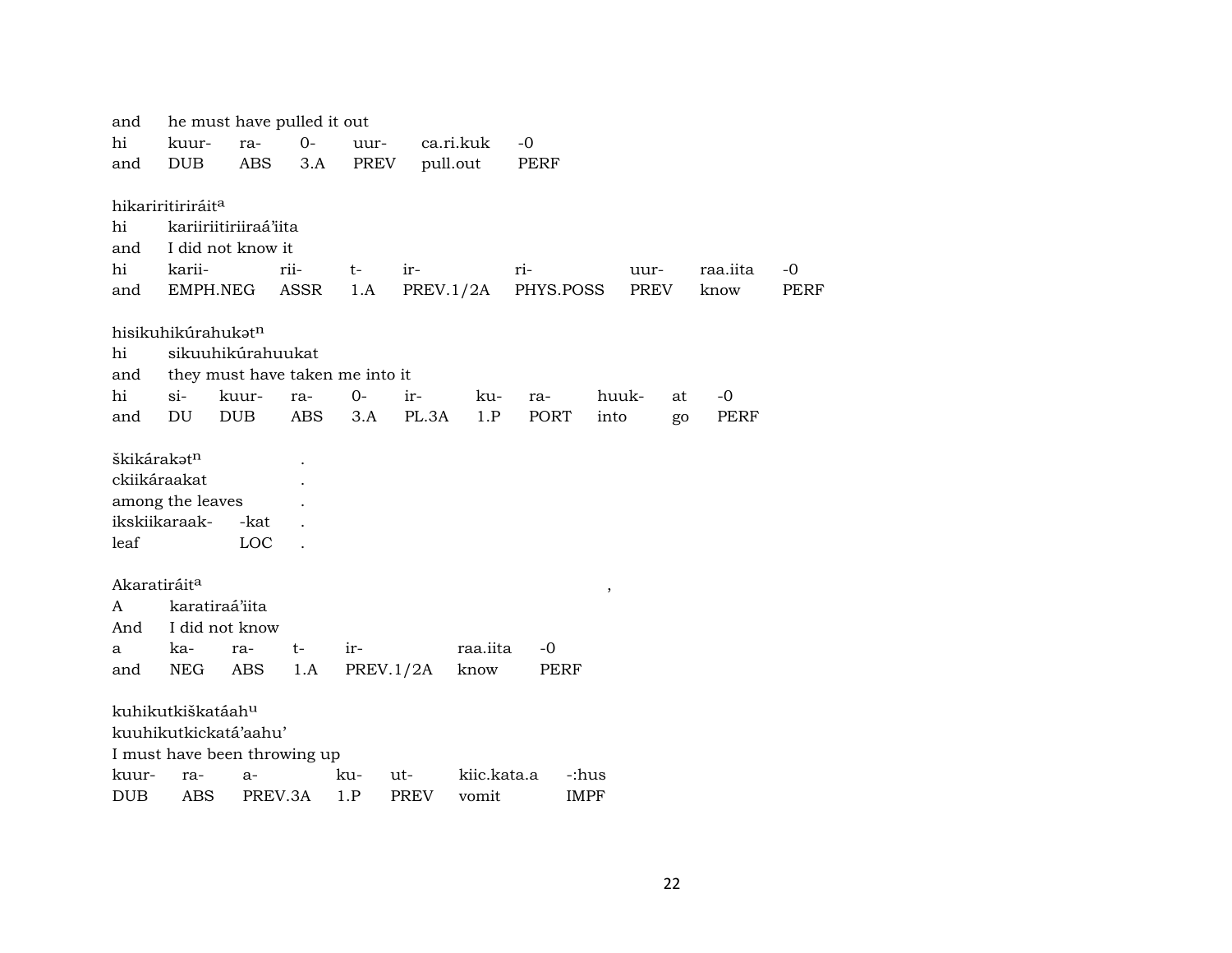and he must have pulled it out

| | | | | | | |
|---|---|---|---|---|---|---|
| hi | kuur- | ra- | 0- | uur- | ca.ri.kuk | -0 |
| and | DUB | ABS | 3.A | PREV | pull.out | PERF |

hikariritiriráit[a]

hi kariiriitiriiraá'iita

and I did not know it

| | | | | | | | | |
|---|---|---|---|---|---|---|---|---|
| hi | karii- | rii- | t- | ir- | ri- | uur- | raa.iita | -0 |
| and | EMPH.NEG | ASSR | 1.A | PREV.1/2A | PHYS.POSS | PREV | know | PERF |

hisikuhikúrahukət[n]

hi sikuuhikúrahuukat

and they must have taken me into it

| | | | | | | | | | | |
|---|---|---|---|---|---|---|---|---|---|---|
| hi | si- | kuur- | ra- | 0- | ir- | ku- | ra- | huuk- | at | -0 |
| and | DU | DUB | ABS | 3.A | PL.3A | 1.P | PORT | into | go | PERF |

škikárakət[n] .

ckiikáraakat .

among the leaves .

| | | |
|---|---|---|
| ikskiikaraak- | -kat | . |
| leaf | LOC | . |

Akaratiráit[a] ,

A karatiraá'iita

And I did not know

| | | | | | | |
|---|---|---|---|---|---|---|
| a | ka- | ra- | t- | ir- | raa.iita | -0 |
| and | NEG | ABS | 1.A | PREV.1/2A | know | PERF |

kuhikutkiškatáah[u]

kuuhikutkickatá'aahu'

I must have been throwing up

| | | | | | | |
|---|---|---|---|---|---|---|
| kuur- | ra- | a- | ku- | ut- | kiic.kata.a | -:hus |
| DUB | ABS | PREV.3A | 1.P | PREV | vomit | IMPF |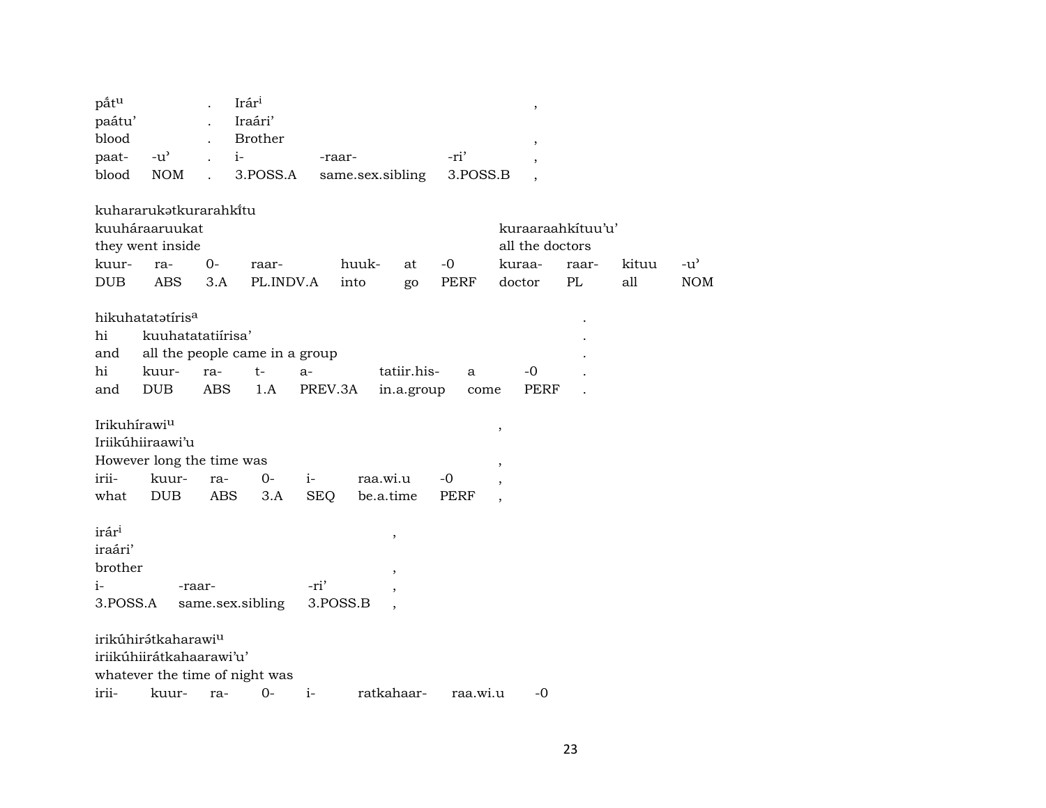| | | | | | | | | |
|---|---|---|---|---|---|---|---|---|
| pátᵘ | | . | Irárⁱ | | | , | | |
| paátu’ | | . | Iraári’ | | | | | |
| blood | | . | Brother | | | , | | |
| paat- | -u’ | . | i- | -raar- | -ri’ | , | | |
| blood | NOM | . | 3.POSS.A | same.sex.sibling | 3.POSS.B | , | | |

| | | | | | | | | | | | |
|---|---|---|---|---|---|---|---|---|---|---|---|
| kuhararukətkurarahkı̃tu | | | | | | | | | | | |
| kuuháraaruukat | | | | | | | kuraaraahkítuu’u’ | | | | |
| they went inside | | | | | | | all the doctors | | | | |
| kuur- | ra- | 0- | raar- | huuk- | at | -0 | kuraa- | raar- | kituu | -u’ | |
| DUB | ABS | 3.A | PL.INDV.A | into | go | PERF | doctor | PL | all | NOM | |

| | | | | | | | | |
|---|---|---|---|---|---|---|---|---|
| hikuhatatətírisᵃ | | | | | | | | . |
| hi | kuuhatatatiírisa’ | | | | | | | . |
| and | all the people came in a group | | | | | | | . |
| hi | kuur- | ra- | t- | a- | tatiir.his- | a | -0 | . |
| and | DUB | ABS | 1.A | PREV.3A | in.a.group | come | PERF | . |

| | | | | | | | |
|---|---|---|---|---|---|---|---|
| Irikuhírawiᵘ | | | | | | | , |
| Iriikúhiiraawi’u | | | | | | | |
| However long the time was | | | | | | | , |
| irii- | kuur- | ra- | 0- | i- | raa.wi.u | -0 | , |
| what | DUB | ABS | 3.A | SEQ | be.a.time | PERF | , |

| | | | |
|---|---|---|---|
| irárⁱ | | | , |
| iraári’ | | | |
| brother | | | , |
| i- | -raar- | -ri’ | , |
| 3.POSS.A | same.sex.sibling | 3.POSS.B | , |

| | | | | | | | |
|---|---|---|---|---|---|---|---|
| irikúhirə́tkaharawiᵘ | | | | | | | |
| iriikúhiirátkahaarawi’u’ | | | | | | | |
| whatever the time of night was | | | | | | | |
| irii- | kuur- | ra- | 0- | i- | ratkahaar- | raa.wi.u | -0 |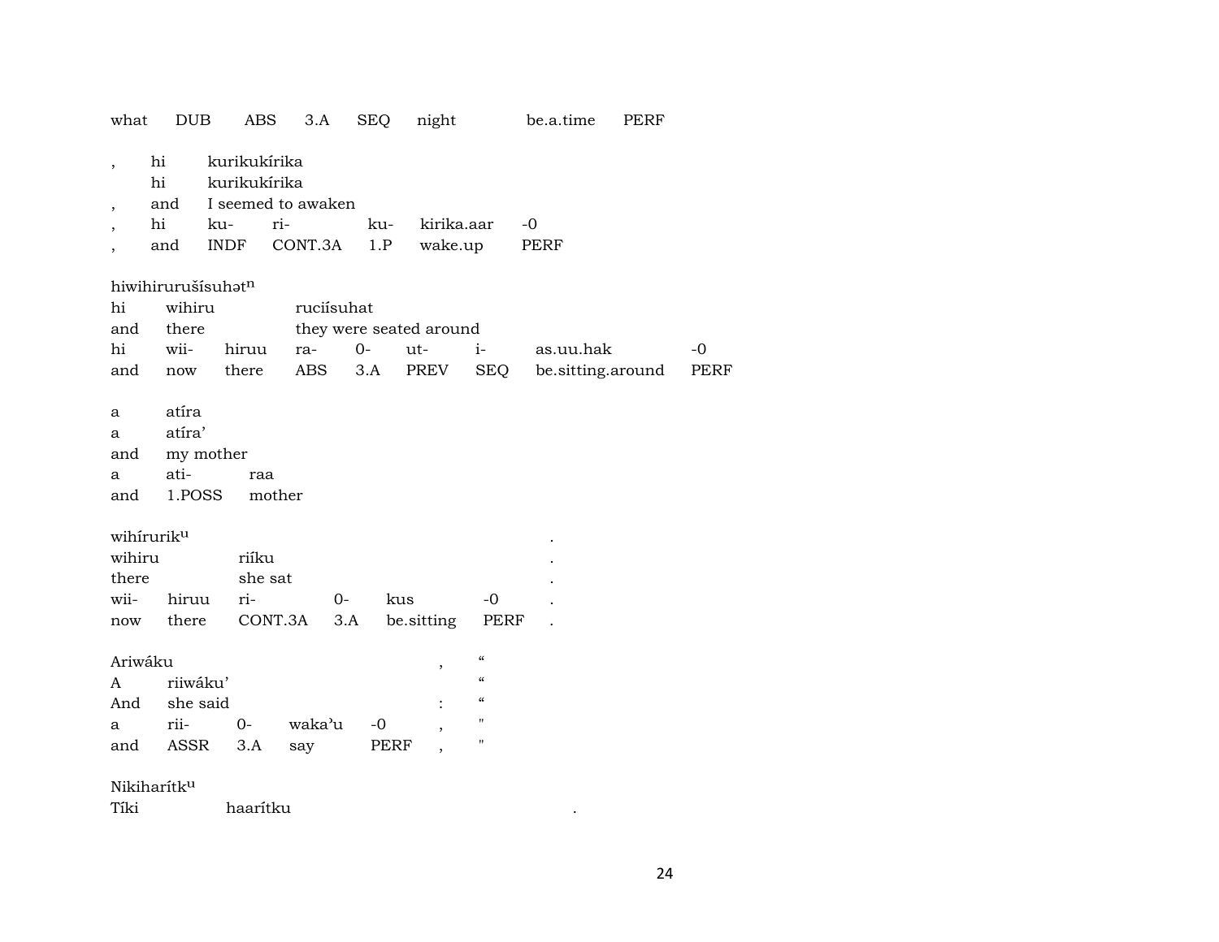| | | | | | | | |
|---|---|---|---|---|---|---|---|
| what | DUB | ABS | 3.A | SEQ | night | be.a.time | PERF |

| | | | | | | |
|---|---|---|---|---|---|---|
| , | hi | kurikukírika | | | | |
| | hi | kurikukírika | | | | |
| , | and | I seemed to awaken | | | | |
| , | hi | ku- | ri- | ku- | kirika.aar | -0 |
| , | and | INDF | CONT.3A | 1.P | wake.up | PERF |

hiwihirurušísuhət$^{n}$

| | | | | | | | | |
|---|---|---|---|---|---|---|---|---|
| hi | wihiru | | ruciísuhat | | | | | |
| and | there | | they were seated around | | | | | |
| hi | wii- | hiruu | ra- | 0- | ut- | i- | as.uu.hak | -0 |
| and | now | there | ABS | 3.A | PREV | SEQ | be.sitting.around | PERF |

| | | |
|---|---|---|
| a | atíra | |
| a | atíra’ | |
| and | my mother | |
| a | ati- | raa |
| and | 1.POSS | mother |

wihírurik$^{u}$

| | | | | | | |
|---|---|---|---|---|---|---|
| wihiru | | riíku | | | | . |
| there | | she sat | | | | . |
| wii- | hiruu | ri- | 0- | kus | -0 | . |
| now | there | CONT.3A | 3.A | be.sitting | PERF | . |

Ariwáku , “

| | | | | | | |
|---|---|---|---|---|---|---|
| A | riiwáku’ | | | | | “ |
| And | she said | | | | : | “ |
| a | rii- | 0- | waka’u | -0 | , | " |
| and | ASSR | 3.A | say | PERF | , | " |

Nikiharítk$^{u}$

Tíki haarítku .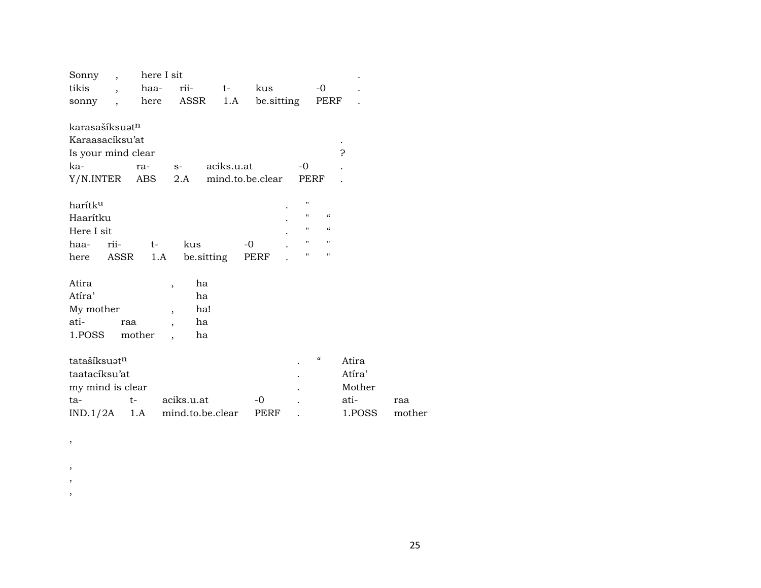| | | | | | | |
|---|---|---|---|---|---|---|
| Sonny | , | here I sit | | | | . |
| tikis | , | haa- | rii- | t- | kus | -0 | . |
| sonny | , | here | ASSR | 1.A | be.sitting | PERF | . |

karasašíksuət$^{n}$

| | | | | | |
|---|---|---|---|---|---|
| Karaasacíksu'at | | | | | . |
| Is your mind clear | | | | | ? |
| ka- | ra- | s- | aciks.u.at | -0 | . |
| Y/N.INTER | ABS | 2.A | mind.to.be.clear | PERF | . |

harítk$^{u}$ . "

| | | | | | | | |
|---|---|---|---|---|---|---|---|
| Haarítku | | | | | . | " | " |
| Here I sit | | | | | . | " | " |
| haa- | rii- | t- | kus | -0 | . | " | " |
| here | ASSR | 1.A | be.sitting | PERF | . | " | " |

| | | | |
|---|---|---|---|
| Atira | | , | ha |
| Atíra' | | | ha |
| My mother | | , | ha! |
| ati- | raa | , | ha |
| 1.POSS | mother | , | ha |

tatašíksuət$^{n}$ . " Atira

| | | | | | | |
|---|---|---|---|---|---|---|
| taatacíksu'at | | | | . | Atíra' | |
| my mind is clear | | | | . | Mother | |
| ta- | t- | aciks.u.at | -0 | . | ati- | raa |
| IND.1/2A | 1.A | mind.to.be.clear | PERF | . | 1.POSS | mother |

,

,
,
,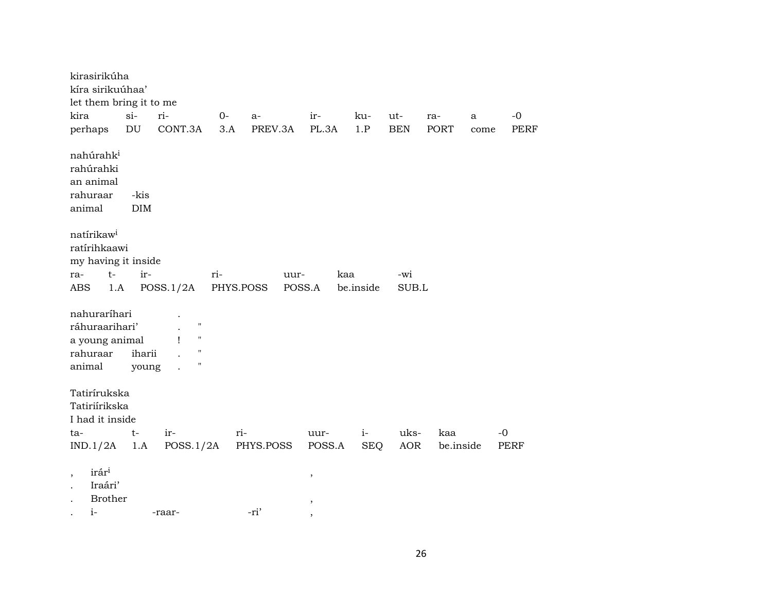kirasirikúha
kíra sirikuúhaa'
let them bring it to me

| | | | | | | | | | | |
|---|---|---|---|---|---|---|---|---|---|---|
| kira | si- | ri- | 0- | a- | ir- | ku- | ut- | ra- | a | -0 |
| perhaps | DU | CONT.3A | 3.A | PREV.3A | PL.3A | 1.P | BEN | PORT | come | PERF |

nahúrahk[i]
rahúrahki
an animal

| | |
|---|---|
| rahuraar | -kis |
| animal | DIM |

natírikaw[i]
ratírihkaawi
my having it inside

| | | | | | | |
|---|---|---|---|---|---|---|
| ra- | t- | ir- | ri- | uur- | kaa | -wi |
| ABS | 1.A | POSS.1/2A | PHYS.POSS | POSS.A | be.inside | SUB.L |

| | | | |
|---|---|---|---|
| nahuraríhari | | . | |
| ráhuraarihari' | | . | " |
| a young animal | | ! | " |
| rahuraar | iharii | . | " |
| animal | young | . | " |

Tatirírukska
Tatiriírikska
I had it inside

| | | | | | | | | |
|---|---|---|---|---|---|---|---|---|
| ta- | t- | ir- | ri- | uur- | i- | uks- | kaa | -0 |
| IND.1/2A | 1.A | POSS.1/2A | PHYS.POSS | POSS.A | SEQ | AOR | be.inside | PERF |

| | | | | |
|---|---|---|---|---|
| , | irár[i] | | | , |
| . | Iraári' | | | |
| . | Brother | | | , |
| . | i- | -raar- | -ri' | , |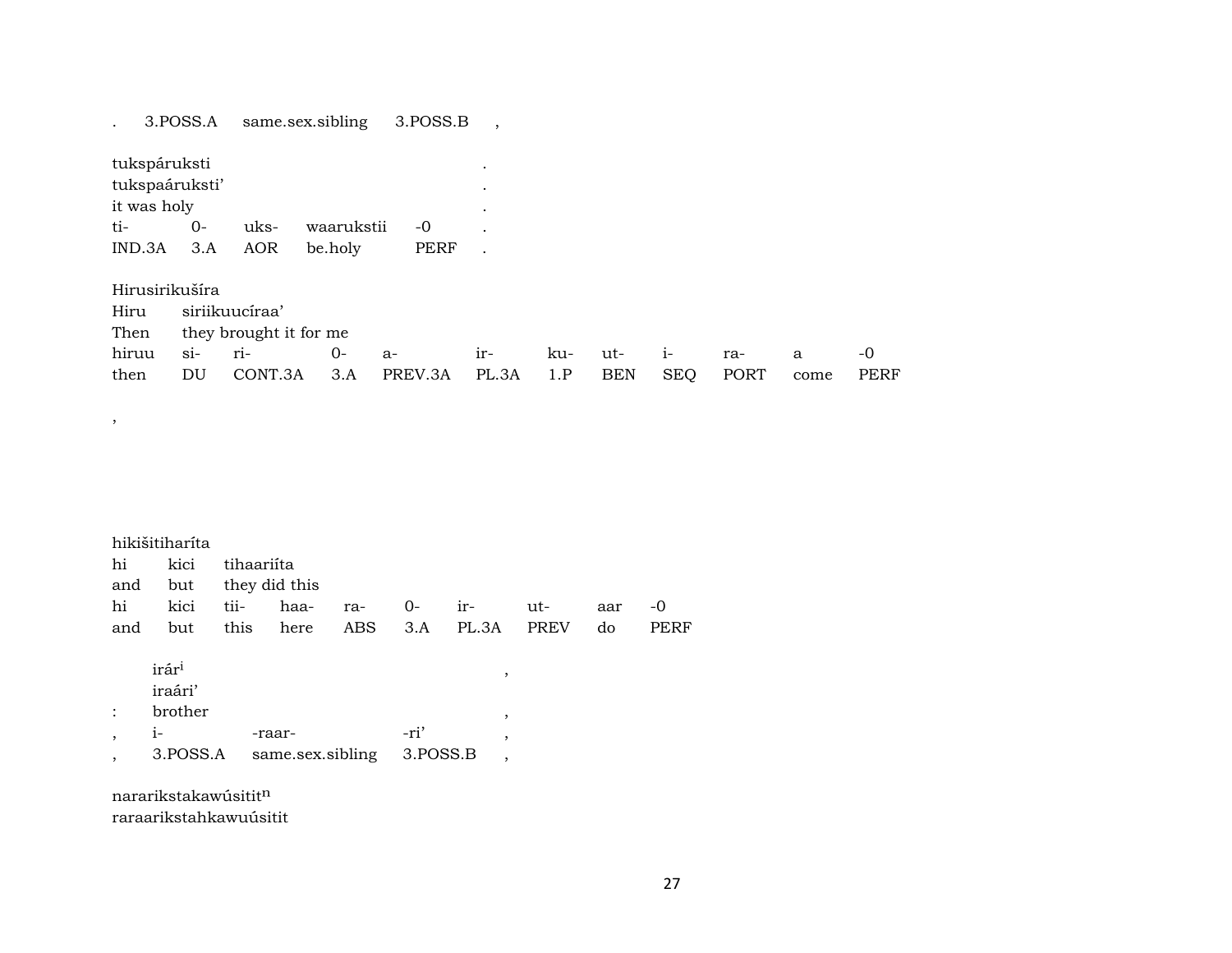| | | | | |
|---|---|---|---|---|
| . | 3.POSS.A | same.sex.sibling | 3.POSS.B | , |

| | | | | | |
|---|---|---|---|---|---|
| tukspáruksti | | | | | . |
| tukspaáruksti’ | | | | | . |
| it was holy | | | | | . |
| ti- | 0- | uks- | waarukstii | -0 | . |
| IND.3A | 3.A | AOR | be.holy | PERF | . |

| | | | | | | | | | | | |
|---|---|---|---|---|---|---|---|---|---|---|---|
| Hirusirikušíra | | | | | | | | | | | |
| Hiru | siriikuucíraa’ | | | | | | | | | | |
| Then | they brought it for me | | | | | | | | | | |
| hiruu | si- | ri- | 0- | a- | ir- | ku- | ut- | i- | ra- | a | -0 |
| then | DU | CONT.3A | 3.A | PREV.3A | PL.3A | 1.P | BEN | SEQ | PORT | come | PERF |

,

| | | | | | | | | |
|---|---|---|---|---|---|---|---|---|
| hikišitiharíta | | | | | | | | |
| hi | kici | tihaariíta | | | | | | |
| and | but | they did this | | | | | | |
| hi | kici | tii- | haa- | ra- | 0- | ir- | ut- | aar | -0 |
| and | but | this | here | ABS | 3.A | PL.3A | PREV | do | PERF |

| | | | | |
|---|---|---|---|---|
| | irár[i] | | | , |
| | iraári’ | | | |
| : | brother | | | , |
| , | i- | -raar- | -ri’ | , |
| , | 3.POSS.A | same.sex.sibling | 3.POSS.B | , |

nararikstakawúsitit[n]
raraarikstahkawuúsitit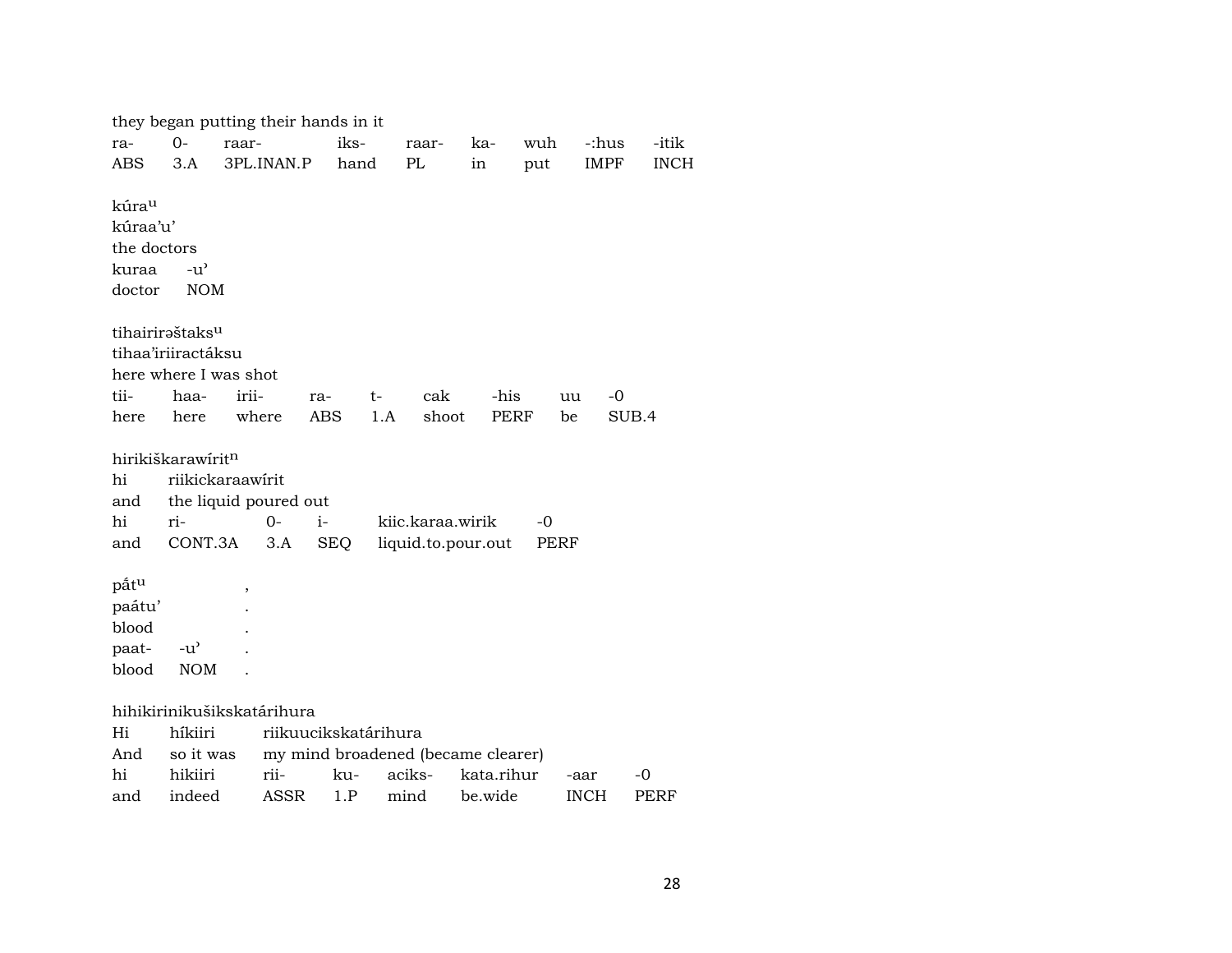they began putting their hands in it

| | | | | | | | | |
|---|---|---|---|---|---|---|---|---|
| ra- | 0- | raar- | iks- | raar- | ka- | wuh | -:hus | -itik |
| ABS | 3.A | 3PL.INAN.P | hand | PL | in | put | IMPF | INCH |

kúra[u]
kúraa'u'
the doctors

| | |
|---|---|
| kuraa | -u' |
| doctor | NOM |

tihairirəštaks[u]
tihaa'iriiractáksu
here where I was shot

| | | | | | | | | |
|---|---|---|---|---|---|---|---|---|
| tii- | haa- | irii- | ra- | t- | cak | -his | uu | -0 |
| here | here | where | ABS | 1.A | shoot | PERF | be | SUB.4 |

hirikiškarawírit[n]

| | | | | | |
|---|---|---|---|---|---|
| hi | riikickaraawírit | | | | |
| and | the liquid poured out | | | | |
| hi | ri- | 0- | i- | kiic.karaa.wirik | -0 |
| and | CONT.3A | 3.A | SEQ | liquid.to.pour.out | PERF |

| | | |
|---|---|---|
| pắt[u] | | , |
| paátu' | | . |
| blood | | . |
| paat- | -u' | . |
| blood | NOM | . |

hihikirinikušikskatárihura

| | | | | | | | |
|---|---|---|---|---|---|---|---|
| Hi | híkiiri | riikuucikskatárihura | | | | | |
| And | so it was | my mind broadened (became clearer) | | | | | |
| hi | hikiiri | rii- | ku- | aciks- | kata.rihur | -aar | -0 |
| and | indeed | ASSR | 1.P | mind | be.wide | INCH | PERF |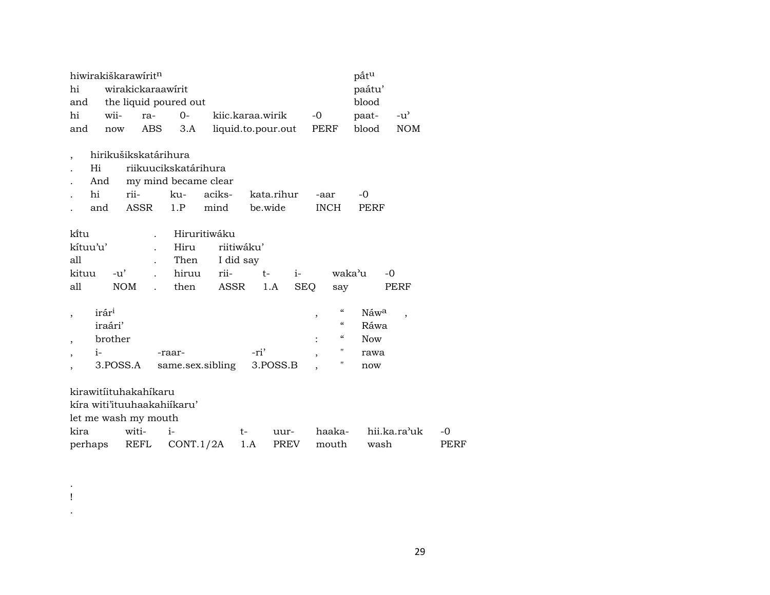| | | | | | | | |
|---|---|---|---|---|---|---|---|
| hiwirakiškarawíritⁿ | | | | | | pắtᵘ | |
| hi | wirakickaraawírit | | | | | paátu' | |
| and | the liquid poured out | | | | | blood | |
| hi | wii- | ra- | 0- | kiic.karaa.wirik | -0 | paat- | -u' |
| and | now | ABS | 3.A | liquid.to.pour.out | PERF | blood | NOM |

| | | | | | | | |
|---|---|---|---|---|---|---|---|
| , | hirikušikskatárihura | | | | | | |
| . | Hi | riikuucikskatárihura | | | | | |
| . | And | my mind became clear | | | | | |
| . | hi | rii- | ku- | aciks- | kata.rihur | -aar | -0 |
| . | and | ASSR | 1.P | mind | be.wide | INCH | PERF |

| | | | | | | | | |
|---|---|---|---|---|---|---|---|---|
| kǐtu | | . | Hiruritiwáku | | | | | |
| kítuu'u' | | . | Hiru | riitiwáku' | | | | |
| all | | . | Then | I did say | | | | |
| kituu | -u' | . | hiruu | rii- | t- | i- | waka'u | -0 |
| all | NOM | . | then | ASSR | 1.A | SEQ | say | PERF |

| | | | | | | | |
|---|---|---|---|---|---|---|---|
| , | irárⁱ | | | , | " | Náwᵃ | , |
| | iraári' | | | | " | Ráwa | |
| , | brother | | | : | " | Now | |
| , | i- | -raar- | -ri' | , | " | rawa | |
| , | 3.POSS.A | same.sex.sibling | 3.POSS.B | , | " | now | |

| | | | | | | | |
|---|---|---|---|---|---|---|---|
| kirawitíituhakahíkaru | | | | | | | |
| kíra witi'ituuhaakahiíkaru' | | | | | | | |
| let me wash my mouth | | | | | | | |
| kira | witi- | i- | t- | uur- | haaka- | hii.ka.ra'uk | -0 |
| perhaps | REFL | CONT.1/2A | 1.A | PREV | mouth | wash | PERF |

.
!
.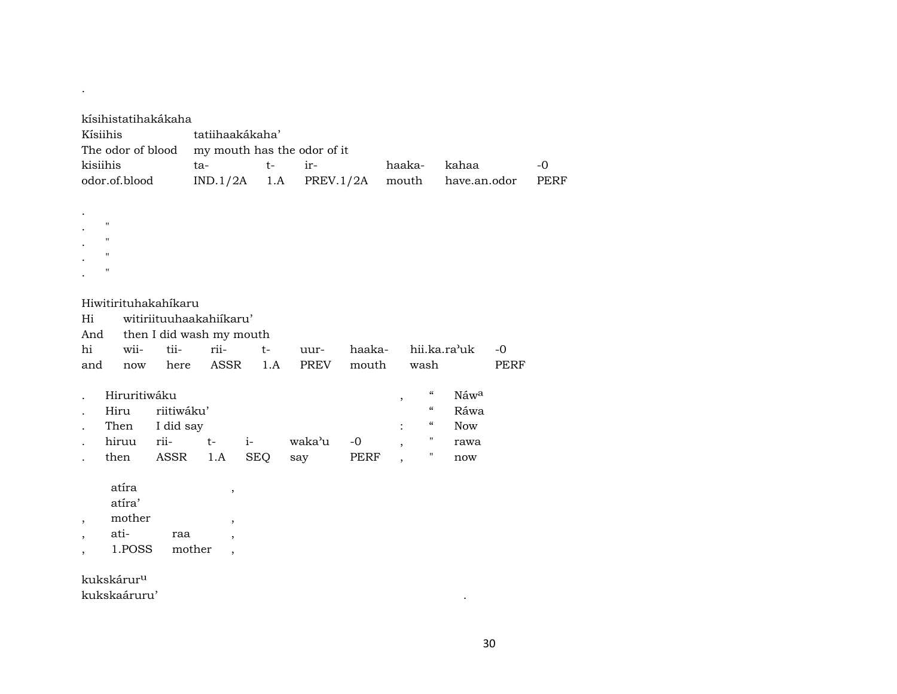.

kísihistatihakákaha

| | | | | | | |
|---|---|---|---|---|---|---|
| Kísiihis | tatiihaakákaha’ | | | | | |
| The odor of blood | my mouth has the odor of it | | | | | |
| kisiihis | ta- | t- | ir- | haaka- | kahaa | -0 |
| odor.of.blood | IND.1/2A | 1.A | PREV.1/2A | mouth | have.an.odor | PERF |

.
. "
. "
. "
. "

Hiwitirituhakahíkaru

| | | | | | | | | |
|---|---|---|---|---|---|---|---|---|
| Hi | witiriituuhaakahiíkaru’ | | | | | | | |
| And | then I did wash my mouth | | | | | | | |
| hi | wii- | tii- | rii- | t- | uur- | haaka- | hii.ka.ra’uk | -0 |
| and | now | here | ASSR | 1.A | PREV | mouth | wash | PERF |

| | | | | | | | | | |
|---|---|---|---|---|---|---|---|---|---|
| . | Hiruritiwáku | | | | | | , | “ | Náw[a] |
| . | Hiru | riitiwáku’ | | | | | | “ | Ráwa |
| . | Then | I did say | | | | | : | “ | Now |
| . | hiruu | rii- | t- | i- | waka’u | -0 | , | " | rawa |
| . | then | ASSR | 1.A | SEQ | say | PERF | , | " | now |

| | | | |
|---|---|---|---|
| | atíra | | , |
| | atíra’ | | |
| , | mother | | , |
| , | ati- | raa | , |
| , | 1.POSS | mother | , |

kukskárur[u]
kukskaáruru’ .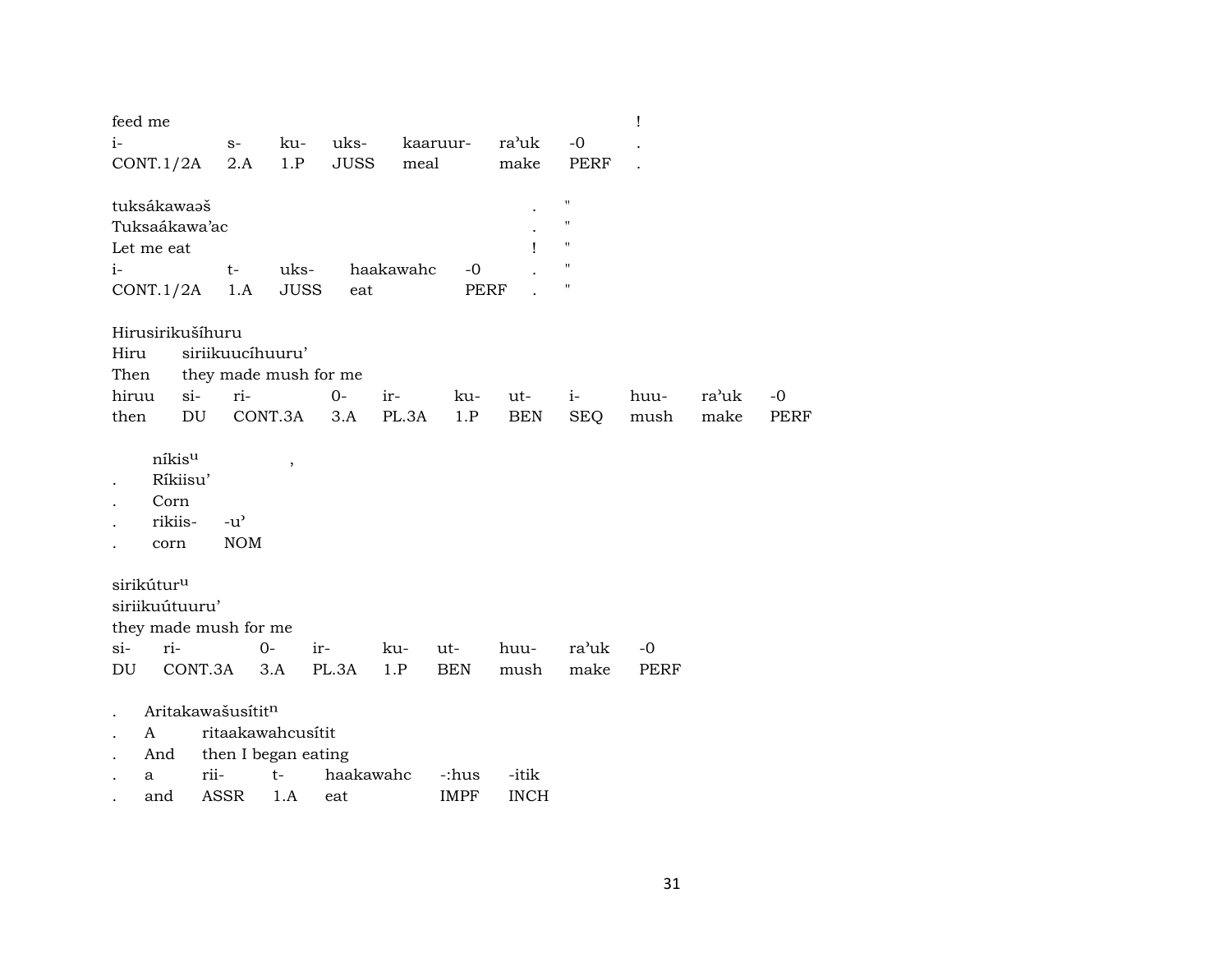feed me !
| | | | | | | | |
|---|---|---|---|---|---|---|---|
| i- | s- | ku- | uks- | kaaruur- | ra'uk | -0 | . |
| CONT.1/2A | 2.A | 1.P | JUSS | meal | make | PERF | . |

tuksákawaəš . "
Tuksaákawa'ac . "
Let me eat ! "

| | | | | | | |
|---|---|---|---|---|---|---|
| i- | t- | uks- | haakawahc | -0 | . | " |
| CONT.1/2A | 1.A | JUSS | eat | PERF | . | " |

Hirusirikušíhuru
Hiru siriikuucíhuuru'
Then they made mush for me

| | | | | | | | | | | |
|---|---|---|---|---|---|---|---|---|---|---|
| hiruu | si- | ri- | 0- | ir- | ku- | ut- | i- | huu- | ra'uk | -0 |
| then | DU | CONT.3A | 3.A | PL.3A | 1.P | BEN | SEQ | mush | make | PERF |

níkis^u ,
. Ríkiisu'
. Corn

| | | |
|---|---|---|
| . | rikiis- | -u' |
| . | corn | NOM |

sirikútur^u
siriikuútuuru'
they made mush for me

| | | | | | | | | |
|---|---|---|---|---|---|---|---|---|
| si- | ri- | 0- | ir- | ku- | ut- | huu- | ra'uk | -0 |
| DU | CONT.3A | 3.A | PL.3A | 1.P | BEN | mush | make | PERF |

. Aritakawašusítit^n
. A ritaakawahcusítit
. And then I began eating

| | | | | | | |
|---|---|---|---|---|---|---|
| . | a | rii- | t- | haakawahc | -:hus | -itik |
| . | and | ASSR | 1.A | eat | IMPF | INCH |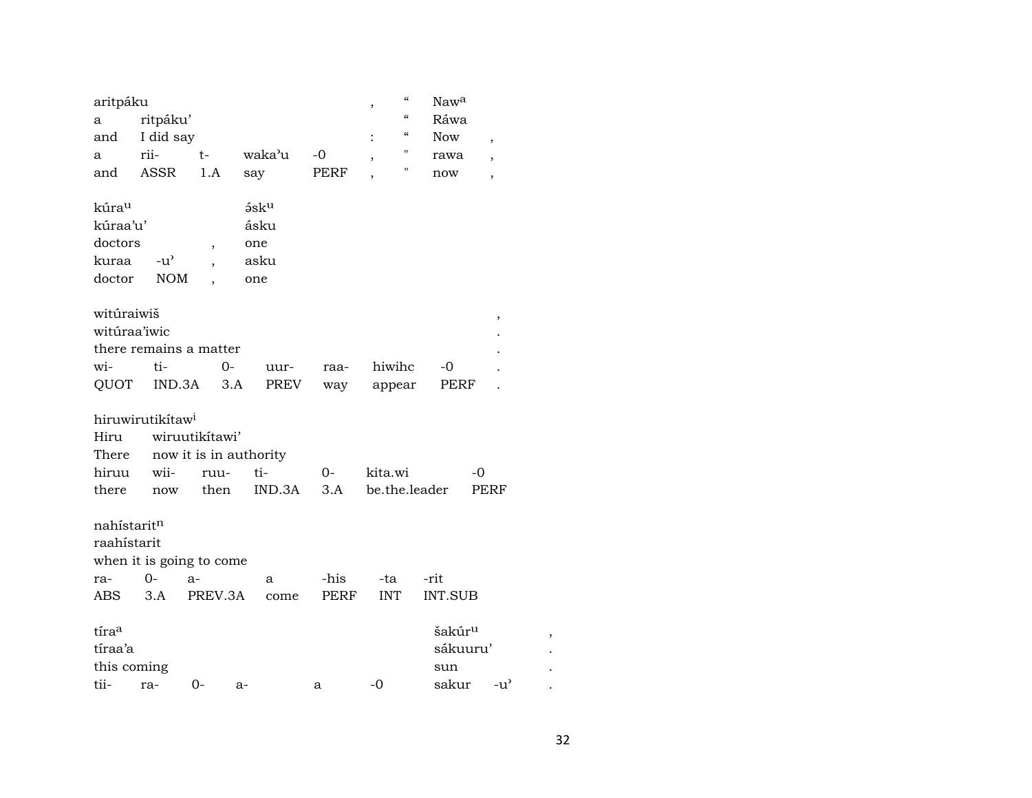| | | | | | | | |
|---|---|---|---|---|---|---|---|
| aritpáku | | | | | , | “ | Naw[a] |
| a | ritpáku’ | | | | | “ | Ráwa |
| and | I did say | | | | : | “ | Now , |
| a | rii- | t- | waka’u | -0 | , | " | rawa , |
| and | ASSR | 1.A | say | PERF | , | " | now , |

| | | | |
|---|---|---|---|
| kúra[u] | | | ə́sk[u] |
| kúraa’u’ | | | ásku |
| doctors | | , | one |
| kuraa | -u’ | , | asku |
| doctor | NOM | , | one |

| | | | | | | | |
|---|---|---|---|---|---|---|---|
| witúraiwiš | | | | | | | , |
| witúraa’iwic | | | | | | | . |
| there remains a matter | | | | | | | . |
| wi- | ti- | 0- | uur- | raa- | hiwihc | -0 | . |
| QUOT | IND.3A | 3.A | PREV | way | appear | PERF | . |

| | | | | | | |
|---|---|---|---|---|---|---|
| hiruwirutikítaw[i] | | | | | | |
| Hiru | wiruutikítawi’ | | | | | |
| There | now it is in authority | | | | | |
| hiruu | wii- | ruu- | ti- | 0- | kita.wi | -0 |
| there | now | then | IND.3A | 3.A | be.the.leader | PERF |

| | | | | | | |
|---|---|---|---|---|---|---|
| nahístarit[n] | | | | | | |
| raahístarit | | | | | | |
| when it is going to come | | | | | | |
| ra- | 0- | a- | a | -his | -ta | -rit |
| ABS | 3.A | PREV.3A | come | PERF | INT | INT.SUB |

| | | | | | | | | |
|---|---|---|---|---|---|---|---|---|
| tíra[a] | | | | | | šakúr[u] | | , |
| tíraa’a | | | | | | sákuuru’ | | . |
| this coming | | | | | | sun | | . |
| tii- | ra- | 0- | a- | a | -0 | sakur | -u’ | . |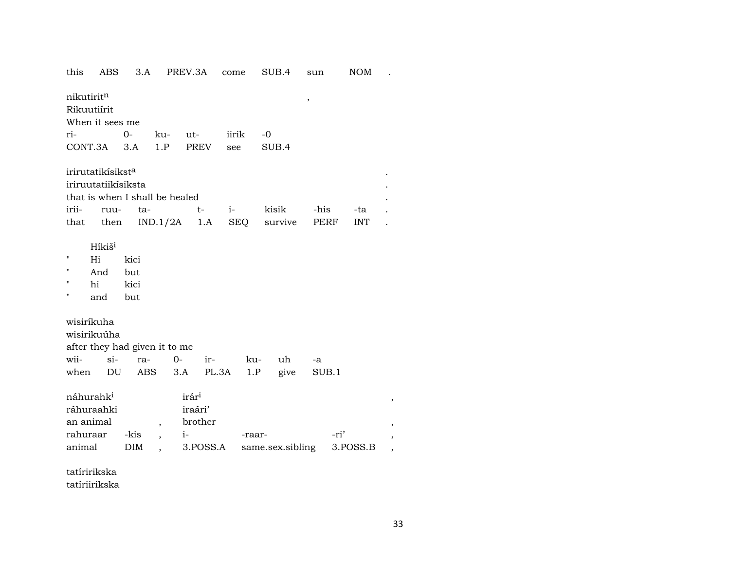| | | | | | | | | |
|---|---|---|---|---|---|---|---|---|
| this | ABS | 3.A | PREV.3A | come | SUB.4 | sun | NOM | . |

nikutirit[n] ,
Rikuutiírit
When it sees me

| | | | | | |
|---|---|---|---|---|---|
| ri- | 0- | ku- | ut- | iirik | -0 |
| CONT.3A | 3.A | 1.P | PREV | see | SUB.4 |

irirutatikísikst[a] .
iriruutatiikísiksta .
that is when I shall be healed .

| | | | | | | | | |
|---|---|---|---|---|---|---|---|---|
| irii- | ruu- | ta- | t- | i- | kisik | -his | -ta | . |
| that | then | IND.1/2A | 1.A | SEQ | survive | PERF | INT | . |

Híkiš[i]

| | | |
|---|---|---|
| " | Hi | kici |
| " | And | but |
| " | hi | kici |
| " | and | but |

wisiríkuha
wisirikuúha
after they had given it to me

| | | | | | | | |
|---|---|---|---|---|---|---|---|
| wii- | si- | ra- | 0- | ir- | ku- | uh | -a |
| when | DU | ABS | 3.A | PL.3A | 1.P | give | SUB.1 |

| | | | | | | |
|---|---|---|---|---|---|---|
| náhurahk[i] | | | irár[i] | | | , |
| ráhuraahki | | | iraári' | | | |
| an animal | | , | brother | | | , |
| rahuraar | -kis | , | i- | -raar- | -ri' | , |
| animal | DIM | , | 3.POSS.A | same.sex.sibling | 3.POSS.B | , |

tatíririkska
tatíriirikska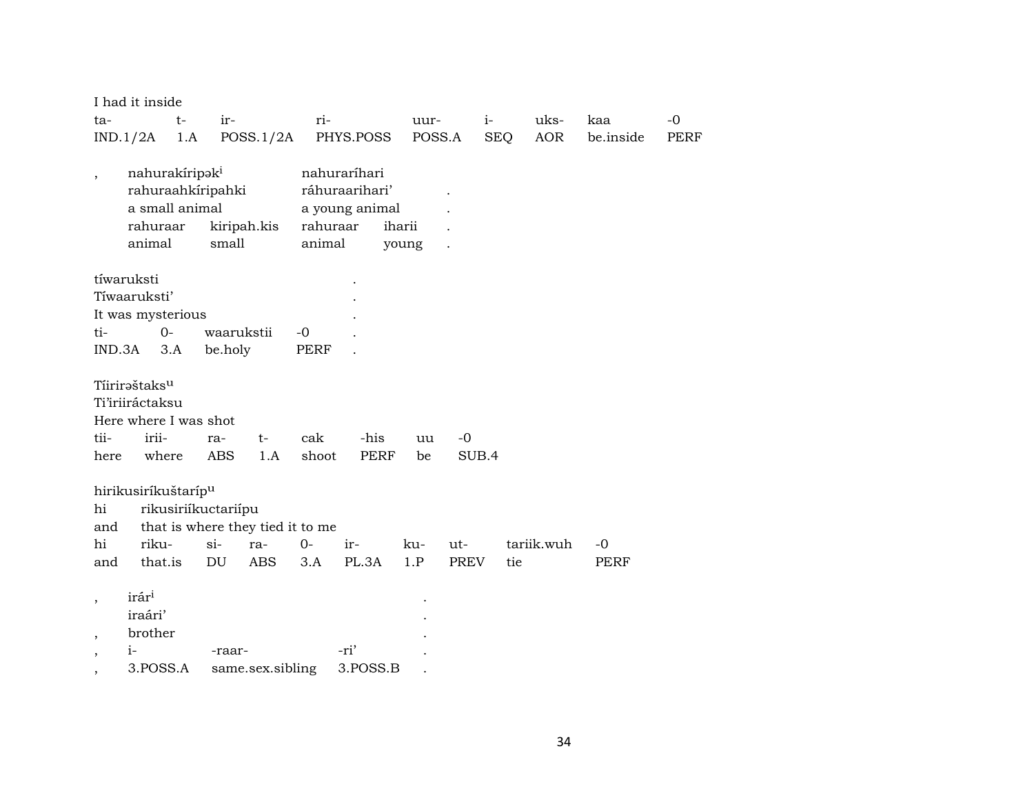I had it inside

| | | | | | | | | |
|---|---|---|---|---|---|---|---|---|
| ta- | t- | ir- | ri- | uur- | i- | uks- | kaa | -0 |
| IND.1/2A | 1.A | POSS.1/2A | PHYS.POSS | POSS.A | SEQ | AOR | be.inside | PERF |

| | | | | | |
|---|---|---|---|---|---|
| , | nahurakíripəkⁱ | | nahuraríhari | | |
| | rahuraahkíripahki | | ráhuraarihari’ | | . |
| | a small animal | | a young animal | | . |
| | rahuraar | kiripah.kis | rahuraar | iharii | . |
| | animal | small | animal | young | . |

tíwaruksti .
Tíwaaruksti’ .
It was mysterious .

| | | | | |
|---|---|---|---|---|
| ti- | 0- | waarukstii | -0 | . |
| IND.3A | 3.A | be.holy | PERF | . |

Tíirirəštaksᵘ
Ti’iriiráctaksu
Here where I was shot

| | | | | | | | |
|---|---|---|---|---|---|---|---|
| tii- | irii- | ra- | t- | cak | -his | uu | -0 |
| here | where | ABS | 1.A | shoot | PERF | be | SUB.4 |

hirikusiríkuštarípᵘ

| | |
|---|---|
| hi | rikusiriíkuctariípu |
| and | that is where they tied it to me |

| | | | | | | | | | |
|---|---|---|---|---|---|---|---|---|---|
| hi | riku- | si- | ra- | 0- | ir- | ku- | ut- | tariik.wuh | -0 |
| and | that.is | DU | ABS | 3.A | PL.3A | 1.P | PREV | tie | PERF |

| | | | | |
|---|---|---|---|---|
| , | irárⁱ | | | . |
| | iraári’ | | | . |
| , | brother | | | . |
| , | i- | -raar- | -ri’ | . |
| , | 3.POSS.A | same.sex.sibling | 3.POSS.B | . |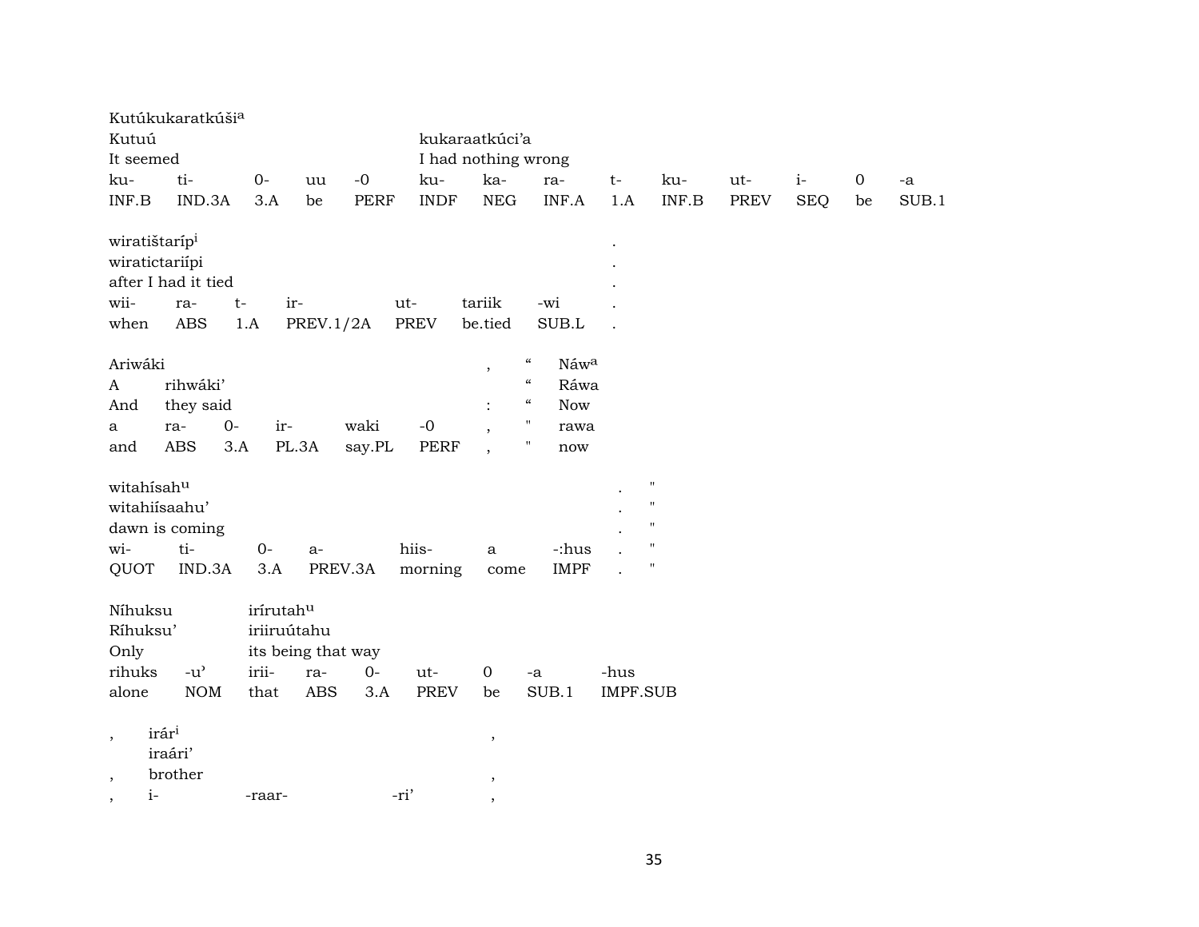Kutúkukaratkúši[a]
Kutuú kukaraatkúci'a
It seemed I had nothing wrong

| | | | | | | | | | | | | | | |
|---|---|---|---|---|---|---|---|---|---|---|---|---|---|---|
| ku- | ti- | 0- | uu | -0 | ku- | ka- | ra- | t- | ku- | ut- | i- | 0 | -a |
| INF.B | IND.3A | 3.A | be | PERF | INDF | NEG | INF.A | 1.A | INF.B | PREV | SEQ | be | SUB.1 |

wiratištaríp[i] .
wiratictariípi .
after I had it tied .

| | | | | | | | |
|---|---|---|---|---|---|---|---|
| wii- | ra- | t- | ir- | ut- | tariik | -wi | . |
| when | ABS | 1.A | PREV.1/2A | PREV | be.tied | SUB.L | . |

Ariwáki , “ Náw[a]
A rihwáki' “ Ráwa
And they said : “ Now

| | | | | | | | | |
|---|---|---|---|---|---|---|---|---|
| a | ra- | 0- | ir- | waki | -0 | , | " | rawa |
| and | ABS | 3.A | PL.3A | say.PL | PERF | , | " | now |

witahísah[u] . "
witahiísaahu' . "
dawn is coming . "

| | | | | | | | | |
|---|---|---|---|---|---|---|---|---|
| wi- | ti- | 0- | a- | hiis- | a | -:hus | . | " |
| QUOT | IND.3A | 3.A | PREV.3A | morning | come | IMPF | . | " |

Níhuksu irírutah[u]
Ríhuksu' iriiruútahu
Only its being that way

| | | | | | | | | |
|---|---|---|---|---|---|---|---|---|
| rihuks | -u' | irii- | ra- | 0- | ut- | 0 | -a | -hus |
| alone | NOM | that | ABS | 3.A | PREV | be | SUB.1 | IMPF.SUB |

, irár[i] ,
iraári'
, brother ,
, i- -raar- -ri' ,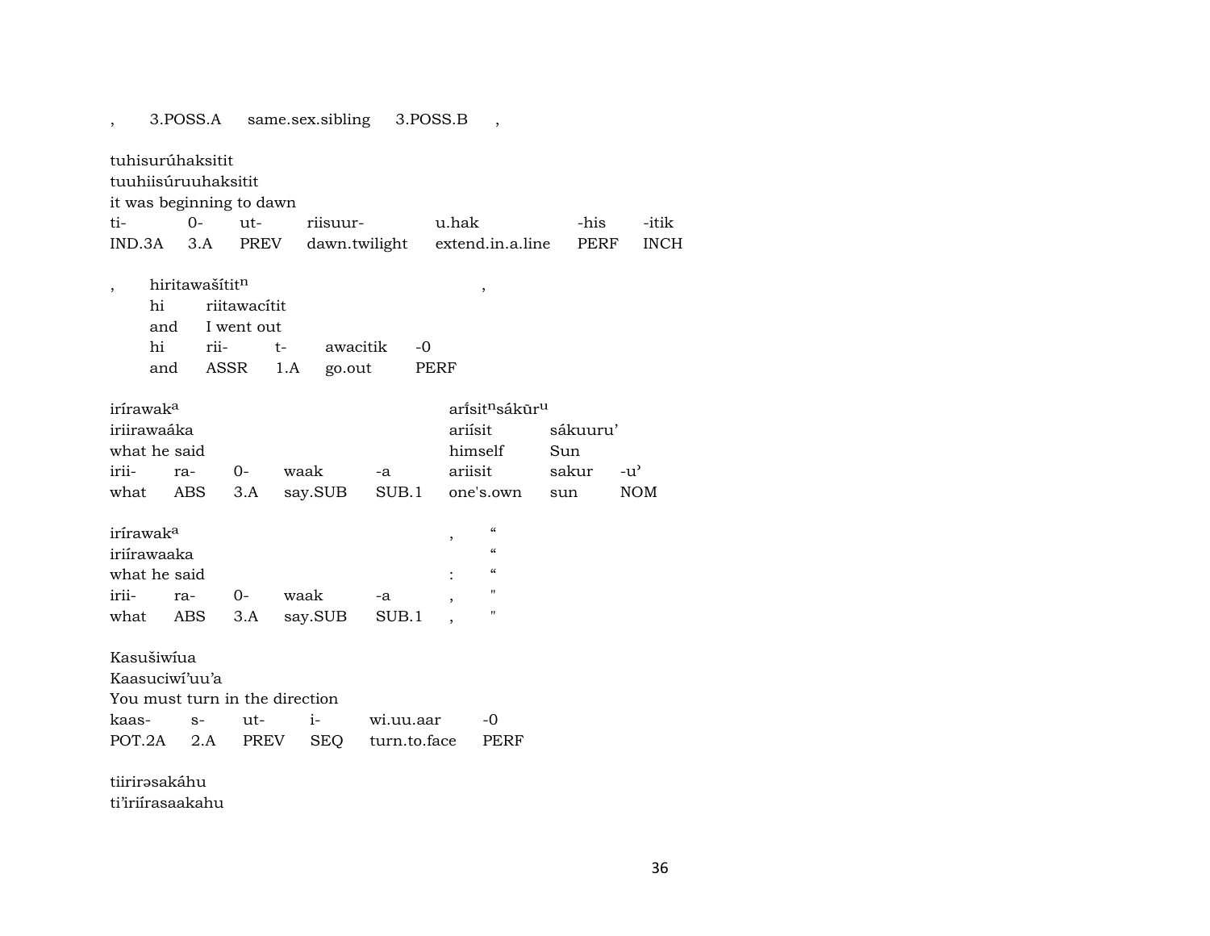| , | 3.POSS.A | same.sex.sibling | 3.POSS.B | , |
|---|---|---|---|---|

tuhisurúhaksitit
tuuhiisúruuhaksitit
it was beginning to dawn

| ti- | 0- | ut- | riisuur- | u.hak | -his | -itik |
|---|---|---|---|---|---|---|
| IND.3A | 3.A | PREV | dawn.twilight | extend.in.a.line | PERF | INCH |

, hiritawašítit$^{n}$ ,
hi riitawacítit
and I went out

| hi | rii- | t- | awacitik | -0 |
|---|---|---|---|---|
| and | ASSR | 1.A | go.out | PERF |

irírawak$^{a}$ arísit$^{n}$sákūr$^{u}$
iriirawaáka ariísit sákuuru’
what he said himself Sun

| irii- | ra- | 0- | waak | -a | ariisit | sakur | -u’ |
|---|---|---|---|---|---|---|---|
| what | ABS | 3.A | say.SUB | SUB.1 | one's.own | sun | NOM |

irírawak$^{a}$ , “
iriírawaaka “
what he said : “

| irii- | ra- | 0- | waak | -a | , | " |
|---|---|---|---|---|---|---|
| what | ABS | 3.A | say.SUB | SUB.1 | , | " |

Kasušiwíua
Kaasuciwí’uu’a
You must turn in the direction

| kaas- | s- | ut- | i- | wi.uu.aar | -0 |
|---|---|---|---|---|---|
| POT.2A | 2.A | PREV | SEQ | turn.to.face | PERF |

tiirirəsakáhu
ti’iriírasaakahu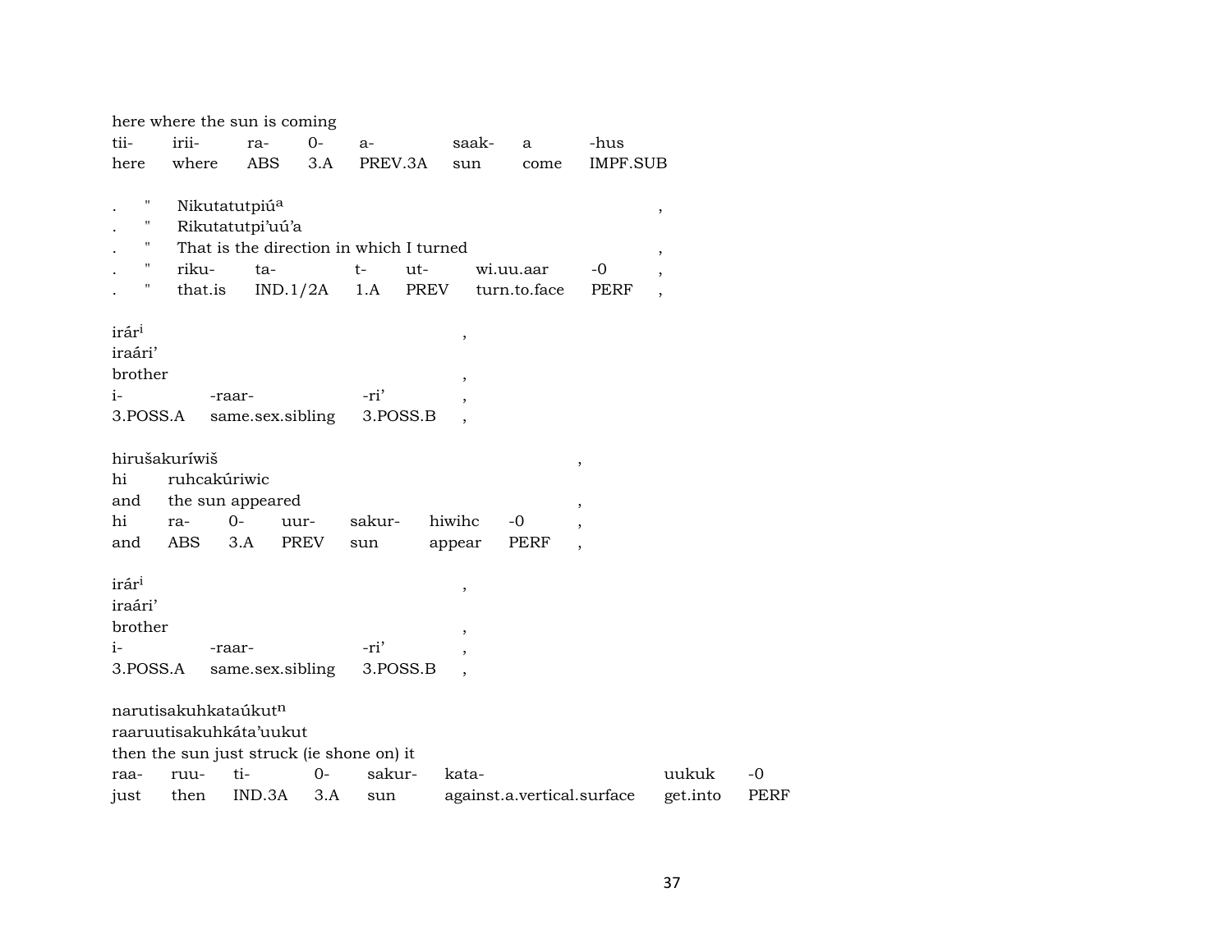here where the sun is coming

| | | | | | | | |
|---|---|---|---|---|---|---|---|
| tii- | irii- | ra- | 0- | a- | saak- | a | -hus |
| here | where | ABS | 3.A | PREV.3A | sun | come | IMPF.SUB |

| | | | | | | | | |
|---|---|---|---|---|---|---|---|---|
| . | " | Nikutatutpiú[a] | | | | | | , |
| . | " | Rikutatutpi’uú’a | | | | | | |
| . | " | That is the direction in which I turned | | | | | | , |
| . | " | riku- | ta- | t- | ut- | wi.uu.aar | -0 | , |
| . | " | that.is | IND.1/2A | 1.A | PREV | turn.to.face | PERF | , |

| | | | |
|---|---|---|---|
| irár[i] | | | , |
| iraári’ | | | |
| brother | | | , |
| i- | -raar- | -ri’ | , |
| 3.POSS.A | same.sex.sibling | 3.POSS.B | , |

| | | | | | | | |
|---|---|---|---|---|---|---|---|
| hirušakuríwiš | | | | | | | , |
| hi | ruhcakúriwic | | | | | | |
| and | the sun appeared | | | | | | , |
| hi | ra- | 0- | uur- | sakur- | hiwihc | -0 | , |
| and | ABS | 3.A | PREV | sun | appear | PERF | , |

| | | | |
|---|---|---|---|
| irár[i] | | | , |
| iraári’ | | | |
| brother | | | , |
| i- | -raar- | -ri’ | , |
| 3.POSS.A | same.sex.sibling | 3.POSS.B | , |

narutisakuhkataúkut[n]
raaruutisakuhkáta’uukut
then the sun just struck (ie shone on) it

| | | | | | | | |
|---|---|---|---|---|---|---|---|
| raa- | ruu- | ti- | 0- | sakur- | kata- | uukuk | -0 |
| just | then | IND.3A | 3.A | sun | against.a.vertical.surface | get.into | PERF |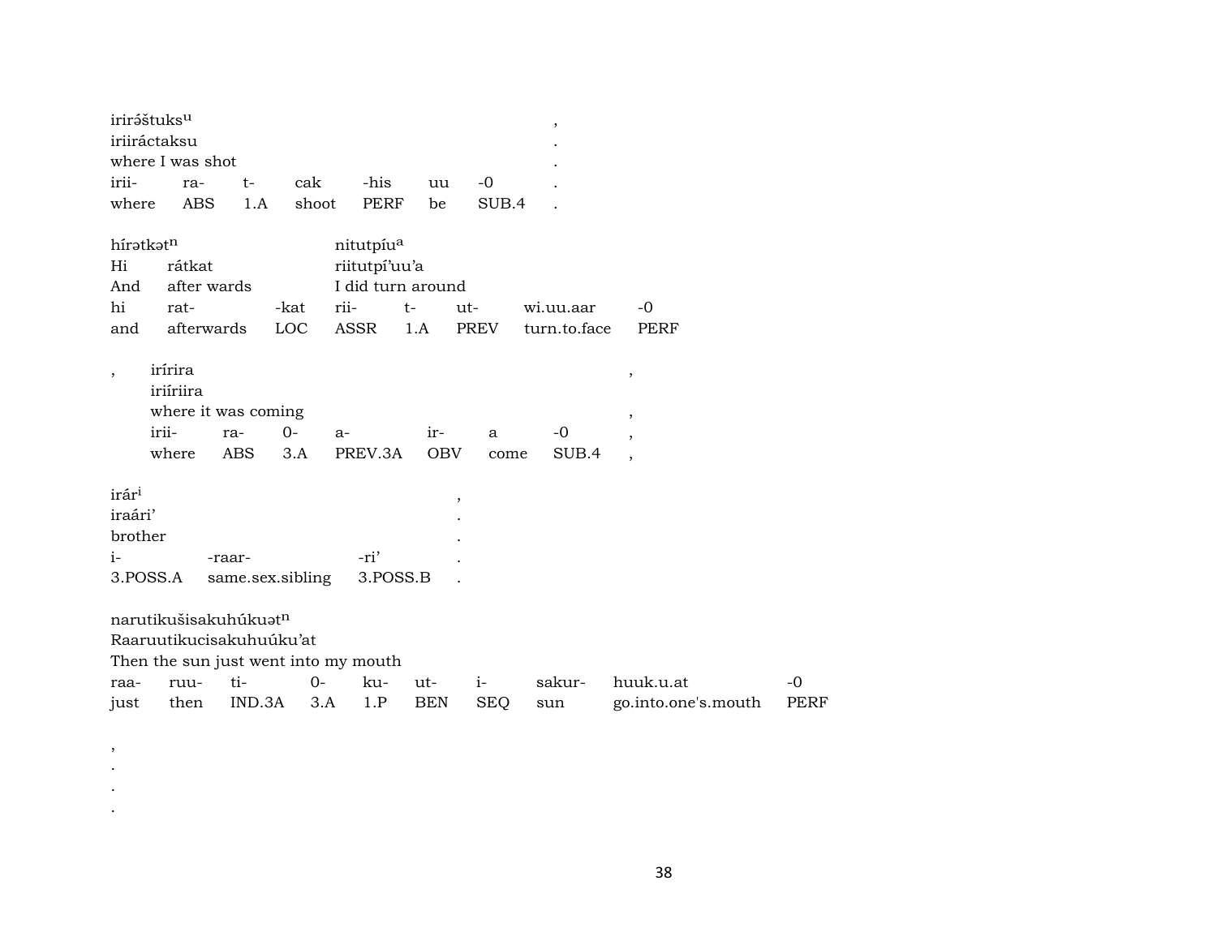iriráštuks^u ,
iriiráctaksu .
where I was shot .

| | | | | | | | |
|---|---|---|---|---|---|---|---|
| irii- | ra- | t- | cak | -his | uu | -0 | . |
| where | ABS | 1.A | shoot | PERF | be | SUB.4 | . |

hírətkət^n nitutpíu^a
Hi rátkat riitutpí'uu'a
And after wards I did turn around

| | | | | | | | |
|---|---|---|---|---|---|---|---|
| hi | rat- | -kat | rii- | t- | ut- | wi.uu.aar | -0 |
| and | afterwards | LOC | ASSR | 1.A | PREV | turn.to.face | PERF |

, irírira ,
iriíriira
where it was coming ,

| | | | | | | | |
|---|---|---|---|---|---|---|---|
| irii- | ra- | 0- | a- | ir- | a | -0 | , |
| where | ABS | 3.A | PREV.3A | OBV | come | SUB.4 | , |

irár^i ,
iraári' .
brother .

| | | | |
|---|---|---|---|
| i- | -raar- | -ri' | . |
| 3.POSS.A | same.sex.sibling | 3.POSS.B | . |

narutikušisakuhúkuət^n
Raaruutikucisakuhuúku'at
Then the sun just went into my mouth

| | | | | | | | | | |
|---|---|---|---|---|---|---|---|---|---|
| raa- | ruu- | ti- | 0- | ku- | ut- | i- | sakur- | huuk.u.at | -0 |
| just | then | IND.3A | 3.A | 1.P | BEN | SEQ | sun | go.into.one's.mouth | PERF |

,
.
.
.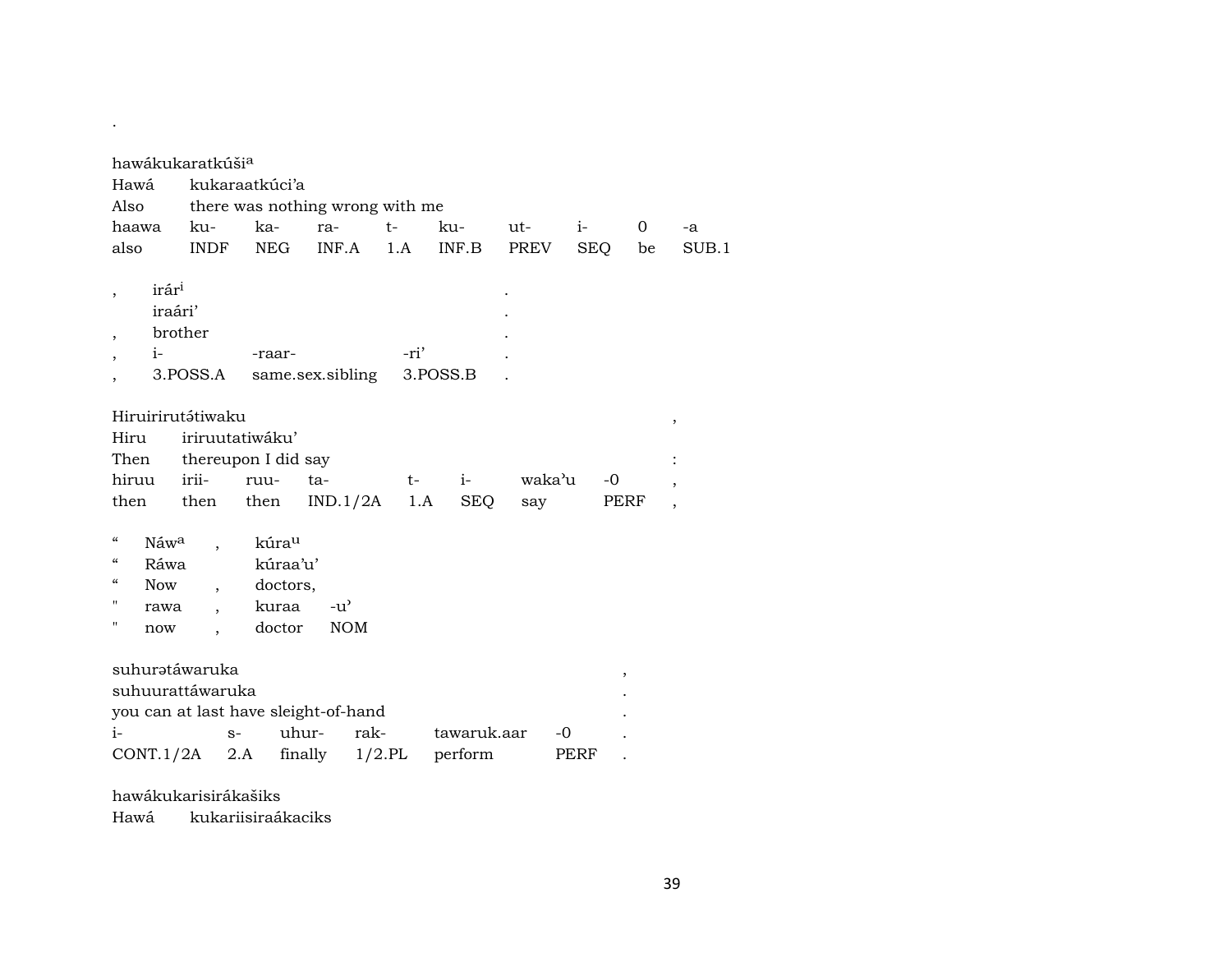.

hawákukaratkúši[a]
Hawá kukaraatkúci'a
Also there was nothing wrong with me

| | | | | | | | | | |
|---|---|---|---|---|---|---|---|---|---|
| haawa | ku- | ka- | ra- | t- | ku- | ut- | i- | 0 | -a |
| also | INDF | NEG | INF.A | 1.A | INF.B | PREV | SEQ | be | SUB.1 |

| | | | | |
|---|---|---|---|---|
| , | irár[i] | | | . |
| | iraári' | | | . |
| , | brother | | | . |
| , | i- | -raar- | -ri' | . |
| , | 3.POSS.A | same.sex.sibling | 3.POSS.B | . |

Hiruirirutə́tiwaku ,
Hiru iriruutatiwáku'
Then thereupon I did say :

| | | | | | | | | |
|---|---|---|---|---|---|---|---|---|
| hiruu | irii- | ruu- | ta- | t- | i- | waka'u | -0 | , |
| then | then | then | IND.1/2A | 1.A | SEQ | say | PERF | , |

| | | | | |
|---|---|---|---|---|
| " | Náw[a] | , | kúra[u] | |
| " | Ráwa | | kúraa'u' | |
| " | Now | , | doctors, | |
| " | rawa | , | kuraa | -u' |
| " | now | , | doctor | NOM |

suhurətáwaruka ,
suhuurattáwaruka .
you can at last have sleight-of-hand .

| | | | | | | |
|---|---|---|---|---|---|---|
| i- | s- | uhur- | rak- | tawaruk.aar | -0 | . |
| CONT.1/2A | 2.A | finally | 1/2.PL | perform | PERF | . |

hawákukarisirákašiks
Hawá kukariisiraákaciks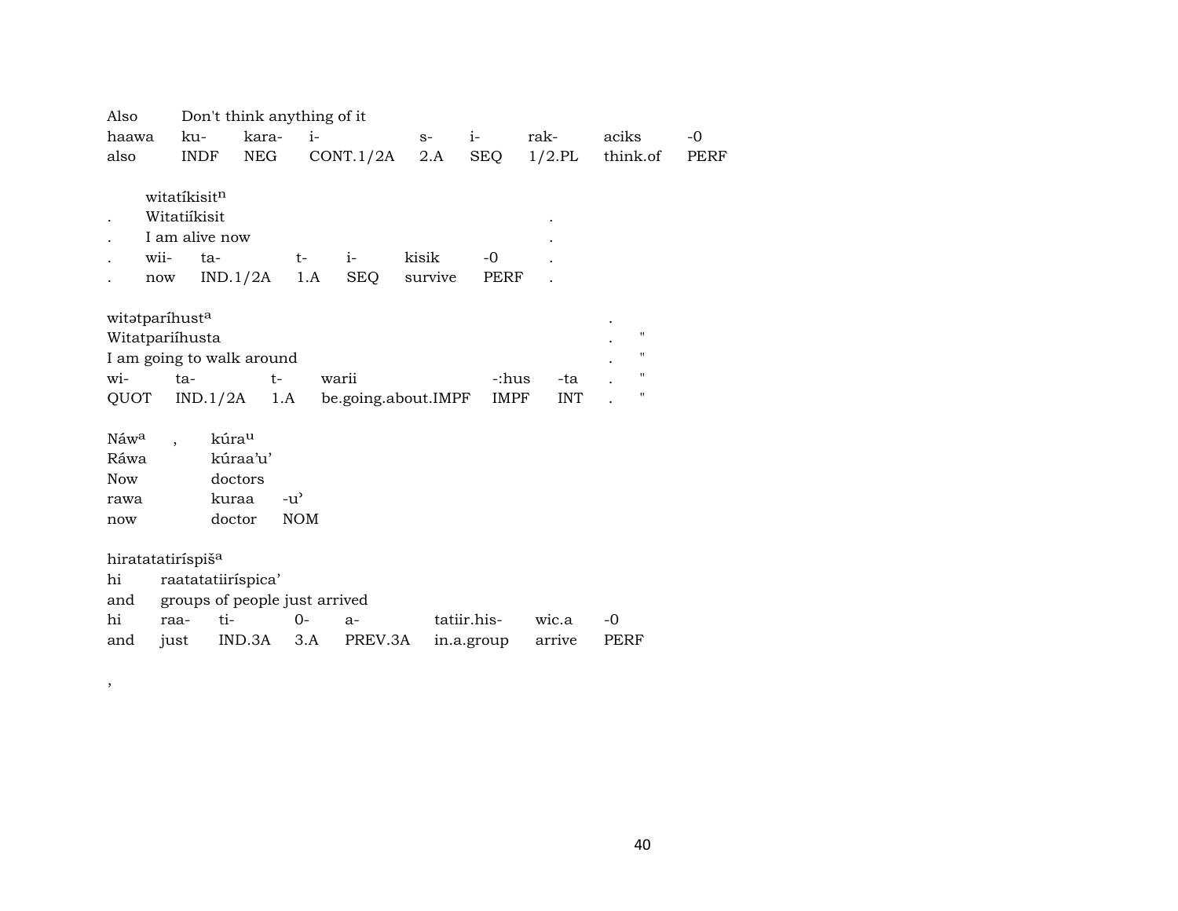Also Don't think anything of it

| | | | | | | | | |
|---|---|---|---|---|---|---|---|---|
| haawa | ku- | kara- | i- | s- | i- | rak- | aciks | -0 |
| also | INDF | NEG | CONT.1/2A | 2.A | SEQ | 1/2.PL | think.of | PERF |

witatíkisit[n]

. Witatiíkisit .

. I am alive now .

| | | | | | | | |
|---|---|---|---|---|---|---|---|
| . | wii- | ta- | t- | i- | kisik | -0 | . |
| . | now | IND.1/2A | 1.A | SEQ | survive | PERF | . |

witətparíhust[a] .

Witatpariíhusta . "

I am going to walk around . "

| | | | | | | | |
|---|---|---|---|---|---|---|---|
| wi- | ta- | t- | warii | -:hus | -ta | . | " |
| QUOT | IND.1/2A | 1.A | be.going.about.IMPF | IMPF | INT | . | " |

Náw[a] , kúra[u]

Ráwa kúraa'u'

Now doctors

| | | |
|---|---|---|
| rawa | kuraa | -u' |
| now | doctor | NOM |

hiratatatiríspiš[a]

hi raatatatiiríspica'

and groups of people just arrived

| | | | | | | | |
|---|---|---|---|---|---|---|---|
| hi | raa- | ti- | 0- | a- | tatiir.his- | wic.a | -0 |
| and | just | IND.3A | 3.A | PREV.3A | in.a.group | arrive | PERF |

,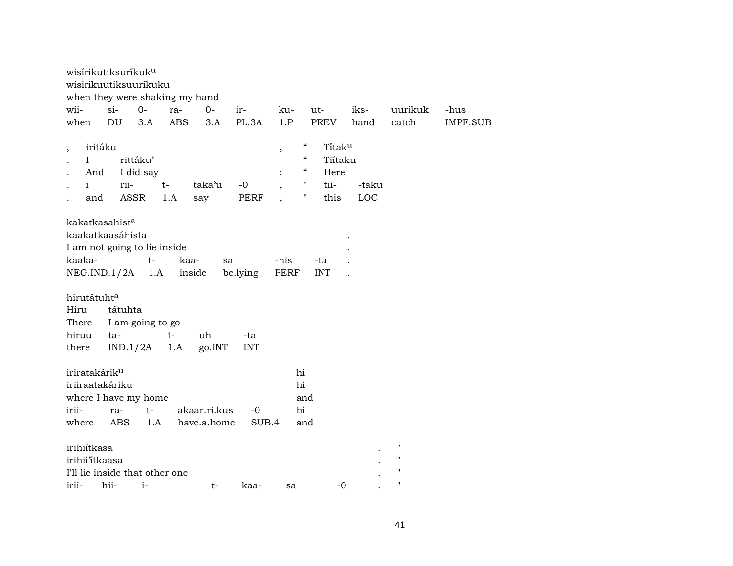wisírikutiksuríkuk^u
wisirikuutiksuuríkuku
when they were shaking my hand

| | | | | | | | | | | |
|---|---|---|---|---|---|---|---|---|---|---|
| wii- | si- | 0- | ra- | 0- | ir- | ku- | ut- | iks- | uurikuk | -hus |
| when | DU | 3.A | ABS | 3.A | PL.3A | 1.P | PREV | hand | catch | IMPF.SUB |

| | | | | | | | | | |
|---|---|---|---|---|---|---|---|---|---|
| , | iritáku | | | | , | “ | Tĩtak^u | | |
| . | I | rittáku’ | | | | “ | Tiítaku | | |
| . | And | I did say | | | : | “ | Here | | |
| . | i | rii- | t- | taka’u | -0 | , | " | tii- | -taku |
| . | and | ASSR | 1.A | say | PERF | , | " | this | LOC |

kakatkasahist^a
kaakatkaasáhista .
I am not going to lie inside .

| | | | | | | |
|---|---|---|---|---|---|---|
| kaaka- | t- | kaa- | sa | -his | -ta | . |
| NEG.IND.1/2A | 1.A | inside | be.lying | PERF | INT | . |

hirutátuht^a
Hiru tátuhta
There I am going to go

| | | | | |
|---|---|---|---|---|
| hiruu | ta- | t- | uh | -ta |
| there | IND.1/2A | 1.A | go.INT | INT |

iriratakárik^u hi
iriiraatakáriku hi
where I have my home and

| | | | | | |
|---|---|---|---|---|---|
| irii- | ra- | t- | akaar.ri.kus | -0 | hi |
| where | ABS | 1.A | have.a.home | SUB.4 | and |

irihiítkasa . "
irihii’ĩtkaasa . "
I'll lie inside that other one . "

| | | | | | | | | |
|---|---|---|---|---|---|---|---|---|
| irii- | hii- | i- | t- | kaa- | sa | -0 | . | " |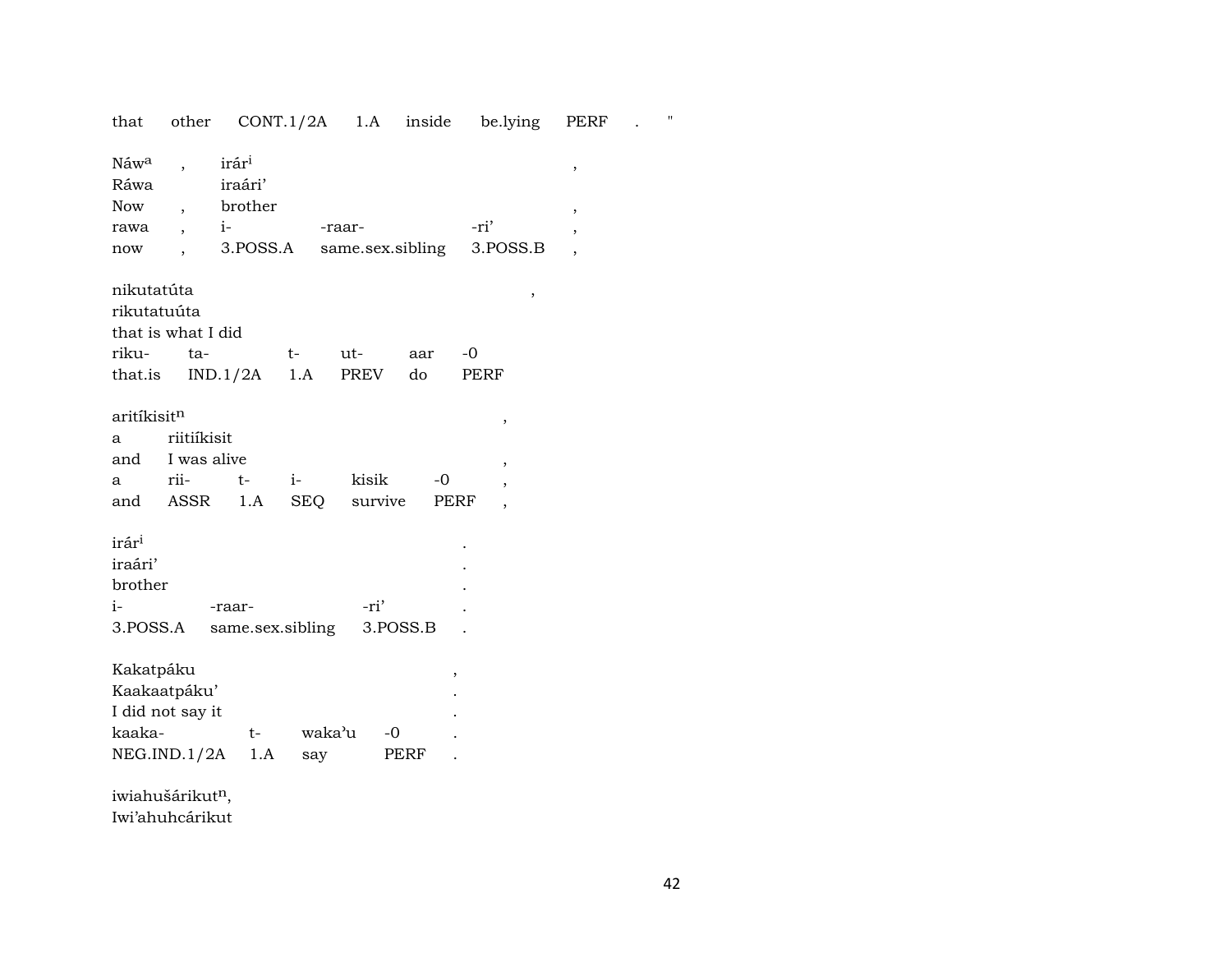that other CONT.1/2A 1.A inside be.lying PERF . "

Náw[a] , irár[i] ,
Ráwa iraári’
Now , brother ,
rawa , i- -raar- -ri’ ,
now , 3.POSS.A same.sex.sibling 3.POSS.B ,

nikutatúta ,
rikutatuúta
that is what I did
riku- ta- t- ut- aar -0
that.is IND.1/2A 1.A PREV do PERF

aritíkisit[n] ,
a riitiíkisit
and I was alive ,
a rii- t- i- kisik -0 ,
and ASSR 1.A SEQ survive PERF ,

irár[i] .
iraári’ .
brother .
i- -raar- -ri’ .
3.POSS.A same.sex.sibling 3.POSS.B .

Kakatpáku ,
Kaakaatpáku’ .
I did not say it .
kaaka- t- waka’u -0 .
NEG.IND.1/2A 1.A say PERF .

iwiahušárikut[n],
Iwi’ahuhcárikut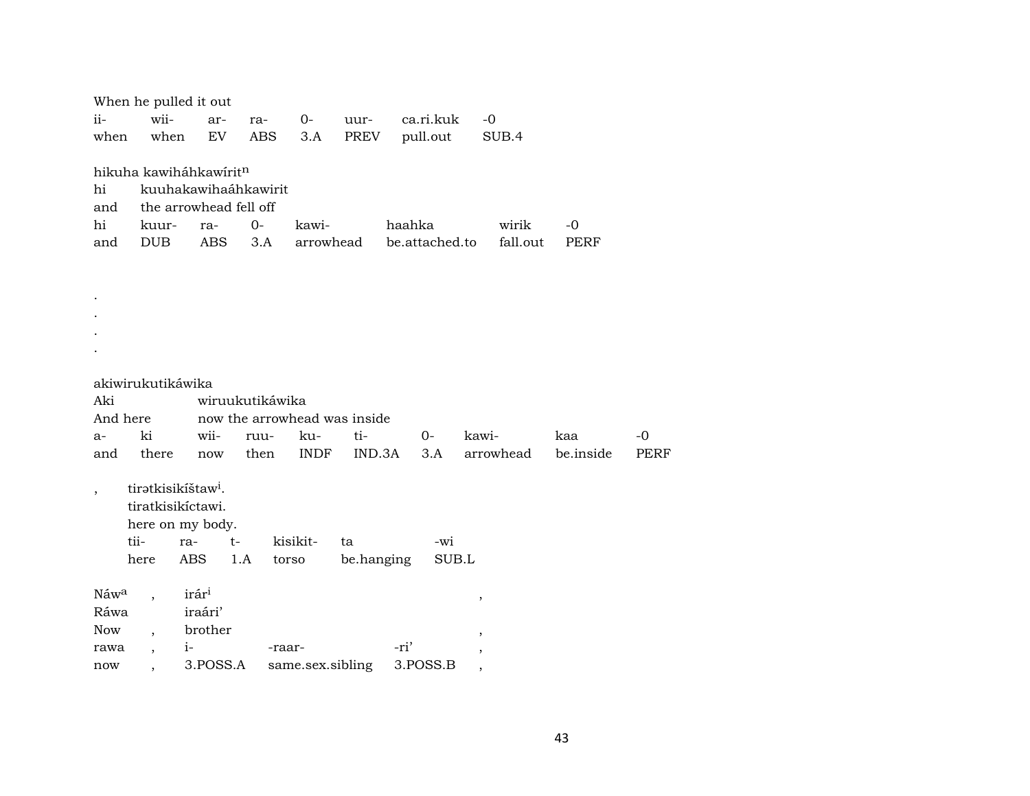When he pulled it out

| | | | | | | | |
|---|---|---|---|---|---|---|---|
| ii- | wii- | ar- | ra- | 0- | uur- | ca.ri.kuk | -0 |
| when | when | EV | ABS | 3.A | PREV | pull.out | SUB.4 |

hikuha kawiháhkawírit[n]

hi kuuhakawihaáhkawirit

and the arrowhead fell off

| | | | | | | | |
|---|---|---|---|---|---|---|---|
| hi | kuur- | ra- | 0- | kawi- | haahka | wirik | -0 |
| and | DUB | ABS | 3.A | arrowhead | be.attached.to | fall.out | PERF |

.
.
.
.

akiwirukutikáwika

Aki wiruukutikáwika

And here now the arrowhead was inside

| | | | | | | | | | |
|---|---|---|---|---|---|---|---|---|---|
| a- | ki | wii- | ruu- | ku- | ti- | 0- | kawi- | kaa | -0 |
| and | there | now | then | INDF | IND.3A | 3.A | arrowhead | be.inside | PERF |

, tirətkisikíštaw[i].

tiratkisikíctawi.

here on my body.

| | | | | | |
|---|---|---|---|---|---|
| tii- | ra- | t- | kisikit- | ta | -wi |
| here | ABS | 1.A | torso | be.hanging | SUB.L |

| | | | | | |
|---|---|---|---|---|---|
| Náw[a] | , | irár[i] | | | , |
| Ráwa | | iraári' | | | |
| Now | , | brother | | | , |
| rawa | , | i- | -raar- | -ri' | , |
| now | , | 3.POSS.A | same.sex.sibling | 3.POSS.B | , |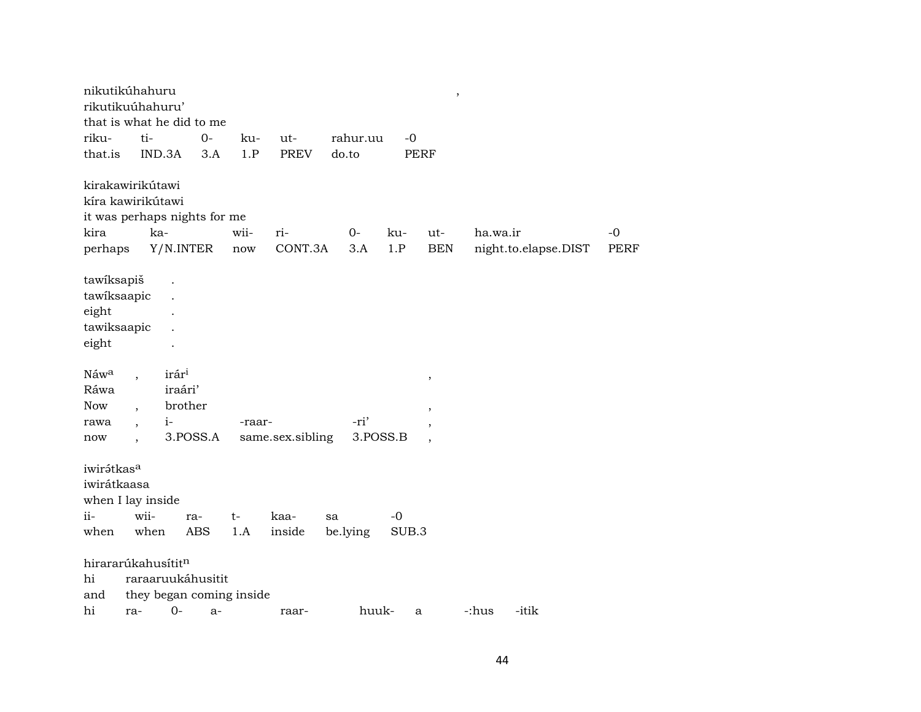nikutikúhahuru ,
rikutikuúhahuru'
that is what he did to me

| | | | | | | |
|---|---|---|---|---|---|---|
| riku- | ti- | 0- | ku- | ut- | rahur.uu | -0 |
| that.is | IND.3A | 3.A | 1.P | PREV | do.to | PERF |

kirakawirikútawi
kíra kawirikútawi
it was perhaps nights for me

| | | | | | | | | |
|---|---|---|---|---|---|---|---|---|
| kira | ka- | wii- | ri- | 0- | ku- | ut- | ha.wa.ir | -0 |
| perhaps | Y/N.INTER | now | CONT.3A | 3.A | 1.P | BEN | night.to.elapse.DIST | PERF |

tawíksapiš .
tawíksaapic .
eight .
tawiksaapic .
eight .

Náw[a] , irár[i] ,
Ráwa iraári'
Now , brother ,

| | | | | | |
|---|---|---|---|---|---|
| rawa | , | i- | -raar- | -ri' | , |
| now | , | 3.POSS.A | same.sex.sibling | 3.POSS.B | , |

iwirə́tkas[a]
iwirátkaasa
when I lay inside

| | | | | | | |
|---|---|---|---|---|---|---|
| ii- | wii- | ra- | t- | kaa- | sa | -0 |
| when | when | ABS | 1.A | inside | be.lying | SUB.3 |

hirararúkahusítit[n]
hi raraaruukáhusitit
and they began coming inside

| | | | | | | | | |
|---|---|---|---|---|---|---|---|---|
| hi | ra- | 0- | a- | raar- | huuk- | a | -:hus | -itik |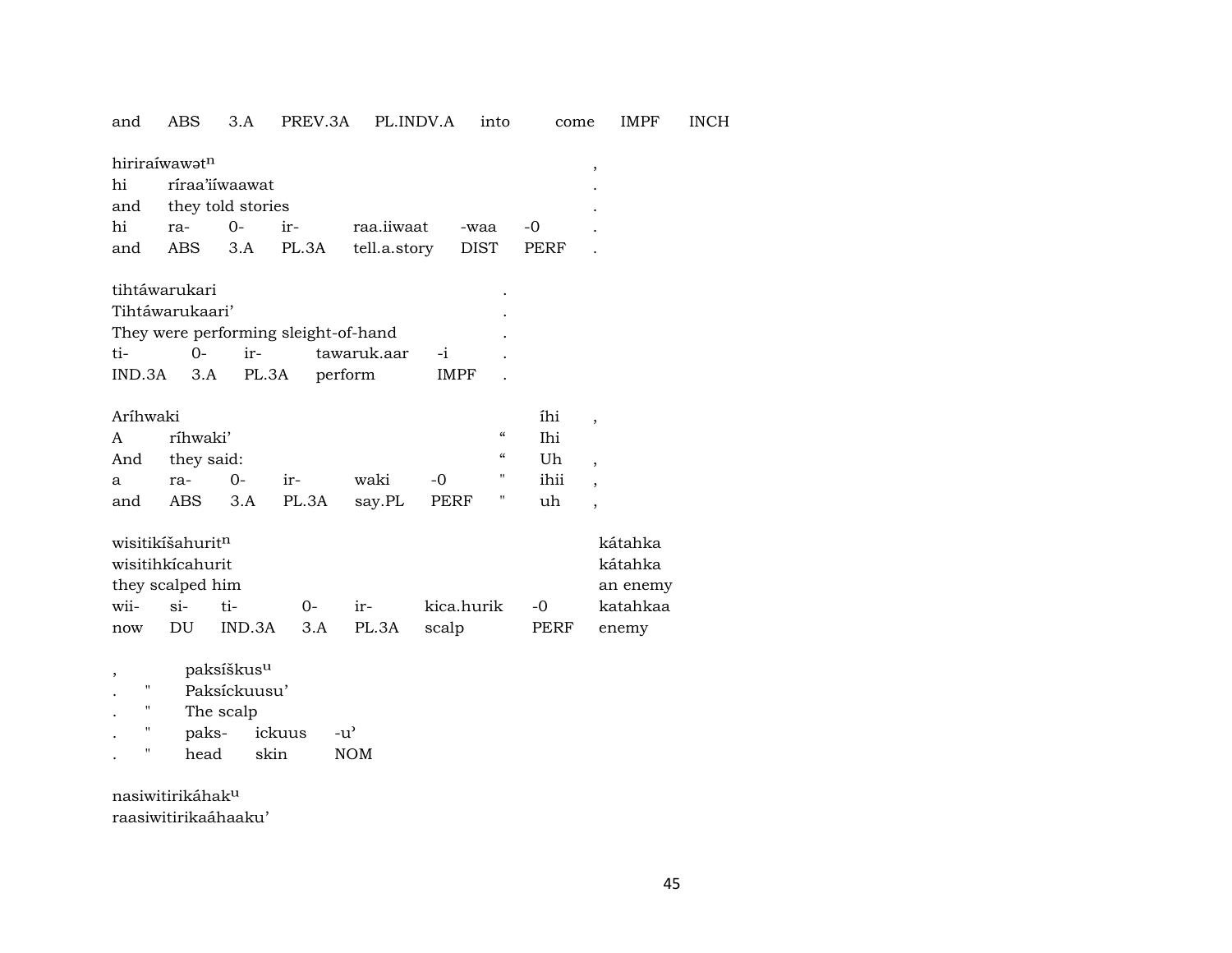| | | | | | | | | |
|---|---|---|---|---|---|---|---|---|
| and | ABS | 3.A | PREV.3A | PL.INDV.A | into | come | IMPF | INCH |

| | | | | | | | |
|---|---|---|---|---|---|---|---|
| hiriraíwawət$^{n}$ | | | | | | | , |
| hi | ríraa'iíwaawat | | | | | | . |
| and | they told stories | | | | | | . |
| hi | ra- | 0- | ir- | raa.iiwaat | -waa | -0 | . |
| and | ABS | 3.A | PL.3A | tell.a.story | DIST | PERF | . |

| | | | | | |
|---|---|---|---|---|---|
| tihtáwarukari | | | | | . |
| Tihtáwarukaari' | | | | | . |
| They were performing sleight-of-hand | | | | | . |
| ti- | 0- | ir- | tawaruk.aar | -i | . |
| IND.3A | 3.A | PL.3A | perform | IMPF | . |

| | | | | | | | | |
|---|---|---|---|---|---|---|---|---|
| Aríhwaki | | | | | | | íhi | , |
| A | ríhwaki' | | | | | “ | Ihi | |
| And | they said: | | | | | “ | Uh | , |
| a | ra- | 0- | ir- | waki | -0 | " | ihii | , |
| and | ABS | 3.A | PL.3A | say.PL | PERF | " | uh | , |

| | | | | | | | |
|---|---|---|---|---|---|---|---|
| wisitikíšahurit$^{n}$ | | | | | | | kátahka |
| wisitihkícahurit | | | | | | | kátahka |
| they scalped him | | | | | | | an enemy |
| wii- | si- | ti- | 0- | ir- | kica.hurik | -0 | katahkaa |
| now | DU | IND.3A | 3.A | PL.3A | scalp | PERF | enemy |

| | | | | |
|---|---|---|---|---|
| , | | paksíškus$^{u}$ | | |
| . | " | Paksíckuusu' | | |
| . | " | The scalp | | |
| . | " | paks- | ickuus | -u' |
| . | " | head | skin | NOM |

nasiwitirikáhak$^{u}$
raasiwitirikaáhaaku'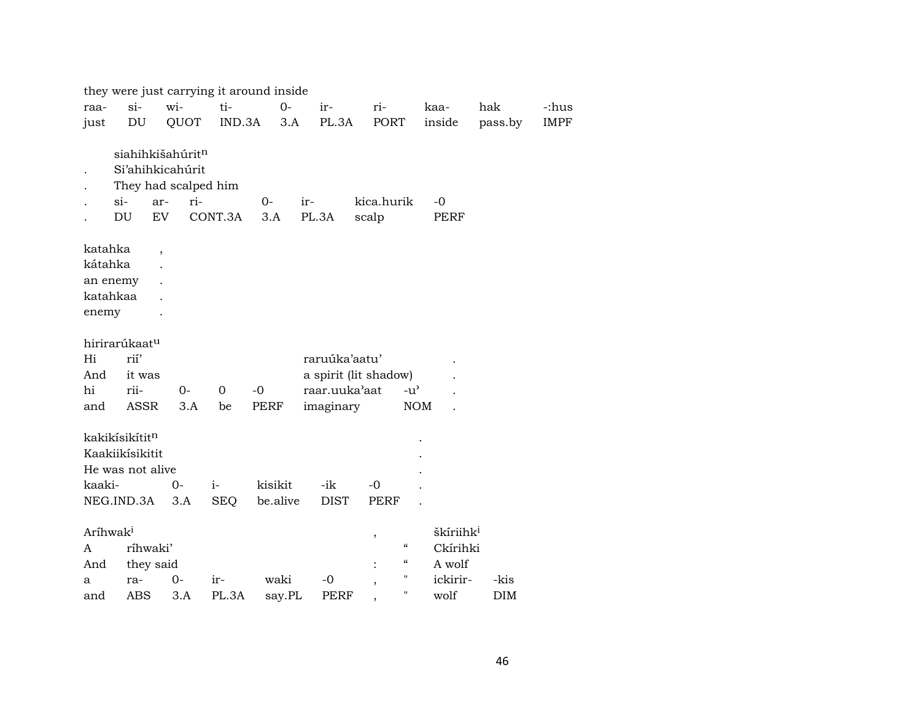they were just carrying it around inside

| | | | | | | | | | |
|---|---|---|---|---|---|---|---|---|---|
| raa- | si- | wi- | ti- | 0- | ir- | ri- | kaa- | hak | -:hus |
| just | DU | QUOT | IND.3A | 3.A | PL.3A | PORT | inside | pass.by | IMPF |

siahihkišahúrit[n]

. Si'ahihkicahúrit

. They had scalped him

| | | | | | | | |
|---|---|---|---|---|---|---|---|
| . | si- | ar- | ri- | 0- | ir- | kica.hurik | -0 |
| . | DU | EV | CONT.3A | 3.A | PL.3A | scalp | PERF |

katahka ,

kátahka .

an enemy .

katahkaa .

enemy .

hirirarúkaat[u]

| | | | | | | | |
|---|---|---|---|---|---|---|---|
| Hi | rií' | | | | raruúka'aatu' | | . |
| And | it was | | | | a spirit (lit shadow) | | . |
| hi | rii- | 0- | 0 | -0 | raar.uuka'aat | -u' | . |
| and | ASSR | 3.A | be | PERF | imaginary | NOM | . |

kakikísikítit[n] .

Kaakiikísikitit .

He was not alive .

| | | | | | | |
|---|---|---|---|---|---|---|
| kaaki- | 0- | i- | kisikit | -ik | -0 | . |
| NEG.IND.3A | 3.A | SEQ | be.alive | DIST | PERF | . |

Aríhwak[i] , škíriihk[i]

| | | | | | | | | | |
|---|---|---|---|---|---|---|---|---|---|
| A | ríhwaki' | | | | | | " | Ckírihki | |
| And | they said | | | | | : | " | A wolf | |
| a | ra- | 0- | ir- | waki | -0 | , | " | ickirir- | -kis |
| and | ABS | 3.A | PL.3A | say.PL | PERF | , | " | wolf | DIM |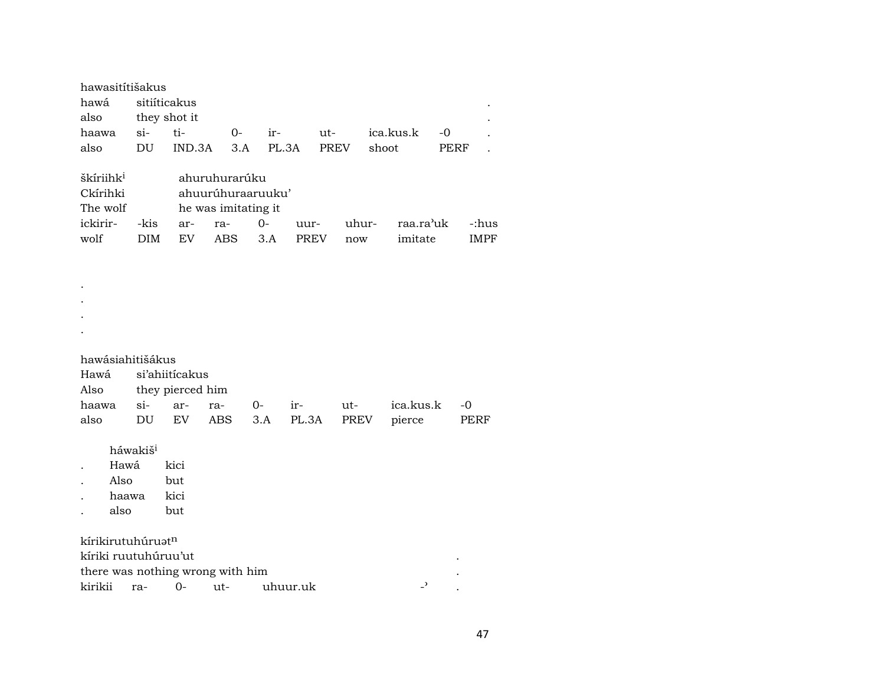hawasitítišakus

| | | | | | | | | |
|---|---|---|---|---|---|---|---|---|
| hawá | sitiíticakus | | | | | | | . |
| also | they shot it | | | | | | | . |
| haawa | si- | ti- | 0- | ir- | ut- | ica.kus.k | -0 | . |
| also | DU | IND.3A | 3.A | PL.3A | PREV | shoot | PERF | . |

| | | | | | | | | |
|---|---|---|---|---|---|---|---|---|
| škíriihk[i] | | ahuruhurarúku | | | | | | |
| Ckírihki | | ahuurúhuraaruuku' | | | | | | |
| The wolf | | he was imitating it | | | | | | |
| ickirir- | -kis | ar- | ra- | 0- | uur- | uhur- | raa.ra'uk | -:hus |
| wolf | DIM | EV | ABS | 3.A | PREV | now | imitate | IMPF |

.
.
.
.

hawásiahitišákus

| | | | | | | | | |
|---|---|---|---|---|---|---|---|---|
| Hawá | si'ahiitícakus | | | | | | | |
| Also | they pierced him | | | | | | | |
| haawa | si- | ar- | ra- | 0- | ir- | ut- | ica.kus.k | -0 |
| also | DU | EV | ABS | 3.A | PL.3A | PREV | pierce | PERF |

háwakiš[i]

| | | |
|---|---|---|
| . | Hawá | kici |
| . | Also | but |
| . | haawa | kici |
| . | also | but |

kírikirutuhúruət[n]

| | | | | | | |
|---|---|---|---|---|---|---|
| kíriki ruutuhúruu'ut | | | | | | . |
| there was nothing wrong with him | | | | | | . |
| kirikii | ra- | 0- | ut- | uhuur.uk | -' | . |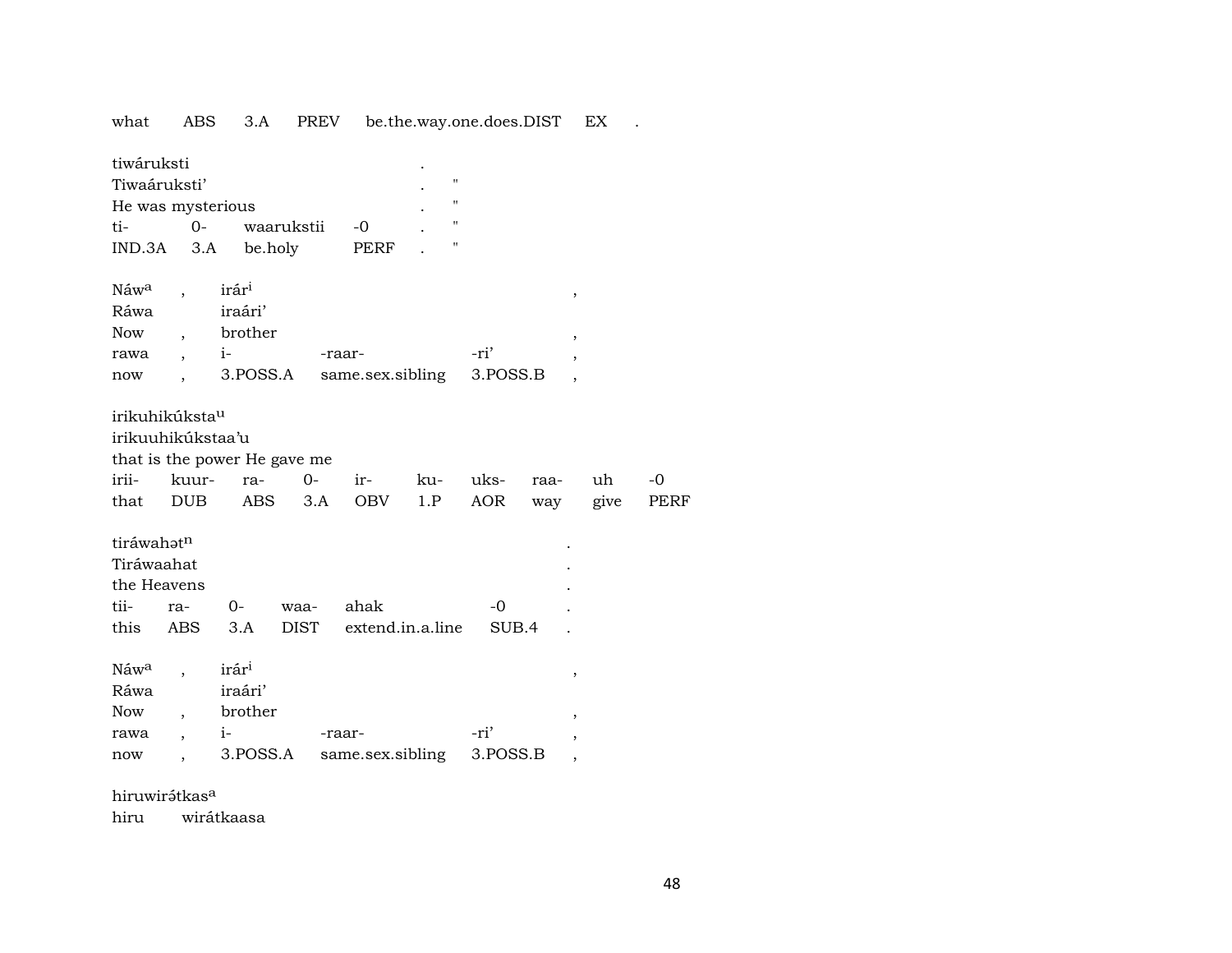| | | | | | | |
|---|---|---|---|---|---|---|
| what | ABS | 3.A | PREV | be.the.way.one.does.DIST | EX | . |

| | | | | | |
|---|---|---|---|---|---|
| tiwáruksti | | | | . | |
| Tiwaáruksti’ | | | | . | " |
| He was mysterious | | | | . | " |
| ti- | 0- | waarukstii | -0 | . | " |
| IND.3A | 3.A | be.holy | PERF | . | " |

| | | | | | |
|---|---|---|---|---|---|
| Náwᵃ | , | irárⁱ | | | , |
| Ráwa | | iraári’ | | | |
| Now | , | brother | | | , |
| rawa | , | i- | -raar- | -ri’ | , |
| now | , | 3.POSS.A | same.sex.sibling | 3.POSS.B | , |

| | | | | | | | | | |
|---|---|---|---|---|---|---|---|---|---|
| irikuhikúkstaᵘ | | | | | | | | | |
| irikuuhikúkstaa’u | | | | | | | | | |
| that is the power He gave me | | | | | | | | | |
| irii- | kuur- | ra- | 0- | ir- | ku- | uks- | raa- | uh | -0 |
| that | DUB | ABS | 3.A | OBV | 1.P | AOR | way | give | PERF |

| | | | | | | |
|---|---|---|---|---|---|---|
| tiráwahətⁿ | | | | | | . |
| Tiráwaahat | | | | | | . |
| the Heavens | | | | | | . |
| tii- | ra- | 0- | waa- | ahak | -0 | . |
| this | ABS | 3.A | DIST | extend.in.a.line | SUB.4 | . |

| | | | | | |
|---|---|---|---|---|---|
| Náwᵃ | , | irárⁱ | | | , |
| Ráwa | | iraári’ | | | |
| Now | , | brother | | | , |
| rawa | , | i- | -raar- | -ri’ | , |
| now | , | 3.POSS.A | same.sex.sibling | 3.POSS.B | , |

hiruwirə́tkasᵃ
hiru wirátkaasa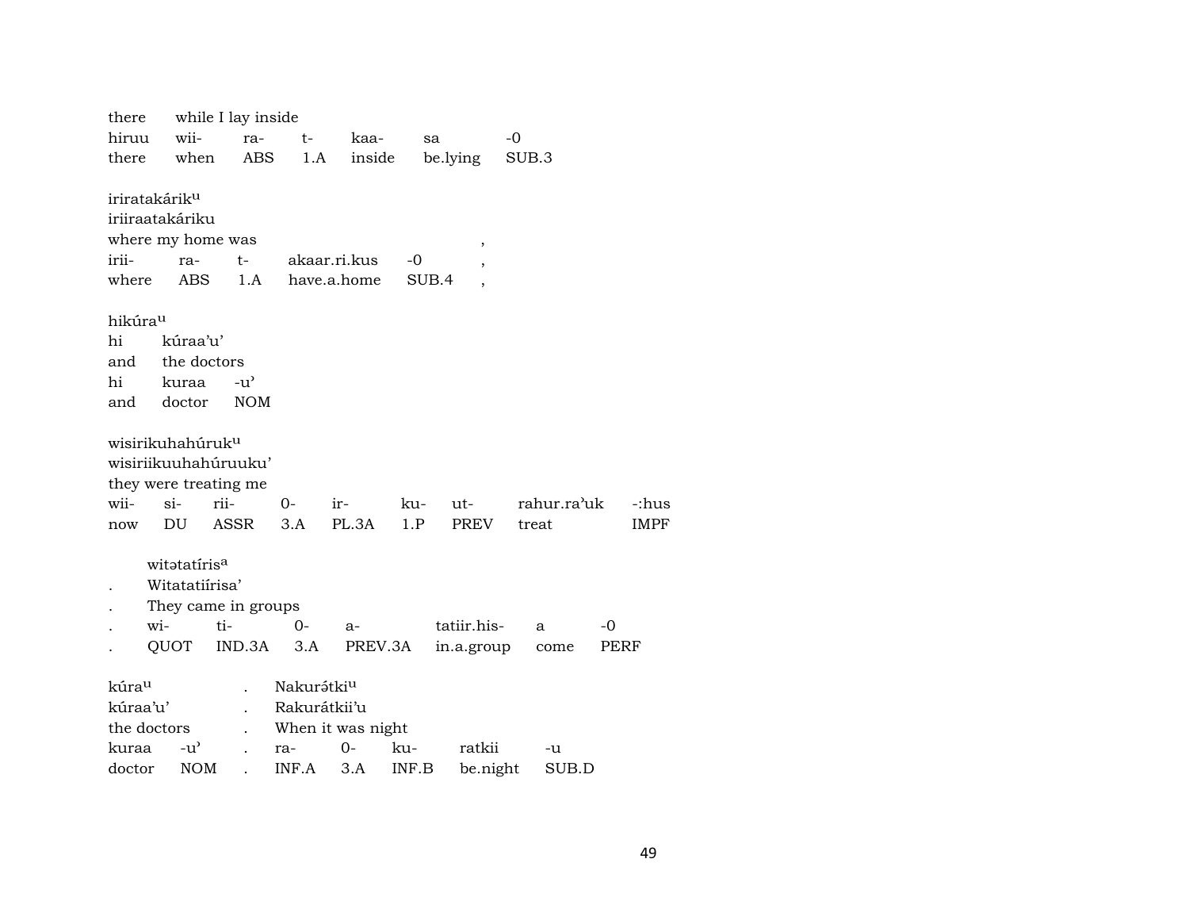there while I lay inside

| | | | | | | |
|---|---|---|---|---|---|---|
| hiruu | wii- | ra- | t- | kaa- | sa | -0 |
| there | when | ABS | 1.A | inside | be.lying | SUB.3 |

iriratakárik[u]

iriiraatakáriku

where my home was ,

| | | | | | |
|---|---|---|---|---|---|
| irii- | ra- | t- | akaar.ri.kus | -0 | , |
| where | ABS | 1.A | have.a.home | SUB.4 | , |

hikúra[u]

| | |
|---|---|
| hi | kúraa'u' |
| and | the doctors |

| | | |
|---|---|---|
| hi | kuraa | -u' |
| and | doctor | NOM |

wisirikuhahúruk[u]

wisiriikuuhahúruuku'

they were treating me

| | | | | | | | | |
|---|---|---|---|---|---|---|---|---|
| wii- | si- | rii- | 0- | ir- | ku- | ut- | rahur.ra'uk | -:hus |
| now | DU | ASSR | 3.A | PL.3A | 1.P | PREV | treat | IMPF |

. witətatíris[a]

. Witatatiírisa'

. They came in groups

| | | | | | | | |
|---|---|---|---|---|---|---|---|
| . | wi- | ti- | 0- | a- | tatiir.his- | a | -0 |
| . | QUOT | IND.3A | 3.A | PREV.3A | in.a.group | come | PERF |

kúra[u] . Nakurə́tki[u]

kúraa'u' . Rakurátkii'u

the doctors . When it was night

| | | | | | | | |
|---|---|---|---|---|---|---|---|
| kuraa | -u' | . | ra- | 0- | ku- | ratkii | -u |
| doctor | NOM | . | INF.A | 3.A | INF.B | be.night | SUB.D |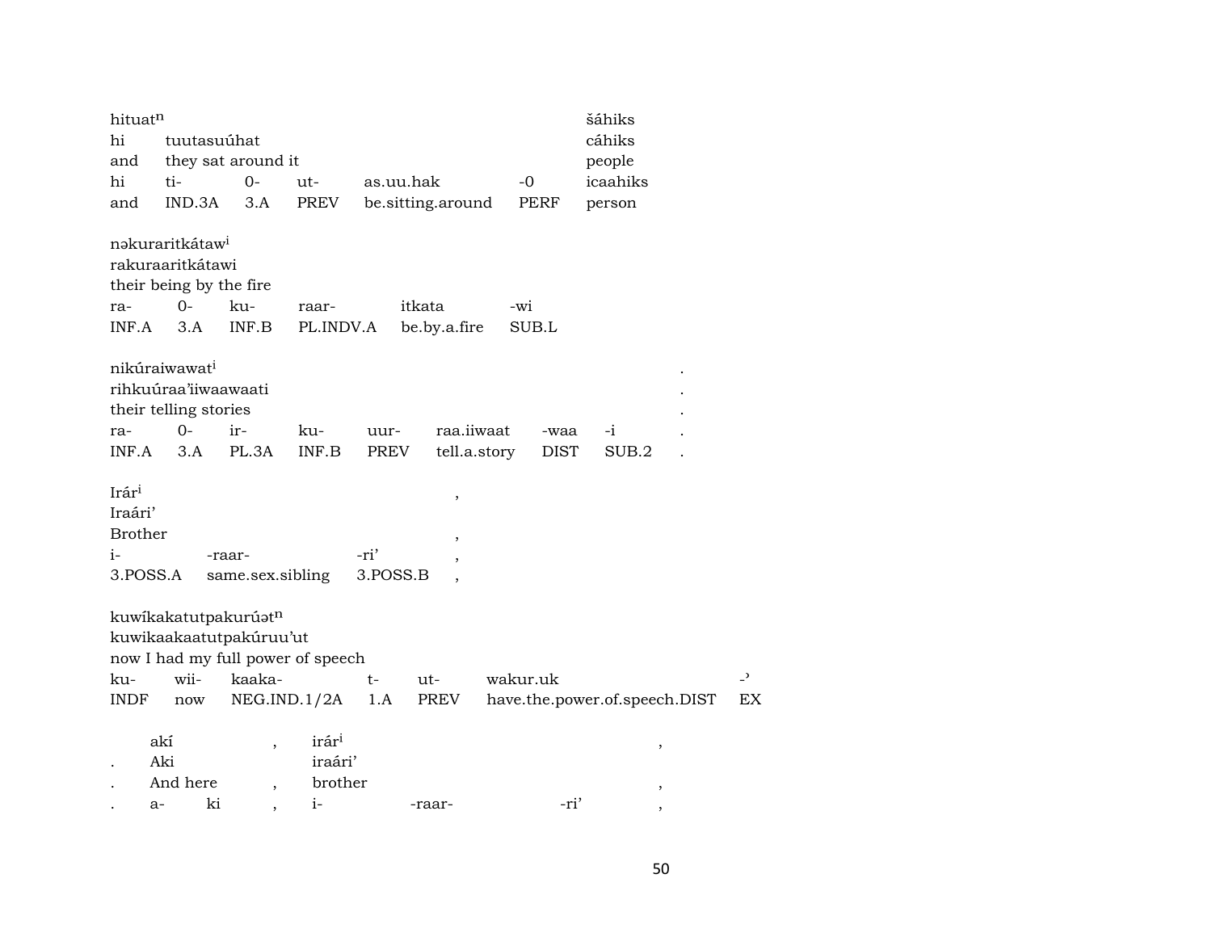| | | | | | | |
|---|---|---|---|---|---|---|
| hituat[n] | | | | | | šáhiks |
| hi | tuutasuúhat | | | | | cáhiks |
| and | they sat around it | | | | | people |
| hi | ti- | 0- | ut- | as.uu.hak | -0 | icaahiks |
| and | IND.3A | 3.A | PREV | be.sitting.around | PERF | person |

| | | | | | |
|---|---|---|---|---|---|
| nəkuraritkátaw[i] | | | | | |
| rakuraaritkátawi | | | | | |
| their being by the fire | | | | | |
| ra- | 0- | ku- | raar- | itkata | -wi |
| INF.A | 3.A | INF.B | PL.INDV.A | be.by.a.fire | SUB.L |

| | | | | | | | | |
|---|---|---|---|---|---|---|---|---|
| nikúraiwawat[i] | | | | | | | | . |
| rihkuúraa’iiwaawaati | | | | | | | | . |
| their telling stories | | | | | | | | . |
| ra- | 0- | ir- | ku- | uur- | raa.iiwaat | -waa | -i | . |
| INF.A | 3.A | PL.3A | INF.B | PREV | tell.a.story | DIST | SUB.2 | . |

| | | | |
|---|---|---|---|
| Irár[i] | | | , |
| Iraári’ | | | |
| Brother | | | , |
| i- | -raar- | -ri’ | , |
| 3.POSS.A | same.sex.sibling | 3.POSS.B | , |

| | | | | | | |
|---|---|---|---|---|---|---|
| kuwíkakatutpakurúət[n] | | | | | | |
| kuwikaakaatutpakúruu’ut | | | | | | |
| now I had my full power of speech | | | | | | |
| ku- | wii- | kaaka- | t- | ut- | wakur.uk | -’ |
| INDF | now | NEG.IND.1/2A | 1.A | PREV | have.the.power.of.speech.DIST | EX |

| | | | | | | | |
|---|---|---|---|---|---|---|---|
| | akí | | , | irár[i] | | | , |
| . | Aki | | | iraári’ | | | |
| . | And here | | , | brother | | | , |
| . | a- | ki | , | i- | -raar- | -ri’ | , |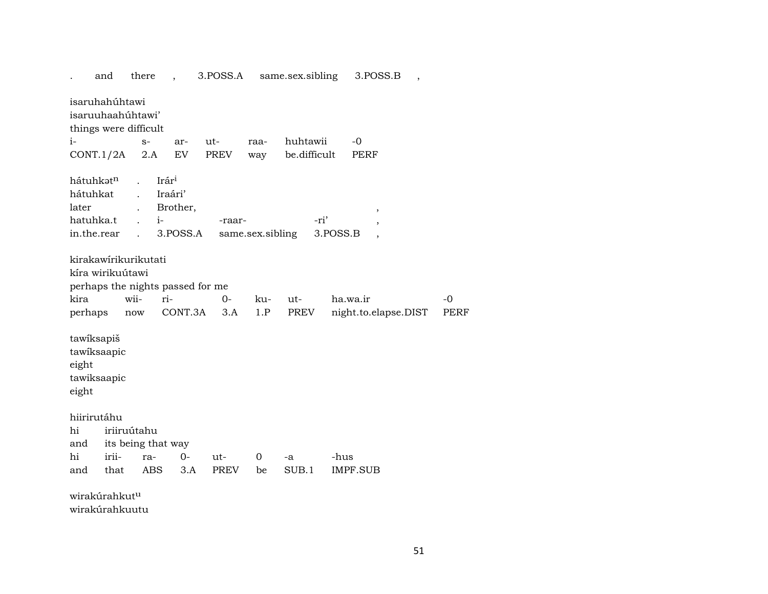| | | | | | | |
|---|---|---|---|---|---|---|
| . | and | there | , | 3.POSS.A | same.sex.sibling | 3.POSS.B | , |

isaruhahúhtawi
isaruuhaahúhtawi’
things were difficult

| | | | | | | |
|---|---|---|---|---|---|---|
| i- | s- | ar- | ut- | raa- | huhtawii | -0 |
| CONT.1/2A | 2.A | EV | PREV | way | be.difficult | PERF |

| | | | | | |
|---|---|---|---|---|---|
| hátuhkətn | . | Irári | | | |
| hátuhkat | . | Iraári’ | | | |
| later | . | Brother, | | | , |
| hatuhka.t | . | i- | -raar- | -ri’ | , |
| in.the.rear | . | 3.POSS.A | same.sex.sibling | 3.POSS.B | , |

kirakawírikurikutati
kíra wirikuútawi
perhaps the nights passed for me

| | | | | | | | |
|---|---|---|---|---|---|---|---|
| kira | wii- | ri- | 0- | ku- | ut- | ha.wa.ir | -0 |
| perhaps | now | CONT.3A | 3.A | 1.P | PREV | night.to.elapse.DIST | PERF |

tawíksapiš
tawíksaapic
eight
tawiksaapic
eight

hiirirutáhu

| | |
|---|---|
| hi | iriiruútahu |
| and | its being that way |

| | | | | | | | |
|---|---|---|---|---|---|---|---|
| hi | irii- | ra- | 0- | ut- | 0 | -a | -hus |
| and | that | ABS | 3.A | PREV | be | SUB.1 | IMPF.SUB |

wirakúrahkutu
wirakúrahkuutu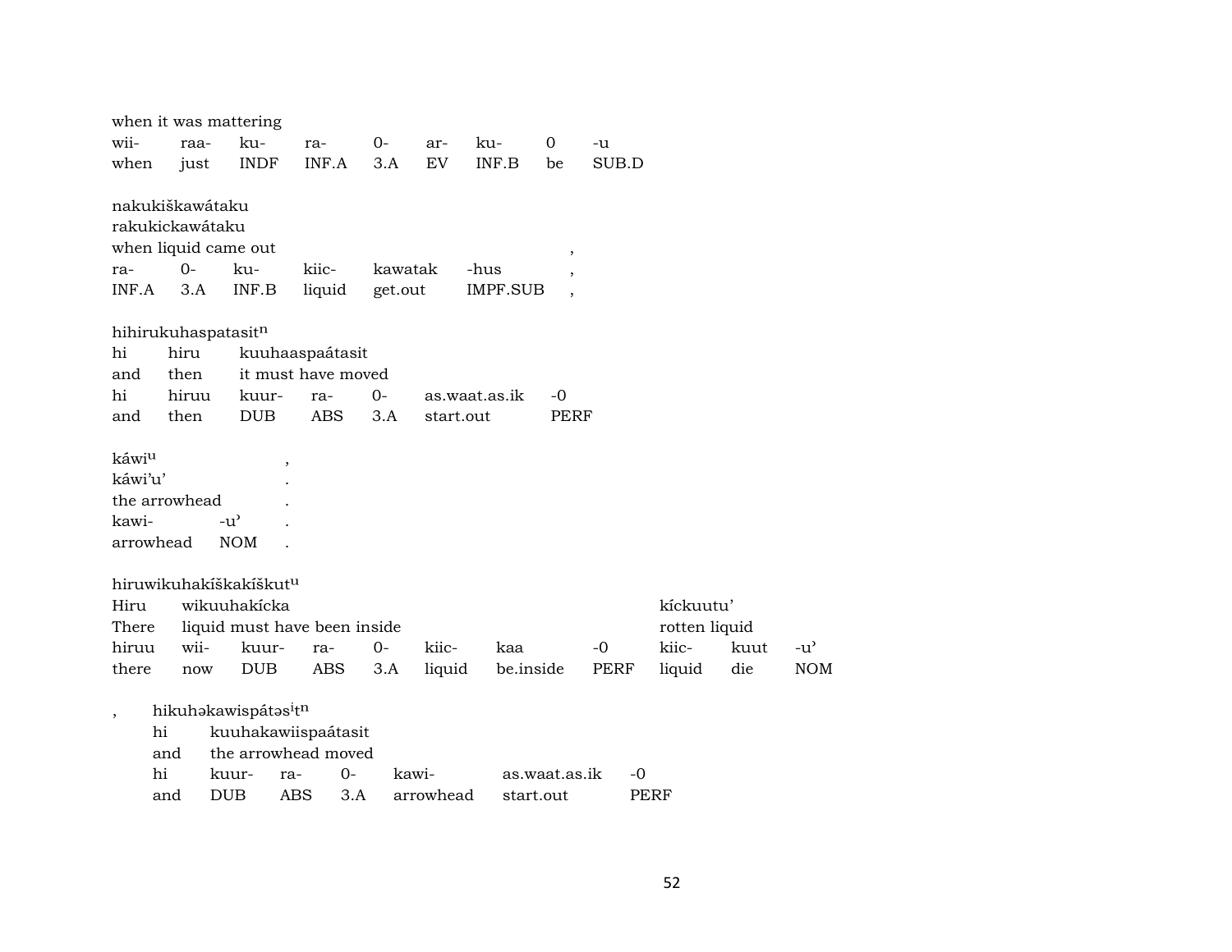when it was mattering

| | | | | | | | | |
|---|---|---|---|---|---|---|---|---|
| wii- | raa- | ku- | ra- | 0- | ar- | ku- | 0 | -u |
| when | just | INDF | INF.A | 3.A | EV | INF.B | be | SUB.D |

nakukiškawátaku
rakukickawátaku
when liquid came out ,

| | | | | | | |
|---|---|---|---|---|---|---|
| ra- | 0- | ku- | kiic- | kawatak | -hus | , |
| INF.A | 3.A | INF.B | liquid | get.out | IMPF.SUB | , |

hihirukuhaspatasit$^{n}$

| | | | | | | |
|---|---|---|---|---|---|---|
| hi | hiru | kuuhaaspaátasit | | | | |
| and | then | it must have moved | | | | |
| hi | hiruu | kuur- | ra- | 0- | as.waat.as.ik | -0 |
| and | then | DUB | ABS | 3.A | start.out | PERF |

káwi$^{u}$ ,
káwi'u' .
the arrowhead .

| | | |
|---|---|---|
| kawi- | -u' | . |
| arrowhead | NOM | . |

hiruwikuhakíškakíškut$^{u}$

| | | | | | | | | | | |
|---|---|---|---|---|---|---|---|---|---|---|
| Hiru | wikuuhakícka | | | | | | | kíckuutu' | | |
| There | liquid must have been inside | | | | | | | rotten liquid | | |
| hiruu | wii- | kuur- | ra- | 0- | kiic- | kaa | -0 | kiic- | kuut | -u' |
| there | now | DUB | ABS | 3.A | liquid | be.inside | PERF | liquid | die | NOM |

, hikuhəkawispátəs$^{i}$t$^{n}$

| | | | | | | |
|---|---|---|---|---|---|---|
| hi | kuuhakawiispaátasit | | | | | |
| and | the arrowhead moved | | | | | |
| hi | kuur- | ra- | 0- | kawi- | as.waat.as.ik | -0 |
| and | DUB | ABS | 3.A | arrowhead | start.out | PERF |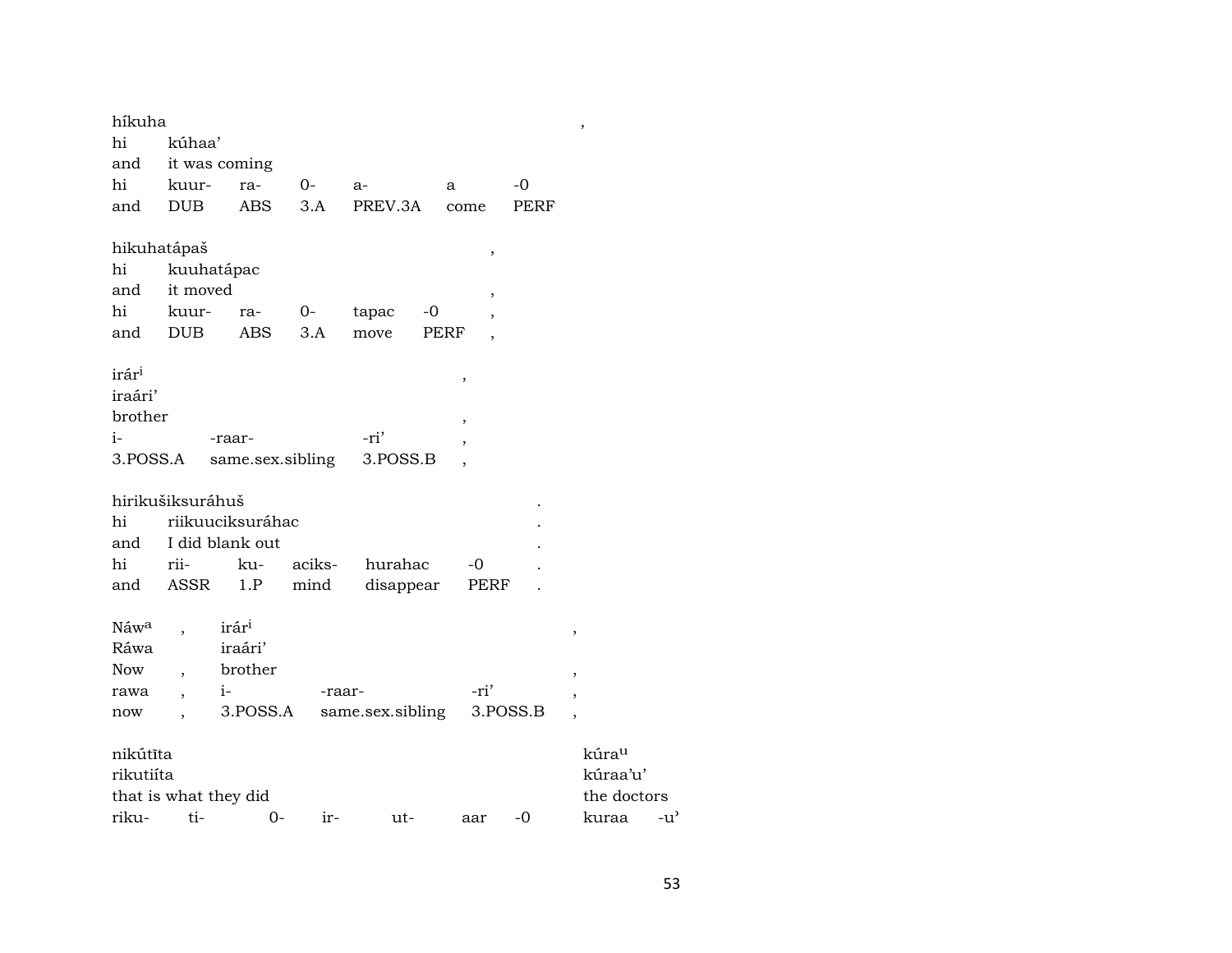híkuha ,
hi kúhaa'
and it was coming
hi kuur- ra- 0- a- a -0
and DUB ABS 3.A PREV.3A come PERF

hikuhatápaš ,
hi kuuhatápac
and it moved ,
hi kuur- ra- 0- tapac -0 ,
and DUB ABS 3.A move PERF ,

irár[i] ,
iraári'
brother ,
i- -raar- -ri' ,
3.POSS.A same.sex.sibling 3.POSS.B ,

hirikušiksuráhuš .
hi riikuuciksuráhac .
and I did blank out .
hi rii- ku- aciks- hurahac -0 .
and ASSR 1.P mind disappear PERF .

Náw[a] , irár[i] ,
Ráwa iraári'
Now , brother ,
rawa , i- -raar- -ri' ,
now , 3.POSS.A same.sex.sibling 3.POSS.B ,

nikútīta kúra[u]
rikutiíta kúraa'u'
that is what they did the doctors
riku- ti- 0- ir- ut- aar -0 kuraa -u'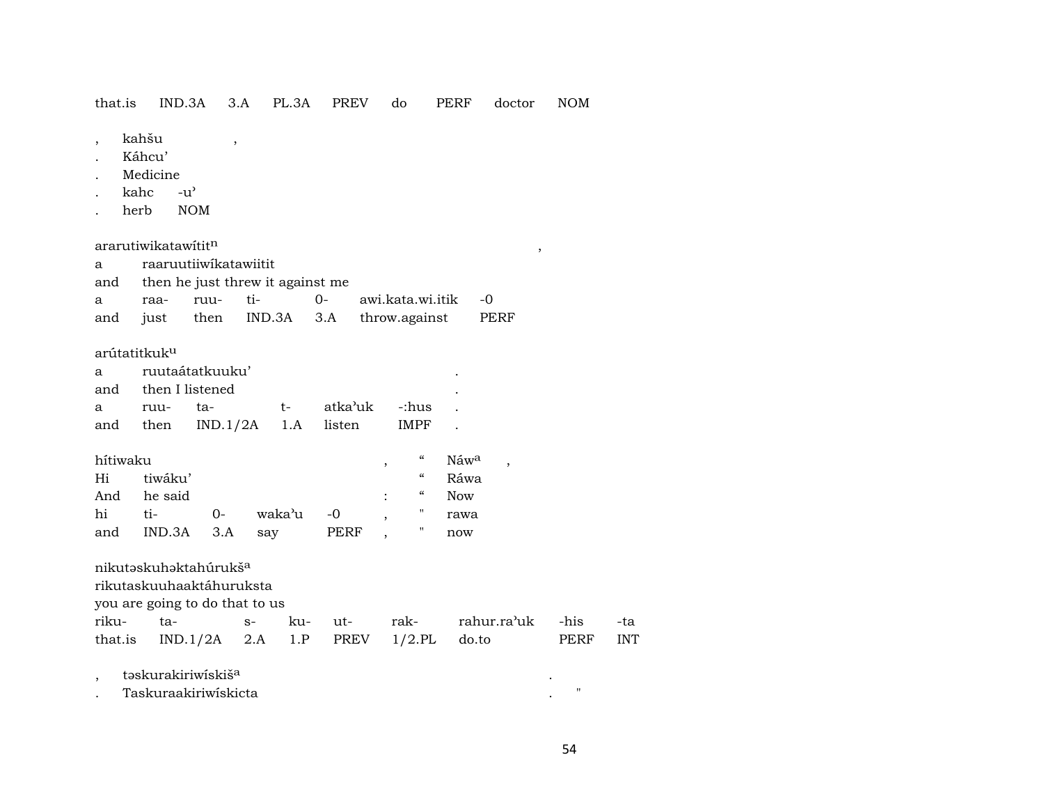that.is IND.3A 3.A PL.3A PREV do PERF doctor NOM

, kahšu ,
. Káhcu'
. Medicine
. kahc -u'
. herb NOM

ararutiwikatawítit[n] ,
a raaruutiiwíkatawiitit
and then he just threw it against me
a raa- ruu- ti- 0- awi.kata.wi.itik -0
and just then IND.3A 3.A throw.against PERF

arútatitkuk[u]
a ruutaátatkuuku' .
and then I listened .
a ruu- ta- t- atka'uk -:hus .
and then IND.1/2A 1.A listen IMPF .

hítiwaku , " Náw[a] ,
Hi tiwáku' " Ráwa
And he said : " Now
hi ti- 0- waka'u -0 , " rawa
and IND.3A 3.A say PERF , " now

nikutəskuhəktahúrukš[a]
rikutaskuuhaaktáhuruksta
you are going to do that to us
riku- ta- s- ku- ut- rak- rahur.ra'uk -his -ta
that.is IND.1/2A 2.A 1.P PREV 1/2.PL do.to PERF INT

, təskurakiriwískiš[a] .
. Taskuraakiriwískicta . "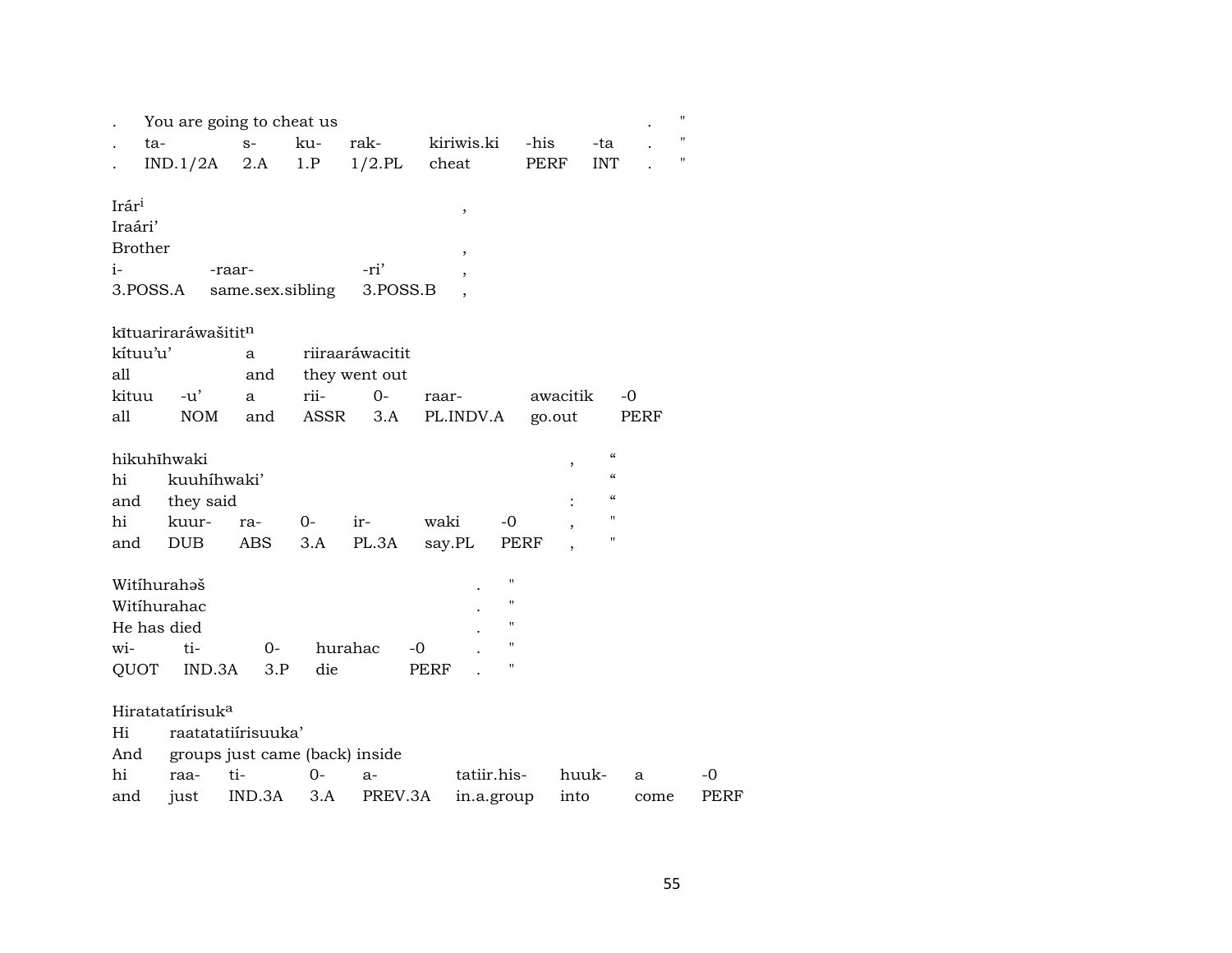| | | | | | | | | |
|---|---|---|---|---|---|---|---|---|
| . | You are going to cheat us | | | | | | . | " |
| . | ta- | s- | ku- | rak- | kiriwis.ki | -his | -ta | . | " |
| . | IND.1/2A | 2.A | 1.P | 1/2.PL | cheat | PERF | INT | . | " |

| | | | |
|---|---|---|---|
| Irár[i] | | | , |
| Iraári' | | | |
| Brother | | | , |
| i- | -raar- | -ri' | , |
| 3.POSS.A | same.sex.sibling | 3.POSS.B | , |

| | | | | | | | |
|---|---|---|---|---|---|---|---|
| kītuariraráwašitit[n] | | | | | | | |
| kítuu'u' | | a | riiraaráwacitit | | | | |
| all | | and | they went out | | | | |
| kituu | -u' | a | rii- | 0- | raar- | awacitik | -0 |
| all | NOM | and | ASSR | 3.A | PL.INDV.A | go.out | PERF |

| | | | | | | | | |
|---|---|---|---|---|---|---|---|---|
| hikuhīhwaki | | | | | | | , | “ |
| hi | kuuhíhwaki' | | | | | | | “ |
| and | they said | | | | | | : | “ |
| hi | kuur- | ra- | 0- | ir- | waki | -0 | , | " |
| and | DUB | ABS | 3.A | PL.3A | say.PL | PERF | , | " |

| | | | | | | |
|---|---|---|---|---|---|---|
| Witíhurahəš | | | | | . | " |
| Witíhurahac | | | | | . | " |
| He has died | | | | | . | " |
| wi- | ti- | 0- | hurahac | -0 | . | " |
| QUOT | IND.3A | 3.P | die | PERF | . | " |

| | | | | | | | | |
|---|---|---|---|---|---|---|---|---|
| Hiratatatírisuk[a] | | | | | | | | |
| Hi | raatatatiírisuuka' | | | | | | | |
| And | groups just came (back) inside | | | | | | | |
| hi | raa- | ti- | 0- | a- | tatiir.his- | huuk- | a | -0 |
| and | just | IND.3A | 3.A | PREV.3A | in.a.group | into | come | PERF |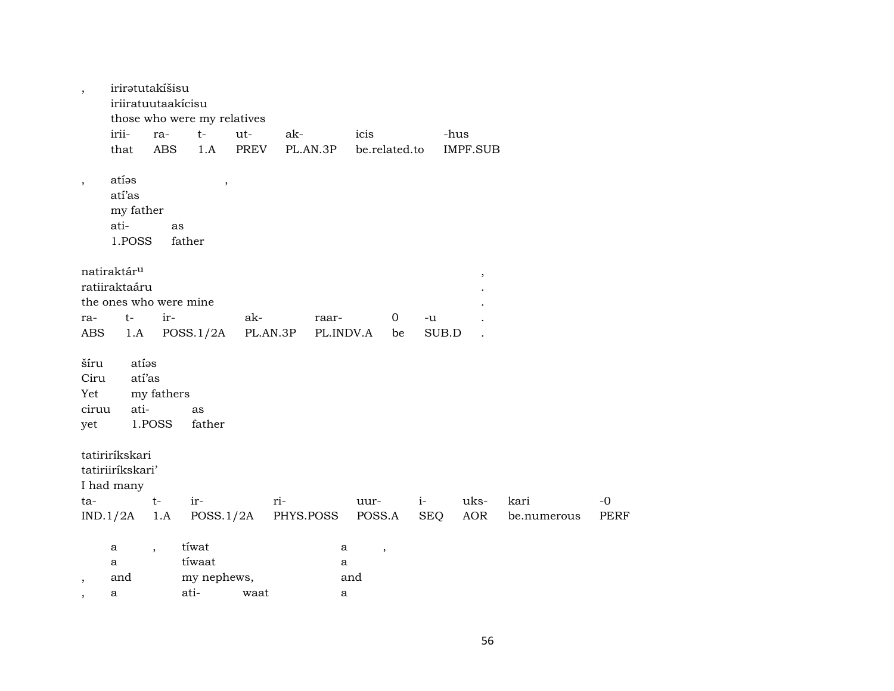, iriratutakíšisu
iriiratuutaakícisu
those who were my relatives

| | | | | | | |
|---|---|---|---|---|---|---|
| irii- | ra- | t- | ut- | ak- | icis | -hus |
| that | ABS | 1.A | PREV | PL.AN.3P | be.related.to | IMPF.SUB |

, atíəs ,
atí'as
my father

| | |
|---|---|
| ati- | as |
| 1.POSS | father |

natiraktár^u ,
ratiiraktaáru .
the ones who were mine .

| | | | | | | | |
|---|---|---|---|---|---|---|---|
| ra- | t- | ir- | ak- | raar- | 0 | -u | . |
| ABS | 1.A | POSS.1/2A | PL.AN.3P | PL.INDV.A | be | SUB.D | . |

| | | |
|---|---|---|
| šíru | atíəs | |
| Ciru | atí'as | |
| Yet | my fathers | |
| ciruu | ati- | as |
| yet | 1.POSS | father |

tatiriríkskari
tatiriiríkskari'
I had many

| | | | | | | | | |
|---|---|---|---|---|---|---|---|---|
| ta- | t- | ir- | ri- | uur- | i- | uks- | kari | -0 |
| IND.1/2A | 1.A | POSS.1/2A | PHYS.POSS | POSS.A | SEQ | AOR | be.numerous | PERF |

| | | | | | | |
|---|---|---|---|---|---|---|
| | a | , | tíwat | | a | , |
| | a | | tíwaat | | a | |
| , | and | | my nephews, | | and | |
| , | a | | ati- | waat | a | |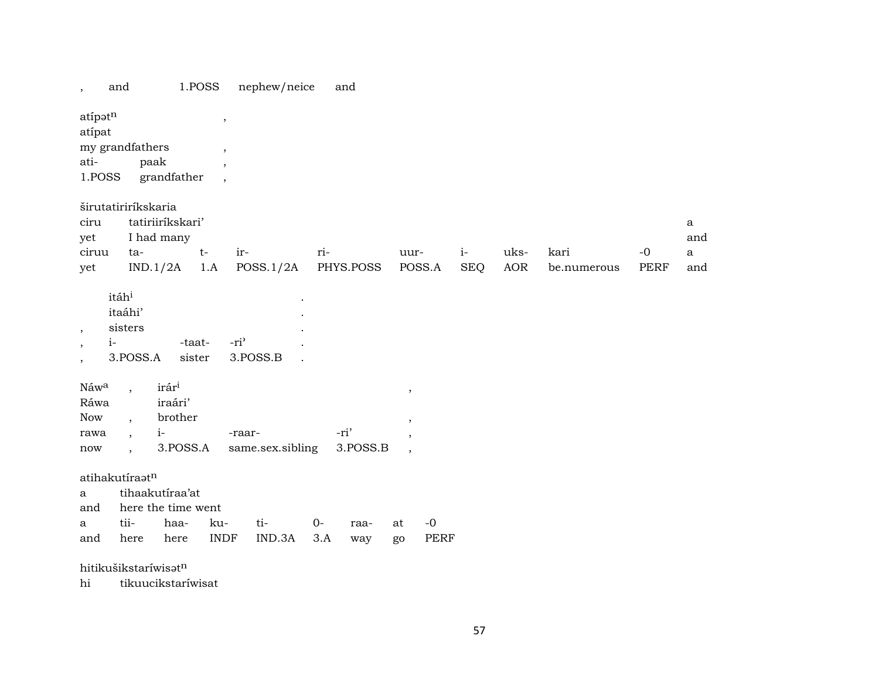| | | | | |
|---|---|---|---|---|
| , | and | 1.POSS | nephew/neice | and |

| | | |
|---|---|---|
| atípət$^{n}$ | | , |
| atípat | | |
| my grandfathers | | , |
| ati- | paak | , |
| 1.POSS | grandfather | , |

širutatiriríkskaria

| | | | | | | | | | | |
|---|---|---|---|---|---|---|---|---|---|---|
| ciru | tatiriiríkskari' | | | | | | | | | a |
| yet | I had many | | | | | | | | | and |
| ciruu | ta- | t- | ir- | ri- | uur- | i- | uks- | kari | -0 | a |
| yet | IND.1/2A | 1.A | POSS.1/2A | PHYS.POSS | POSS.A | SEQ | AOR | be.numerous | PERF | and |

| | | | | |
|---|---|---|---|---|
| | itáh$^{i}$ | | | . |
| | itaáhi' | | | . |
| , | sisters | | | . |
| , | i- | -taat- | -ri' | . |
| , | 3.POSS.A | sister | 3.POSS.B | . |

| | | | | | |
|---|---|---|---|---|---|
| Náw$^{a}$ | , | irár$^{i}$ | | | , |
| Ráwa | | iraári' | | | |
| Now | , | brother | | | , |
| rawa | , | i- | -raar- | -ri' | , |
| now | , | 3.POSS.A | same.sex.sibling | 3.POSS.B | , |

atihakutíraət$^{n}$

| | | | | | | | | |
|---|---|---|---|---|---|---|---|---|
| a | tihaakutíraa'at | | | | | | | |
| and | here the time went | | | | | | | |
| a | tii- | haa- | ku- | ti- | 0- | raa- | at | -0 |
| and | here | here | INDF | IND.3A | 3.A | way | go | PERF |

hitikušikstaríwisət$^{n}$

| | |
|---|---|
| hi | tikuucikstaríwisat |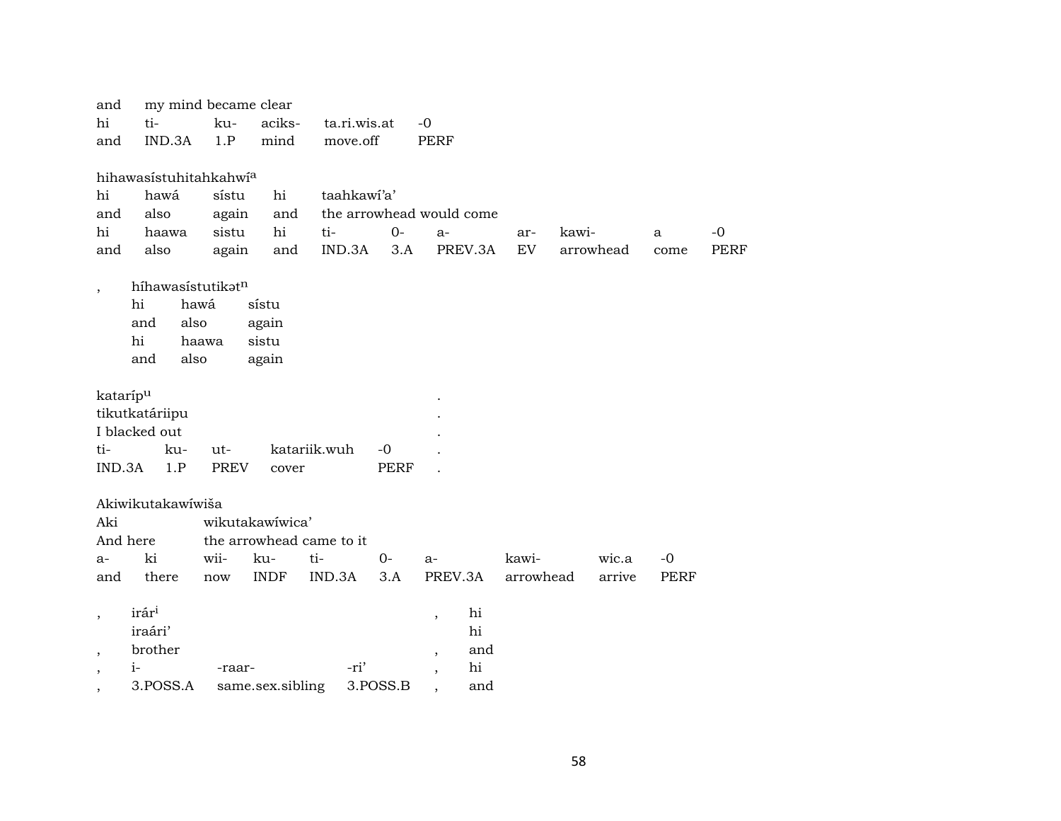| | | | | | |
|---|---|---|---|---|---|
| and | my mind became clear | | | | |
| hi | ti- | ku- | aciks- | ta.ri.wis.at | -0 |
| and | IND.3A | 1.P | mind | move.off | PERF |

hihawasístuhitahkahwí[a]

| | | | | | | | | | | |
|---|---|---|---|---|---|---|---|---|---|---|
| hi | hawá | sístu | hi | taahkawí'a' | | | | | | |
| and | also | again | and | the arrowhead would come | | | | | | |
| hi | haawa | sistu | hi | ti- | 0- | a- | ar- | kawi- | a | -0 |
| and | also | again | and | IND.3A | 3.A | PREV.3A | EV | arrowhead | come | PERF |

| | | | |
|---|---|---|---|
| , | híhawasístutikət[n] | | |
| | hi | hawá | sístu |
| | and | also | again |
| | hi | haawa | sistu |
| | and | also | again |

| | | | | | |
|---|---|---|---|---|---|
| kataríp[u] | | | | | . |
| tikutkatáriipu | | | | | . |
| I blacked out | | | | | . |
| ti- | ku- | ut- | katariik.wuh | -0 | . |
| IND.3A | 1.P | PREV | cover | PERF | . |

Akiwikutakawíwiša

| | | | | | | | | | |
|---|---|---|---|---|---|---|---|---|---|
| Aki | | wikutakawíwica' | | | | | | | |
| And here | | the arrowhead came to it | | | | | | | |
| a- | ki | wii- | ku- | ti- | 0- | a- | kawi- | wic.a | -0 |
| and | there | now | INDF | IND.3A | 3.A | PREV.3A | arrowhead | arrive | PERF |

| | | | | | |
|---|---|---|---|---|---|
| , | irár[i] | | | , | hi |
| | iraári' | | | | hi |
| , | brother | | | , | and |
| , | i- | -raar- | -ri' | , | hi |
| , | 3.POSS.A | same.sex.sibling | 3.POSS.B | , | and |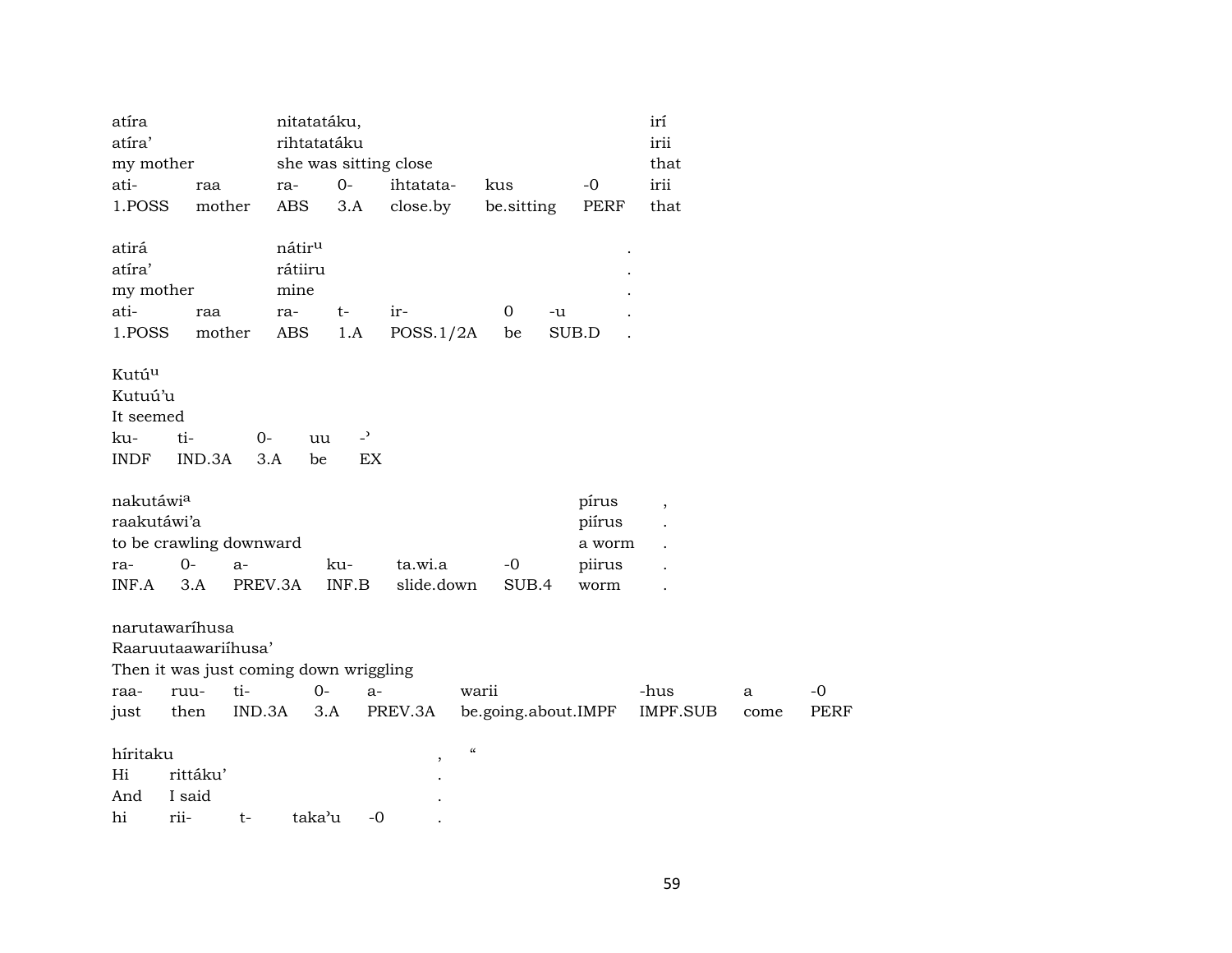| | | | | | | | |
|---|---|---|---|---|---|---|---|
| atíra | | nitatatáku, | | | | | irí |
| atíra' | | rihtatatáku | | | | | irii |
| my mother | | she was sitting close | | | | | that |
| ati- | raa | ra- | 0- | ihtatata- | kus | -0 | irii |
| 1.POSS | mother | ABS | 3.A | close.by | be.sitting | PERF | that |

| | | | | | | | |
|---|---|---|---|---|---|---|---|
| atirá | | nátir[u] | | | | | . |
| atíra' | | rátiiru | | | | | . |
| my mother | | mine | | | | | . |
| ati- | raa | ra- | t- | ir- | 0 | -u | . |
| 1.POSS | mother | ABS | 1.A | POSS.1/2A | be | SUB.D | . |

| | | | | |
|---|---|---|---|---|
| Kutú[u] | | | | |
| Kutuú'u | | | | |
| It seemed | | | | |
| ku- | ti- | 0- | uu | -ʾ |
| INDF | IND.3A | 3.A | be | EX |

| | | | | | | | |
|---|---|---|---|---|---|---|---|
| nakutáwi[a] | | | | | | pírus | , |
| raakutáwi'a | | | | | | piírus | . |
| to be crawling downward | | | | | | a worm | . |
| ra- | 0- | a- | ku- | ta.wi.a | -0 | piirus | . |
| INF.A | 3.A | PREV.3A | INF.B | slide.down | SUB.4 | worm | . |

| | | | | | | | | |
|---|---|---|---|---|---|---|---|---|
| narutawaríhusa | | | | | | | | |
| Raaruutaawariíhusa' | | | | | | | | |
| Then it was just coming down wriggling | | | | | | | | |
| raa- | ruu- | ti- | 0- | a- | warii | -hus | a | -0 |
| just | then | IND.3A | 3.A | PREV.3A | be.going.about.IMPF | IMPF.SUB | come | PERF |

| | | | | | |
|---|---|---|---|---|---|
| híritaku | | | | | , “ |
| Hi | rittáku' | | | | . |
| And | I said | | | | . |
| hi | rii- | t- | takaʾu | -0 | . |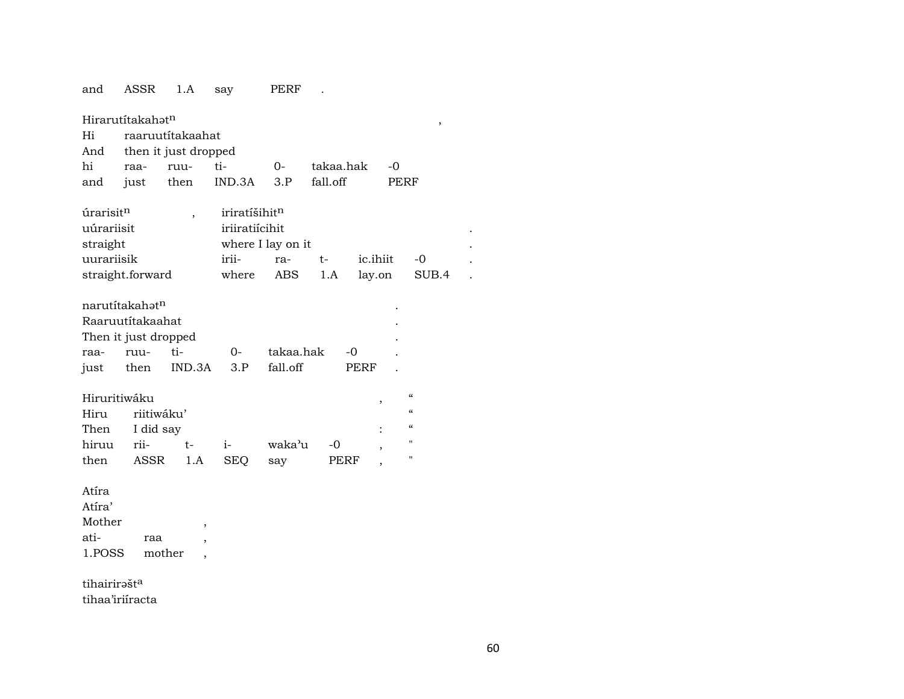| | | | | | |
|---|---|---|---|---|---|
| and | ASSR | 1.A | say | PERF | . |

Hirarutítakahət$^{n}$ ,
Hi raaruutítakaahat
And then it just dropped

| | | | | | | |
|---|---|---|---|---|---|---|
| hi | raa- | ruu- | ti- | 0- | takaa.hak | -0 |
| and | just | then | IND.3A | 3.P | fall.off | PERF |

úrarisit$^{n}$ , iriratíšihit$^{n}$
uúrariisit iriiratiícihit .
straight where I lay on it .

| | | | | | | |
|---|---|---|---|---|---|---|
| uurariisik | irii- | ra- | t- | ic.ihiit | -0 | . |
| straight.forward | where | ABS | 1.A | lay.on | SUB.4 | . |

narutítakahət$^{n}$ .
Raaruutítakaahat .
Then it just dropped .

| | | | | | | |
|---|---|---|---|---|---|---|
| raa- | ruu- | ti- | 0- | takaa.hak | -0 | . |
| just | then | IND.3A | 3.P | fall.off | PERF | . |

Hiruritiwáku , “
Hiru riitiwáku’ “
Then I did say : “

| | | | | | | | |
|---|---|---|---|---|---|---|---|
| hiruu | rii- | t- | i- | waka’u | -0 | , | " |
| then | ASSR | 1.A | SEQ | say | PERF | , | " |

Atíra
Atíra’
Mother ,

| | | |
|---|---|---|
| ati- | raa | , |
| 1.POSS | mother | , |

tihairirəšt$^{a}$
tihaa’iriíracta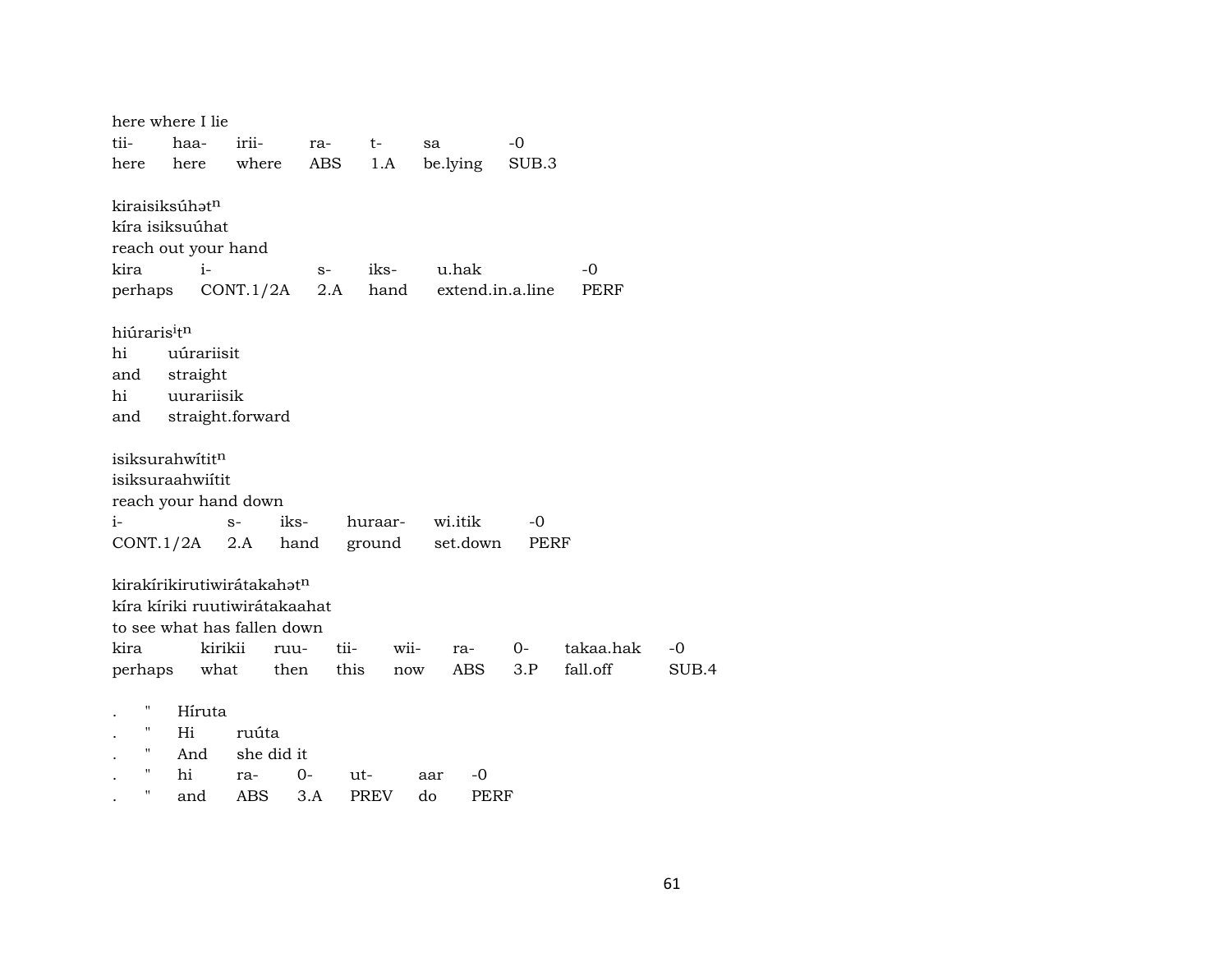here where I lie

| | | | | | | |
|---|---|---|---|---|---|---|
| tii- | haa- | irii- | ra- | t- | sa | -0 |
| here | here | where | ABS | 1.A | be.lying | SUB.3 |

kiraisiksúhətn

kíra isiksuúhat

reach out your hand

| | | | | | |
|---|---|---|---|---|---|
| kira | i- | s- | iks- | u.hak | -0 |
| perhaps | CONT.1/2A | 2.A | hand | extend.in.a.line | PERF |

hiúraris[i]tn

| | |
|---|---|
| hi | uúrariisit |
| and | straight |
| hi | uurariisik |
| and | straight.forward |

isiksurahwítitn

isiksuraahwiítit

reach your hand down

| | | | | | |
|---|---|---|---|---|---|
| i- | s- | iks- | huraar- | wi.itik | -0 |
| CONT.1/2A | 2.A | hand | ground | set.down | PERF |

kirakírikirutiwirátakahətn

kíra kíriki ruutiwirátakaahat

to see what has fallen down

| | | | | | | | | |
|---|---|---|---|---|---|---|---|---|
| kira | kirikii | ruu- | tii- | wii- | ra- | 0- | takaa.hak | -0 |
| perhaps | what | then | this | now | ABS | 3.P | fall.off | SUB.4 |

| | | | | | | | |
|---|---|---|---|---|---|---|---|
| . | " | Híruta | | | | | |
| . | " | Hi | ruúta | | | | |
| . | " | And | she did it | | | | |
| . | " | hi | ra- | 0- | ut- | aar | -0 |
| . | " | and | ABS | 3.A | PREV | do | PERF |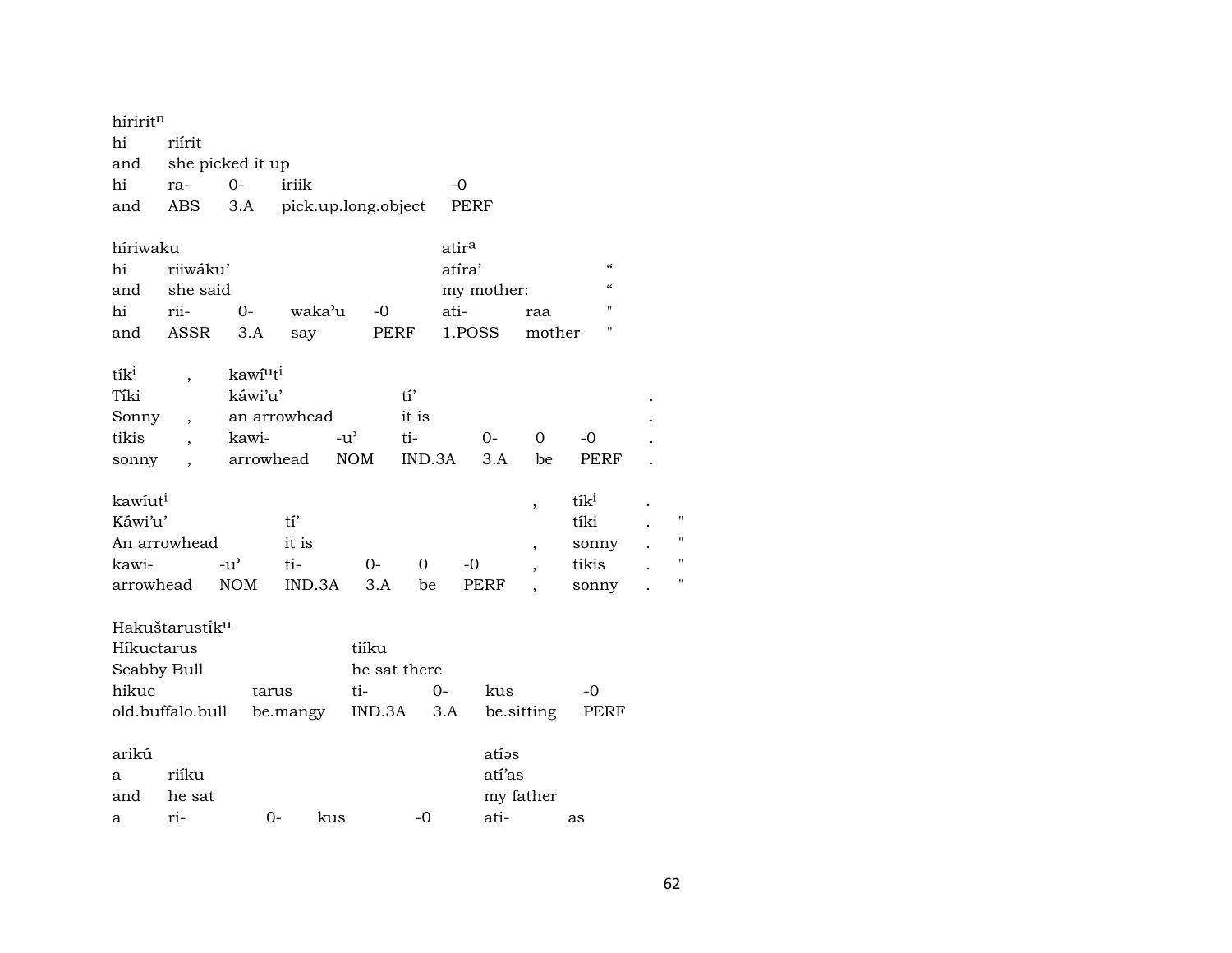| híriritⁿ | | | | |
|---|---|---|---|---|
| hi | riírit | | | |
| and | she picked it up | | | |
| hi | ra- | 0- | iriik | -0 |
| and | ABS | 3.A | pick.up.long.object | PERF |

| híriwaku | | | | | atirᵃ | | |
|---|---|---|---|---|---|---|---|
| hi | riiwáku' | | | | atíra' | | " |
| and | she said | | | | my mother: | | " |
| hi | rii- | 0- | waka'u | -0 | ati- | raa | " |
| and | ASSR | 3.A | say | PERF | 1.POSS | mother | " |

| tíkⁱ | , | kawíᵘtⁱ | | | | | | |
|---|---|---|---|---|---|---|---|---|
| Tíki | | káwi'u' | | tí' | | | | . |
| Sonny | , | an arrowhead | | it is | | | | . |
| tikis | , | kawi- | -u' | ti- | 0- | 0 | -0 | . |
| sonny | , | arrowhead | NOM | IND.3A | 3.A | be | PERF | . |

| kawíutⁱ | | | | | | , | tíkⁱ | . | |
|---|---|---|---|---|---|---|---|---|---|
| Káwi'u' | | tí' | | | | | tíki | . | " |
| An arrowhead | | it is | | | | , | sonny | . | " |
| kawi- | -u' | ti- | 0- | 0 | -0 | , | tikis | . | " |
| arrowhead | NOM | IND.3A | 3.A | be | PERF | , | sonny | . | " |

| Hakuštarustíkᵘ | | | | | |
|---|---|---|---|---|---|
| Híkuctarus | | tiíku | | | |
| Scabby Bull | | he sat there | | | |
| hikuc | tarus | ti- | 0- | kus | -0 |
| old.buffalo.bull | be.mangy | IND.3A | 3.A | be.sitting | PERF |

| arikú | | | | | atíəs | |
|---|---|---|---|---|---|---|
| a | riíku | | | | atí'as | |
| and | he sat | | | | my father | |
| a | ri- | 0- | kus | -0 | ati- | as |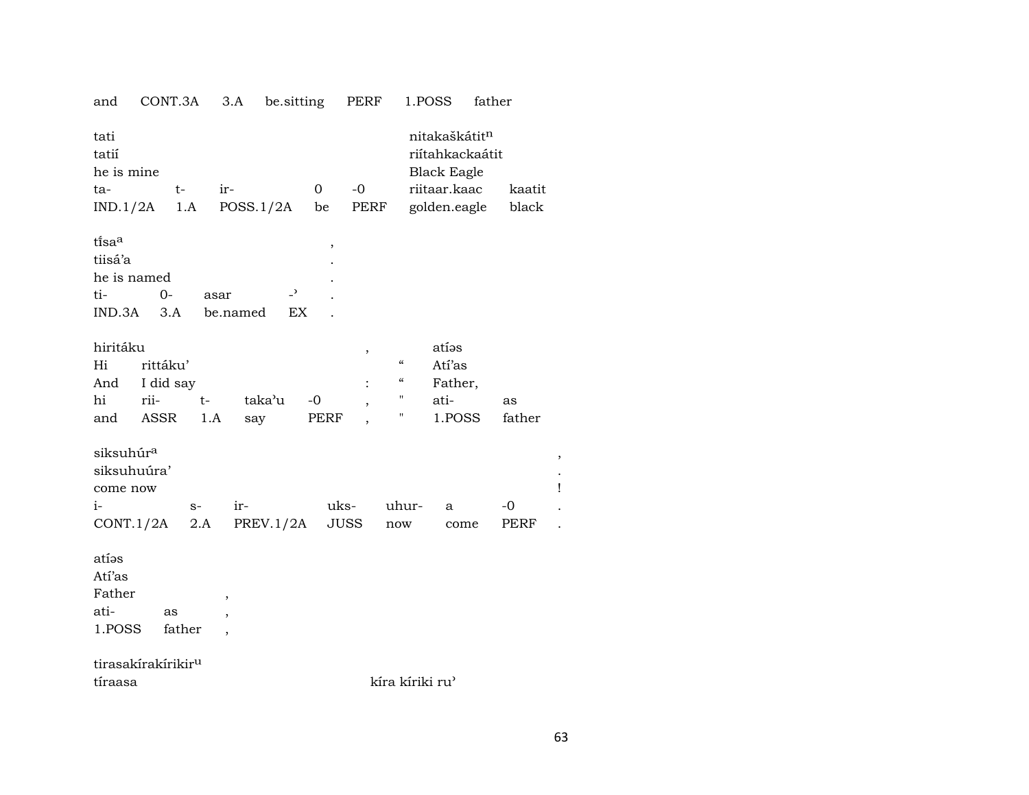| | | | | | | |
|---|---|---|---|---|---|---|
| and | CONT.3A | 3.A | be.sitting | PERF | 1.POSS | father |

| | | | | | | |
|---|---|---|---|---|---|---|
| tati | | | | | nitakaškátit[n] | |
| tatií | | | | | riítahkackaátit | |
| he is mine | | | | | Black Eagle | |
| ta- | t- | ir- | 0 | -0 | riitaar.kaac | kaatit |
| IND.1/2A | 1.A | POSS.1/2A | be | PERF | golden.eagle | black |

| | | | | |
|---|---|---|---|---|
| tíisa[a] | | | | , |
| tiisá'a | | | | . |
| he is named | | | | . |
| ti- | 0- | asar | -' | . |
| IND.3A | 3.A | be.named | EX | . |

| | | | | | | | |
|---|---|---|---|---|---|---|---|
| hiritáku | | | | , | | atíəs | |
| Hi | rittáku' | | | | " | Atí'as | |
| And | I did say | | | : | " | Father, | |
| hi | rii- | t- | taka'u | -0 | , | " | ati- | as |
| and | ASSR | 1.A | say | PERF | , | " | 1.POSS | father |

| | | | | | | | |
|---|---|---|---|---|---|---|---|
| siksuhúr[a] | | | | | | | , |
| siksuhuúra' | | | | | | | . |
| come now | | | | | | | ! |
| i- | s- | ir- | uks- | uhur- | a | -0 | . |
| CONT.1/2A | 2.A | PREV.1/2A | JUSS | now | come | PERF | . |

| | | |
|---|---|---|
| atíəs | | |
| Atí'as | | |
| Father | | , |
| ati- | as | , |
| 1.POSS | father | , |

tirasakírakírikir[u]

tíraasa kíra kíriki ru'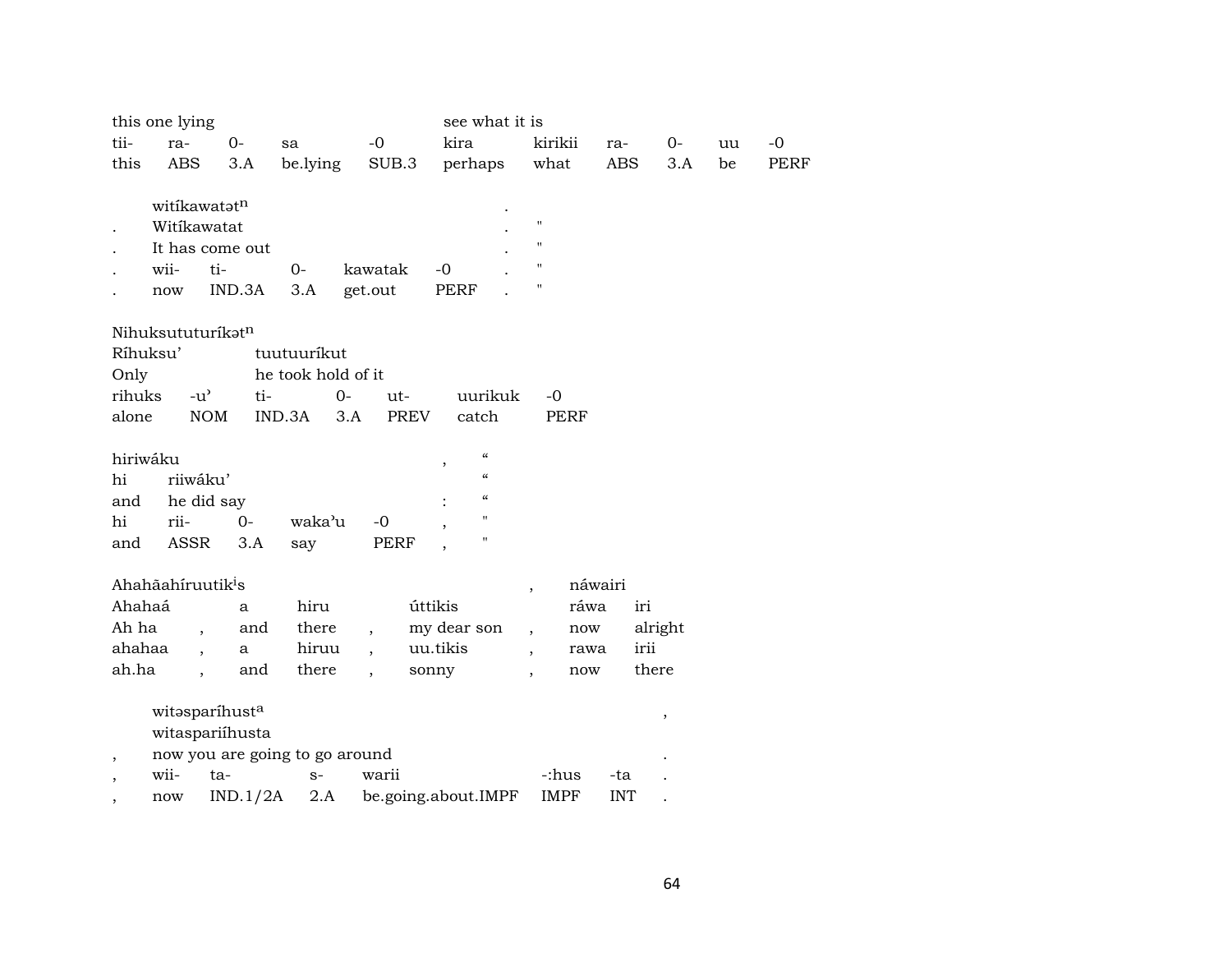| this one lying | | | | | see what it is | | | | | |
|---|---|---|---|---|---|---|---|---|---|---|
| tii- | ra- | 0- | sa | -0 | kira | kirikii | ra- | 0- | uu | -0 |
| this | ABS | 3.A | be.lying | SUB.3 | perhaps | what | ABS | 3.A | be | PERF |

| | witíkawatət[n] | | | | | . | |
|---|---|---|---|---|---|---|---|
| . | Witíkawatat | | | | | . | " |
| . | It has come out | | | | | . | " |
| . | wii- | ti- | 0- | kawatak | -0 | . | " |
| . | now | IND.3A | 3.A | get.out | PERF | . | " |

| Nihuksututuríkət[n] | | | | | | |
|---|---|---|---|---|---|---|
| Ríhuksu' | | tuutuuríkut | | | | |
| Only | | he took hold of it | | | | |
| rihuks | -u' | ti- | 0- | ut- | uurikuk | -0 |
| alone | NOM | IND.3A | 3.A | PREV | catch | PERF |

| hiriwáku | | | | | , | " |
|---|---|---|---|---|---|---|
| hi | riiwáku' | | | | | " |
| and | he did say | | | | : | " |
| hi | rii- | 0- | waka'u | -0 | , | " |
| and | ASSR | 3.A | say | PERF | , | " |

| Ahahāahíruutik[i]s | | | | | | , | náwairi | |
|---|---|---|---|---|---|---|---|---|
| Ahahaá | | a | hiru | | úttikis | | ráwa | iri |
| Ah ha | , | and | there | , | my dear son | , | now | alright |
| ahahaa | , | a | hiruu | , | uu.tikis | , | rawa | irii |
| ah.ha | , | and | there | , | sonny | , | now | there |

| | witəsparíhust[a] | | | | | | , |
|---|---|---|---|---|---|---|---|
| | witaspariíhusta | | | | | | |
| , | now you are going to go around | | | | | | . |
| , | wii- | ta- | s- | warii | -:hus | -ta | . |
| , | now | IND.1/2A | 2.A | be.going.about.IMPF | IMPF | INT | . |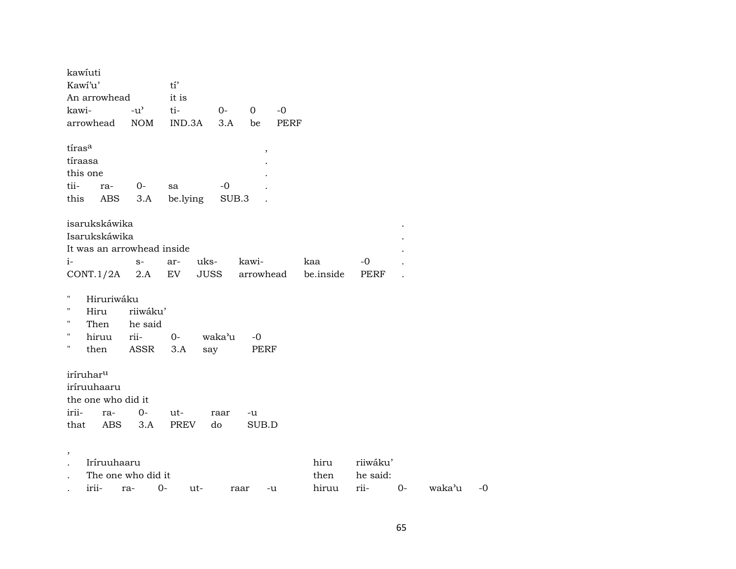kawíuti
Kawí'u' tí'
An arrowhead it is

| | | | | | |
|---|---|---|---|---|---|
| kawi- | -u' | ti- | 0- | 0 | -0 |
| arrowhead | NOM | IND.3A | 3.A | be | PERF |

tíras[a] ,
tíraasa .
this one .

| | | | | | |
|---|---|---|---|---|---|
| tii- | ra- | 0- | sa | -0 | . |
| this | ABS | 3.A | be.lying | SUB.3 | . |

isarukskáwika .
Isarukskáwika .
It was an arrowhead inside .

| | | | | | | | |
|---|---|---|---|---|---|---|---|
| i- | s- | ar- | uks- | kawi- | kaa | -0 | . |
| CONT.1/2A | 2.A | EV | JUSS | arrowhead | be.inside | PERF | . |

" Hiruriwáku
" Hiru riiwáku'
" Then he said

| | | | | | |
|---|---|---|---|---|---|
| " | hiruu | rii- | 0- | waka'u | -0 |
| " | then | ASSR | 3.A | say | PERF |

iríruhar[u]
iríruuhaaru
the one who did it

| | | | | | |
|---|---|---|---|---|---|
| irii- | ra- | 0- | ut- | raar | -u |
| that | ABS | 3.A | PREV | do | SUB.D |

,

| | | | | | | | | | | | |
|---|---|---|---|---|---|---|---|---|---|---|---|
| . | Iríruuhaaru | | | | | | hiru | riiwáku' | | | |
| . | The one who did it | | | | | | then | he said: | | | |
| . | irii- | ra- | 0- | ut- | raar | -u | hiruu | rii- | 0- | waka'u | -0 |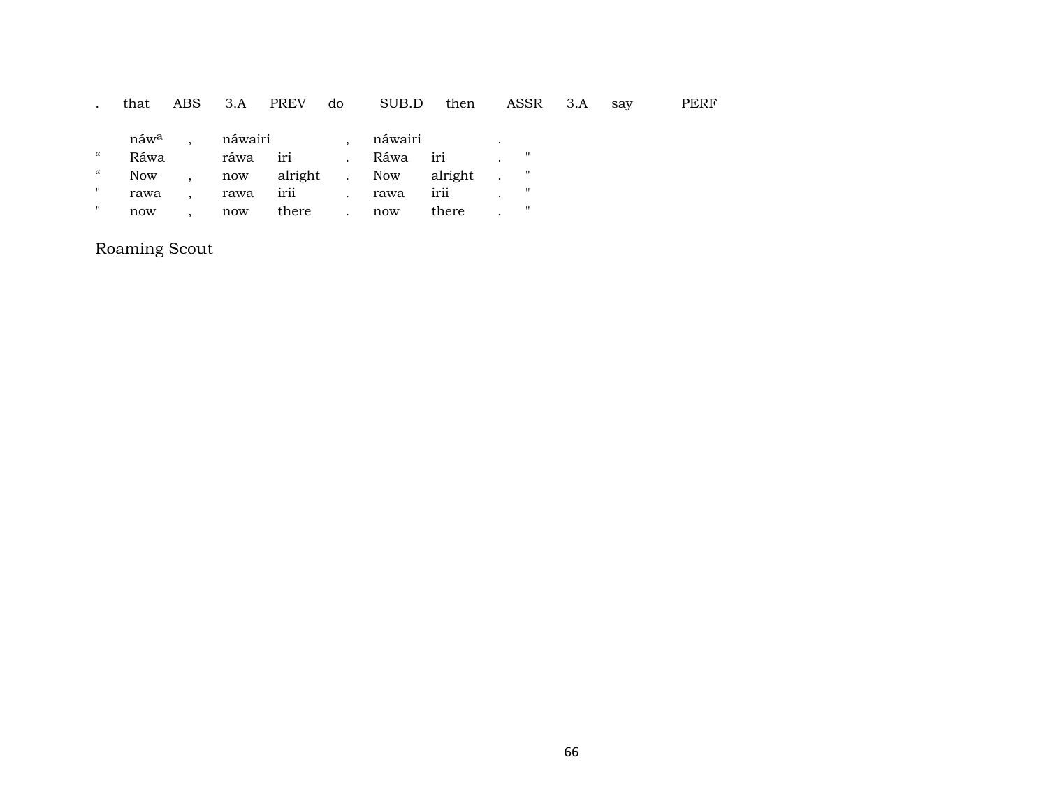| | | | | | | | | | | | | |
|---|---|---|---|---|---|---|---|---|---|---|---|---|
| . | that | ABS | 3.A | PREV | do | SUB.D | then | ASSR | 3.A | say | PERF | |

| | | | | | | | | | |
|---|---|---|---|---|---|---|---|---|---|
| | náw[a] | , | náwairi | | , | náwairi | | . | |
| “ | Ráwa | | ráwa | iri | . | Ráwa | iri | . | " |
| “ | Now | , | now | alright | . | Now | alright | . | " |
| " | rawa | , | rawa | irii | . | rawa | irii | . | " |
| " | now | , | now | there | . | now | there | . | " |

Roaming Scout